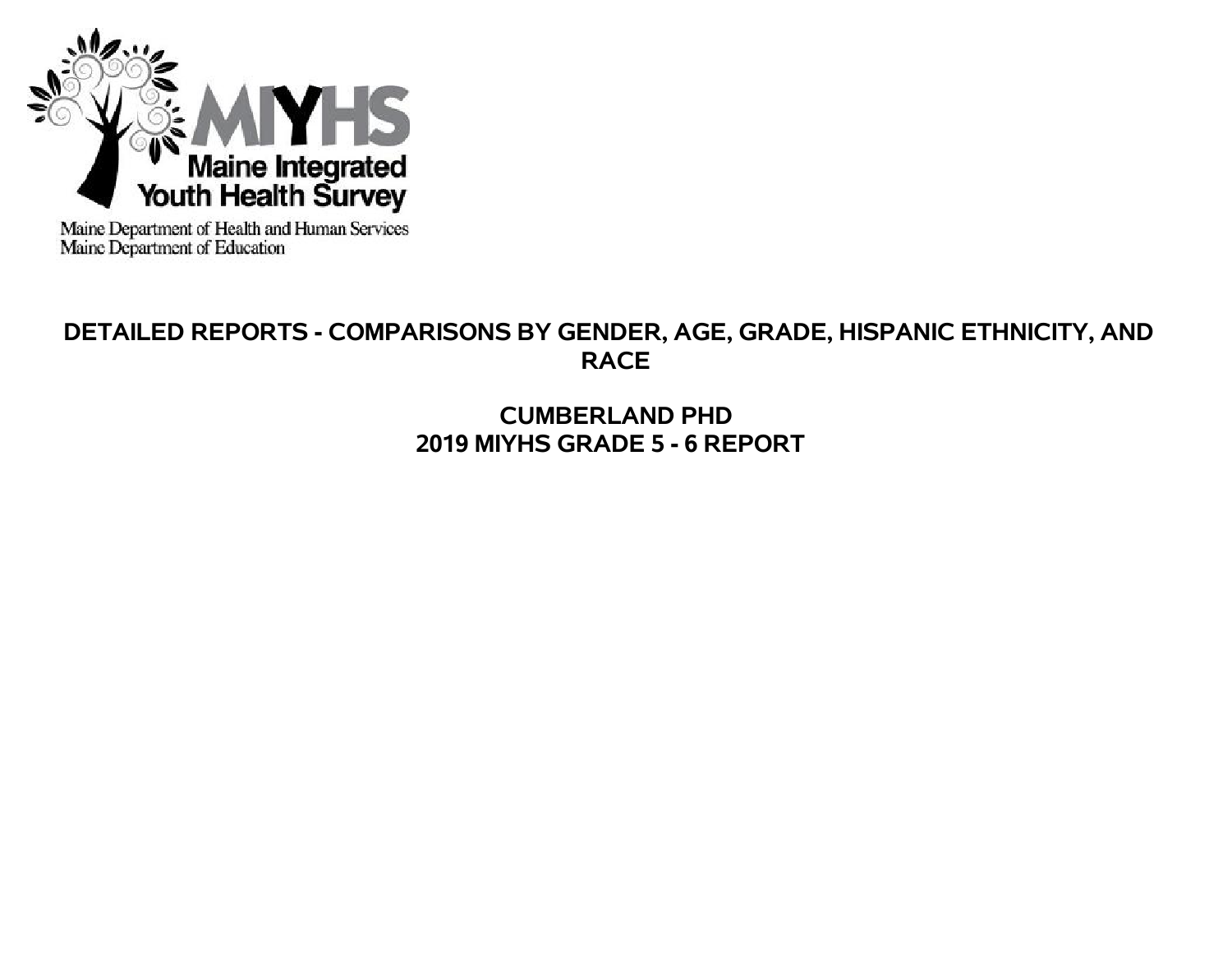MIYHS

Maine Integrated Youth Health Survey

Maine Department of Health and Human Services
Maine Department of Education

# DETAILED REPORTS - COMPARISONS BY GENDER, AGE, GRADE, HISPANIC ETHNICITY, AND RACE

## CUMBERLAND PHD
## 2019 MIYHS GRADE 5 - 6 REPORT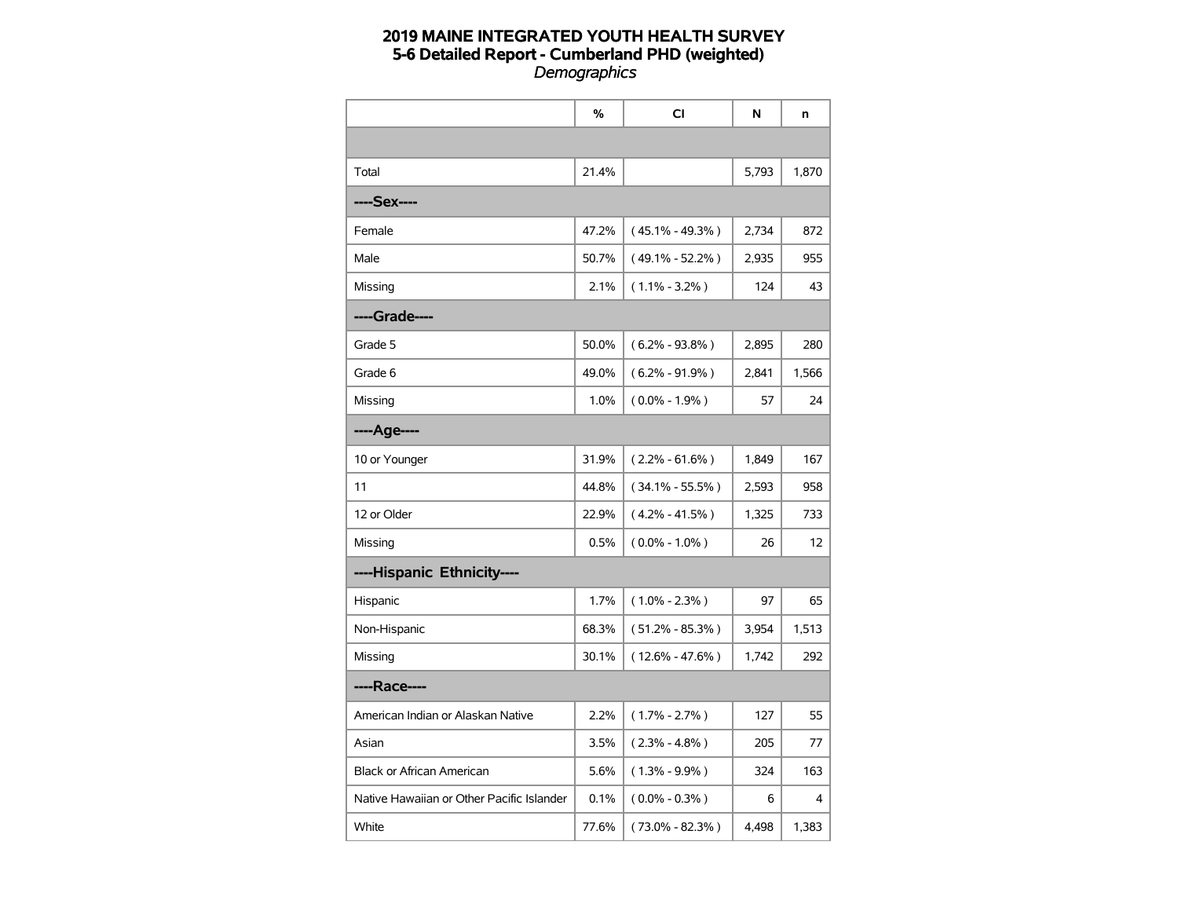# 2019 MAINE INTEGRATED YOUTH HEALTH SURVEY
## 5-6 Detailed Report - Cumberland PHD (weighted)
*Demographics*

| | % | CI | N | n |
|---|---|---|---|---|
| | | | | |
| Total | 21.4% | | 5,793 | 1,870 |
| **----Sex----** | | | | |
| Female | 47.2% | ( 45.1% - 49.3% ) | 2,734 | 872 |
| Male | 50.7% | ( 49.1% - 52.2% ) | 2,935 | 955 |
| Missing | 2.1% | ( 1.1% - 3.2% ) | 124 | 43 |
| **----Grade----** | | | | |
| Grade 5 | 50.0% | ( 6.2% - 93.8% ) | 2,895 | 280 |
| Grade 6 | 49.0% | ( 6.2% - 91.9% ) | 2,841 | 1,566 |
| Missing | 1.0% | ( 0.0% - 1.9% ) | 57 | 24 |
| **----Age----** | | | | |
| 10 or Younger | 31.9% | ( 2.2% - 61.6% ) | 1,849 | 167 |
| 11 | 44.8% | ( 34.1% - 55.5% ) | 2,593 | 958 |
| 12 or Older | 22.9% | ( 4.2% - 41.5% ) | 1,325 | 733 |
| Missing | 0.5% | ( 0.0% - 1.0% ) | 26 | 12 |
| **----Hispanic Ethnicity----** | | | | |
| Hispanic | 1.7% | ( 1.0% - 2.3% ) | 97 | 65 |
| Non-Hispanic | 68.3% | ( 51.2% - 85.3% ) | 3,954 | 1,513 |
| Missing | 30.1% | ( 12.6% - 47.6% ) | 1,742 | 292 |
| **----Race----** | | | | |
| American Indian or Alaskan Native | 2.2% | ( 1.7% - 2.7% ) | 127 | 55 |
| Asian | 3.5% | ( 2.3% - 4.8% ) | 205 | 77 |
| Black or African American | 5.6% | ( 1.3% - 9.9% ) | 324 | 163 |
| Native Hawaiian or Other Pacific Islander | 0.1% | ( 0.0% - 0.3% ) | 6 | 4 |
| White | 77.6% | ( 73.0% - 82.3% ) | 4,498 | 1,383 |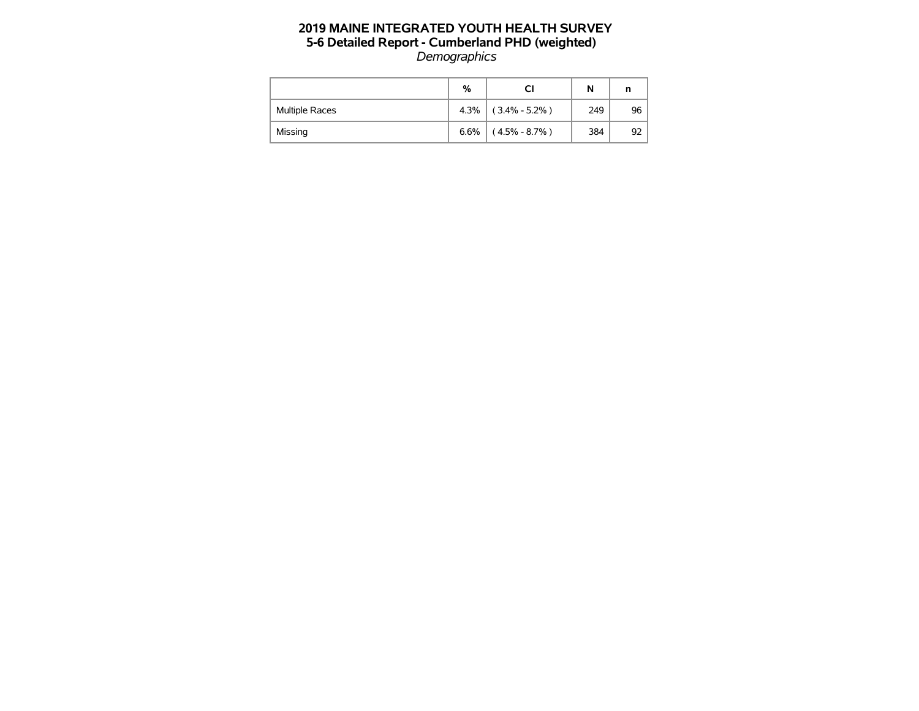# 2019 MAINE INTEGRATED YOUTH HEALTH SURVEY
## 5-6 Detailed Report - Cumberland PHD (weighted)
*Demographics*

| | % | CI | N | n |
|---|---|---|---|---|
| Multiple Races | 4.3% | ( 3.4% - 5.2% ) | 249 | 96 |
| Missing | 6.6% | ( 4.5% - 8.7% ) | 384 | 92 |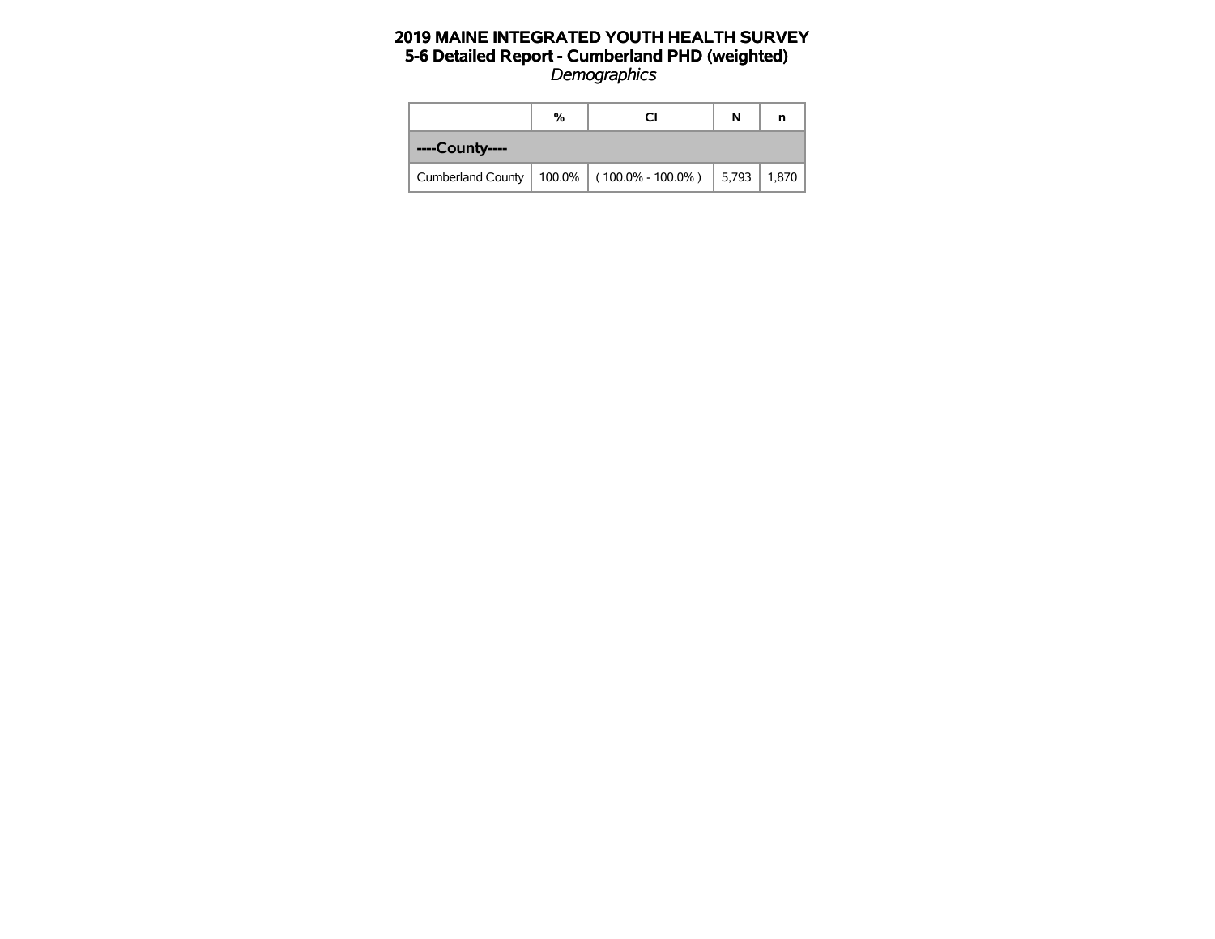# 2019 MAINE INTEGRATED YOUTH HEALTH SURVEY
## 5-6 Detailed Report - Cumberland PHD (weighted)
*Demographics*

| | % | CI | N | n |
|---|---|---|---|---|
| **----County----** | | | | |
| Cumberland County | 100.0% | ( 100.0% - 100.0% ) | 5,793 | 1,870 |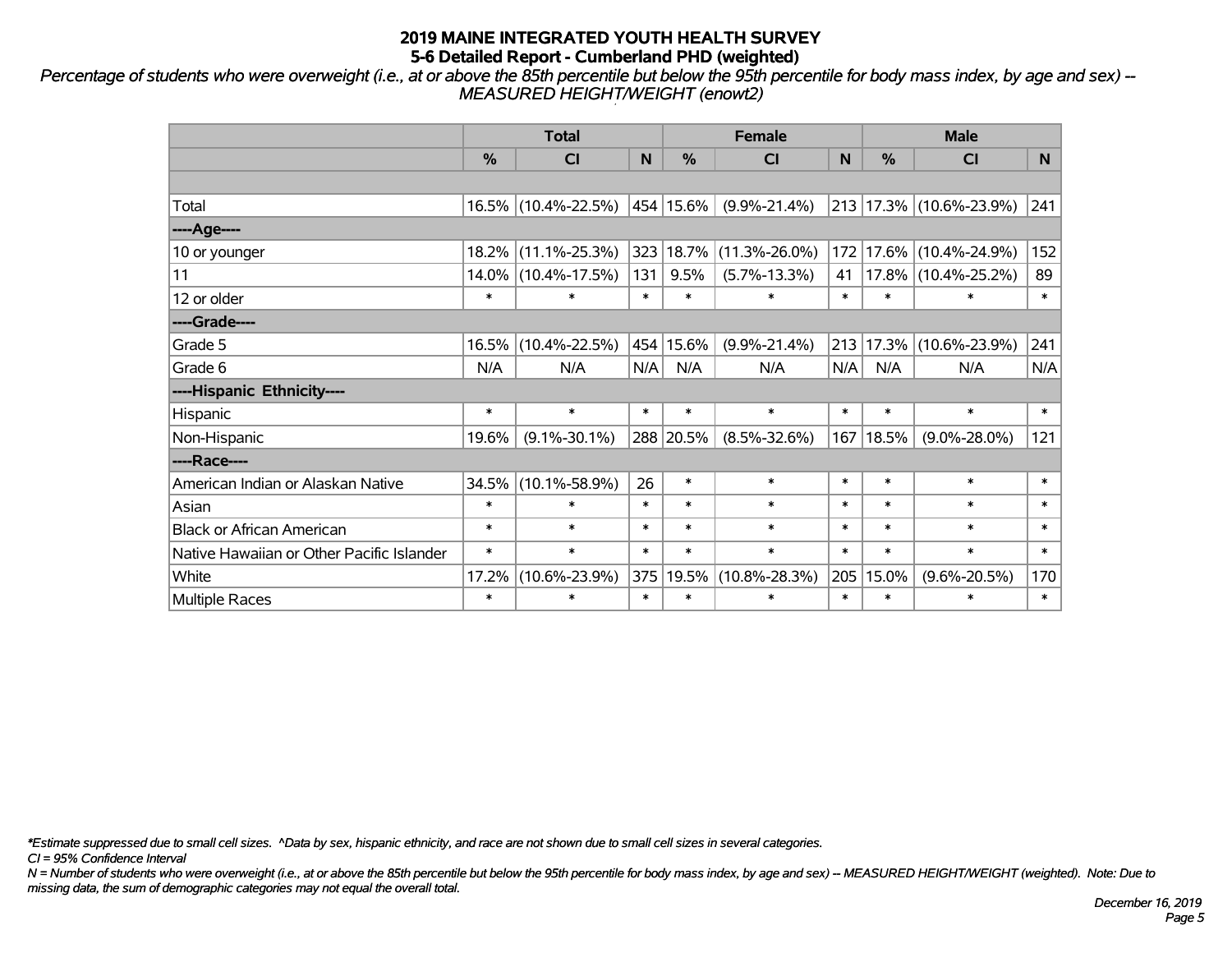# 2019 MAINE INTEGRATED YOUTH HEALTH SURVEY

## 5-6 Detailed Report - Cumberland PHD (weighted)

*Percentage of students who were overweight (i.e., at or above the 85th percentile but below the 95th percentile for body mass index, by age and sex) -- MEASURED HEIGHT/WEIGHT (enowt2)*

| | Total | | | Female | | | Male | | |
|---|---|---|---|---|---|---|---|---|---|
| | % | CI | N | % | CI | N | % | CI | N |
| | | | | | | | | | |
| Total | 16.5% | (10.4%-22.5%) | 454 | 15.6% | (9.9%-21.4%) | 213 | 17.3% | (10.6%-23.9%) | 241 |
| ----Age---- | | | | | | | | | |
| 10 or younger | 18.2% | (11.1%-25.3%) | 323 | 18.7% | (11.3%-26.0%) | 172 | 17.6% | (10.4%-24.9%) | 152 |
| 11 | 14.0% | (10.4%-17.5%) | 131 | 9.5% | (5.7%-13.3%) | 41 | 17.8% | (10.4%-25.2%) | 89 |
| 12 or older | * | * | * | * | * | * | * | * | * |
| ----Grade---- | | | | | | | | | |
| Grade 5 | 16.5% | (10.4%-22.5%) | 454 | 15.6% | (9.9%-21.4%) | 213 | 17.3% | (10.6%-23.9%) | 241 |
| Grade 6 | N/A | N/A | N/A | N/A | N/A | N/A | N/A | N/A | N/A |
| ----Hispanic Ethnicity---- | | | | | | | | | |
| Hispanic | * | * | * | * | * | * | * | * | * |
| Non-Hispanic | 19.6% | (9.1%-30.1%) | 288 | 20.5% | (8.5%-32.6%) | 167 | 18.5% | (9.0%-28.0%) | 121 |
| ----Race---- | | | | | | | | | |
| American Indian or Alaskan Native | 34.5% | (10.1%-58.9%) | 26 | * | * | * | * | * | * |
| Asian | * | * | * | * | * | * | * | * | * |
| Black or African American | * | * | * | * | * | * | * | * | * |
| Native Hawaiian or Other Pacific Islander | * | * | * | * | * | * | * | * | * |
| White | 17.2% | (10.6%-23.9%) | 375 | 19.5% | (10.8%-28.3%) | 205 | 15.0% | (9.6%-20.5%) | 170 |
| Multiple Races | * | * | * | * | * | * | * | * | * |

*\*Estimate suppressed due to small cell sizes. ^Data by sex, hispanic ethnicity, and race are not shown due to small cell sizes in several categories.*

*CI = 95% Confidence Interval*

*N = Number of students who were overweight (i.e., at or above the 85th percentile but below the 95th percentile for body mass index, by age and sex) -- MEASURED HEIGHT/WEIGHT (weighted). Note: Due to missing data, the sum of demographic categories may not equal the overall total.*

*December 16, 2019*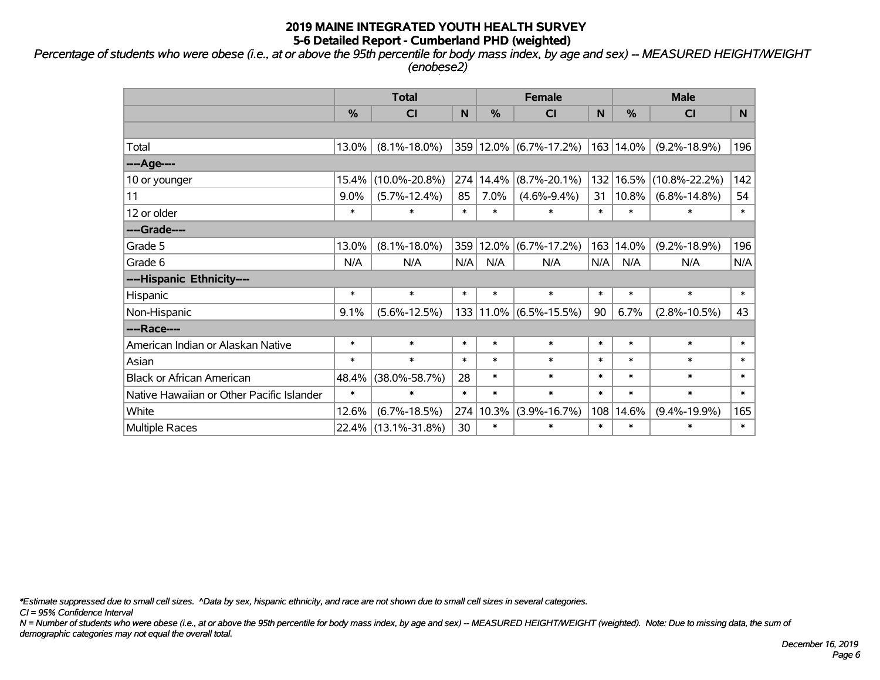# 2019 MAINE INTEGRATED YOUTH HEALTH SURVEY
## 5-6 Detailed Report - Cumberland PHD (weighted)

*Percentage of students who were obese (i.e., at or above the 95th percentile for body mass index, by age and sex) -- MEASURED HEIGHT/WEIGHT (enobese2)*

| | Total | | | Female | | | Male | | |
|---|---|---|---|---|---|---|---|---|---|
| | % | CI | N | % | CI | N | % | CI | N |
| | | | | | | | | | |
| Total | 13.0% | (8.1%-18.0%) | 359 | 12.0% | (6.7%-17.2%) | 163 | 14.0% | (9.2%-18.9%) | 196 |
| ----Age---- | | | | | | | | | |
| 10 or younger | 15.4% | (10.0%-20.8%) | 274 | 14.4% | (8.7%-20.1%) | 132 | 16.5% | (10.8%-22.2%) | 142 |
| 11 | 9.0% | (5.7%-12.4%) | 85 | 7.0% | (4.6%-9.4%) | 31 | 10.8% | (6.8%-14.8%) | 54 |
| 12 or older | * | * | * | * | * | * | * | * | * |
| ----Grade---- | | | | | | | | | |
| Grade 5 | 13.0% | (8.1%-18.0%) | 359 | 12.0% | (6.7%-17.2%) | 163 | 14.0% | (9.2%-18.9%) | 196 |
| Grade 6 | N/A | N/A | N/A | N/A | N/A | N/A | N/A | N/A | N/A |
| ----Hispanic Ethnicity---- | | | | | | | | | |
| Hispanic | * | * | * | * | * | * | * | * | * |
| Non-Hispanic | 9.1% | (5.6%-12.5%) | 133 | 11.0% | (6.5%-15.5%) | 90 | 6.7% | (2.8%-10.5%) | 43 |
| ----Race---- | | | | | | | | | |
| American Indian or Alaskan Native | * | * | * | * | * | * | * | * | * |
| Asian | * | * | * | * | * | * | * | * | * |
| Black or African American | 48.4% | (38.0%-58.7%) | 28 | * | * | * | * | * | * |
| Native Hawaiian or Other Pacific Islander | * | * | * | * | * | * | * | * | * |
| White | 12.6% | (6.7%-18.5%) | 274 | 10.3% | (3.9%-16.7%) | 108 | 14.6% | (9.4%-19.9%) | 165 |
| Multiple Races | 22.4% | (13.1%-31.8%) | 30 | * | * | * | * | * | * |

*\*Estimate suppressed due to small cell sizes. ^Data by sex, hispanic ethnicity, and race are not shown due to small cell sizes in several categories.*

*CI = 95% Confidence Interval*

*N = Number of students who were obese (i.e., at or above the 95th percentile for body mass index, by age and sex) -- MEASURED HEIGHT/WEIGHT (weighted). Note: Due to missing data, the sum of demographic categories may not equal the overall total.*

*December 16, 2019*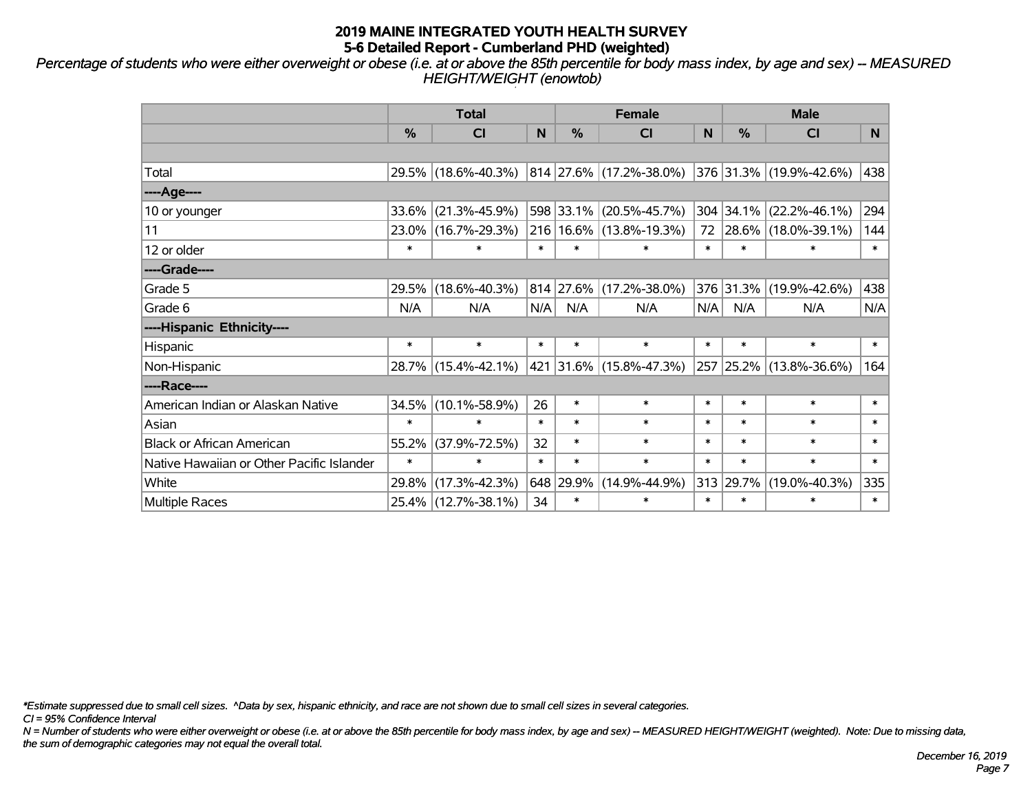# 2019 MAINE INTEGRATED YOUTH HEALTH SURVEY
## 5-6 Detailed Report - Cumberland PHD (weighted)

*Percentage of students who were either overweight or obese (i.e. at or above the 85th percentile for body mass index, by age and sex) -- MEASURED HEIGHT/WEIGHT (enowtob)*

| | Total | | | Female | | | Male | | |
|---|---|---|---|---|---|---|---|---|---|
| | % | CI | N | % | CI | N | % | CI | N |
| | | | | | | | | | |
| Total | 29.5% | (18.6%-40.3%) | 814 | 27.6% | (17.2%-38.0%) | 376 | 31.3% | (19.9%-42.6%) | 438 |
| ----Age---- | | | | | | | | | |
| 10 or younger | 33.6% | (21.3%-45.9%) | 598 | 33.1% | (20.5%-45.7%) | 304 | 34.1% | (22.2%-46.1%) | 294 |
| 11 | 23.0% | (16.7%-29.3%) | 216 | 16.6% | (13.8%-19.3%) | 72 | 28.6% | (18.0%-39.1%) | 144 |
| 12 or older | * | * | * | * | * | * | * | * | * |
| ----Grade---- | | | | | | | | | |
| Grade 5 | 29.5% | (18.6%-40.3%) | 814 | 27.6% | (17.2%-38.0%) | 376 | 31.3% | (19.9%-42.6%) | 438 |
| Grade 6 | N/A | N/A | N/A | N/A | N/A | N/A | N/A | N/A | N/A |
| ----Hispanic Ethnicity---- | | | | | | | | | |
| Hispanic | * | * | * | * | * | * | * | * | * |
| Non-Hispanic | 28.7% | (15.4%-42.1%) | 421 | 31.6% | (15.8%-47.3%) | 257 | 25.2% | (13.8%-36.6%) | 164 |
| ----Race---- | | | | | | | | | |
| American Indian or Alaskan Native | 34.5% | (10.1%-58.9%) | 26 | * | * | * | * | * | * |
| Asian | * | * | * | * | * | * | * | * | * |
| Black or African American | 55.2% | (37.9%-72.5%) | 32 | * | * | * | * | * | * |
| Native Hawaiian or Other Pacific Islander | * | * | * | * | * | * | * | * | * |
| White | 29.8% | (17.3%-42.3%) | 648 | 29.9% | (14.9%-44.9%) | 313 | 29.7% | (19.0%-40.3%) | 335 |
| Multiple Races | 25.4% | (12.7%-38.1%) | 34 | * | * | * | * | * | * |

*\*Estimate suppressed due to small cell sizes. ^Data by sex, hispanic ethnicity, and race are not shown due to small cell sizes in several categories.*

*CI = 95% Confidence Interval*

*N = Number of students who were either overweight or obese (i.e. at or above the 85th percentile for body mass index, by age and sex) -- MEASURED HEIGHT/WEIGHT (weighted). Note: Due to missing data, the sum of demographic categories may not equal the overall total.*

*December 16, 2019*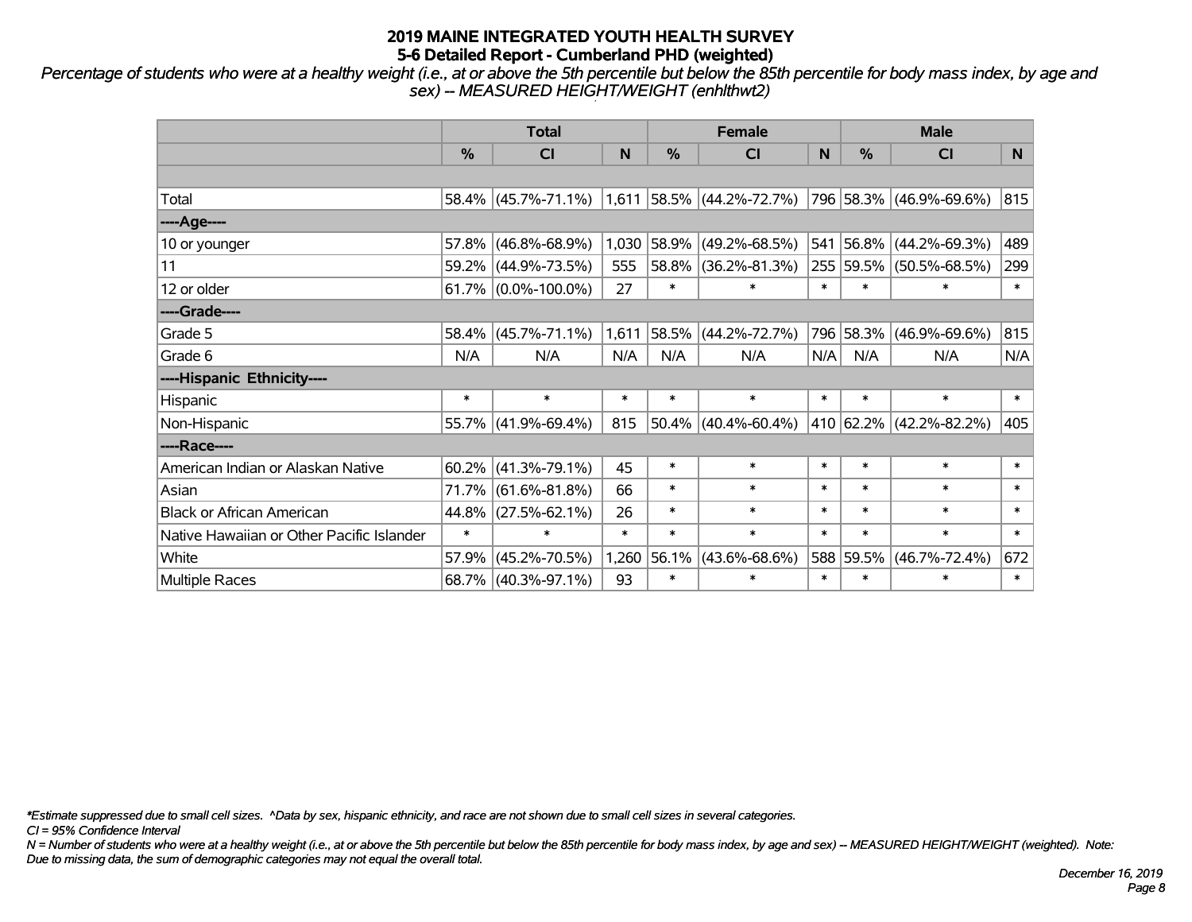# 2019 MAINE INTEGRATED YOUTH HEALTH SURVEY
## 5-6 Detailed Report - Cumberland PHD (weighted)

*Percentage of students who were at a healthy weight (i.e., at or above the 5th percentile but below the 85th percentile for body mass index, by age and sex) -- MEASURED HEIGHT/WEIGHT (enhlthwt2)*

| | Total | | | Female | | | Male | | |
|---|---|---|---|---|---|---|---|---|---|
| | % | CI | N | % | CI | N | % | CI | N |
| | | | | | | | | | |
| Total | 58.4% | (45.7%-71.1%) | 1,611 | 58.5% | (44.2%-72.7%) | 796 | 58.3% | (46.9%-69.6%) | 815 |
| ----Age---- | | | | | | | | | |
| 10 or younger | 57.8% | (46.8%-68.9%) | 1,030 | 58.9% | (49.2%-68.5%) | 541 | 56.8% | (44.2%-69.3%) | 489 |
| 11 | 59.2% | (44.9%-73.5%) | 555 | 58.8% | (36.2%-81.3%) | 255 | 59.5% | (50.5%-68.5%) | 299 |
| 12 or older | 61.7% | (0.0%-100.0%) | 27 | * | * | * | * | * | * |
| ----Grade---- | | | | | | | | | |
| Grade 5 | 58.4% | (45.7%-71.1%) | 1,611 | 58.5% | (44.2%-72.7%) | 796 | 58.3% | (46.9%-69.6%) | 815 |
| Grade 6 | N/A | N/A | N/A | N/A | N/A | N/A | N/A | N/A | N/A |
| ----Hispanic Ethnicity---- | | | | | | | | | |
| Hispanic | * | * | * | * | * | * | * | * | * |
| Non-Hispanic | 55.7% | (41.9%-69.4%) | 815 | 50.4% | (40.4%-60.4%) | 410 | 62.2% | (42.2%-82.2%) | 405 |
| ----Race---- | | | | | | | | | |
| American Indian or Alaskan Native | 60.2% | (41.3%-79.1%) | 45 | * | * | * | * | * | * |
| Asian | 71.7% | (61.6%-81.8%) | 66 | * | * | * | * | * | * |
| Black or African American | 44.8% | (27.5%-62.1%) | 26 | * | * | * | * | * | * |
| Native Hawaiian or Other Pacific Islander | * | * | * | * | * | * | * | * | * |
| White | 57.9% | (45.2%-70.5%) | 1,260 | 56.1% | (43.6%-68.6%) | 588 | 59.5% | (46.7%-72.4%) | 672 |
| Multiple Races | 68.7% | (40.3%-97.1%) | 93 | * | * | * | * | * | * |

*\*Estimate suppressed due to small cell sizes. ^Data by sex, hispanic ethnicity, and race are not shown due to small cell sizes in several categories.*

*CI = 95% Confidence Interval*

*N = Number of students who were at a healthy weight (i.e., at or above the 5th percentile but below the 85th percentile for body mass index, by age and sex) -- MEASURED HEIGHT/WEIGHT (weighted). Note: Due to missing data, the sum of demographic categories may not equal the overall total.*

*December 16, 2019*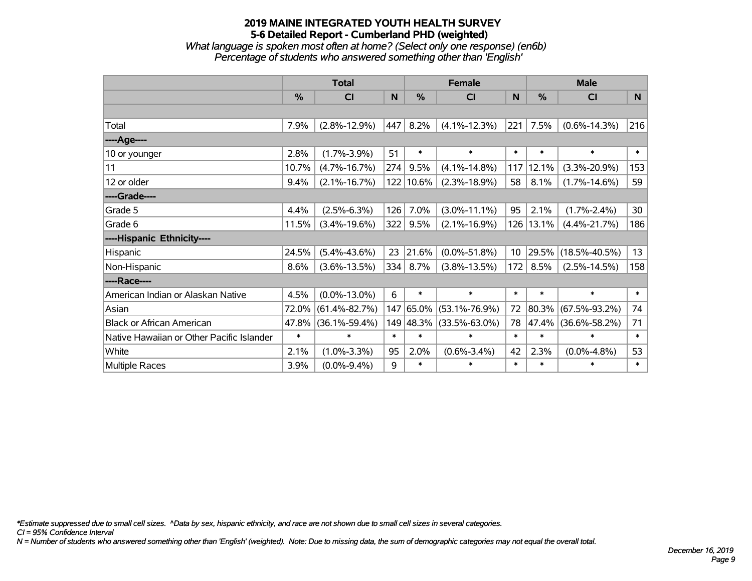# 2019 MAINE INTEGRATED YOUTH HEALTH SURVEY
## 5-6 Detailed Report - Cumberland PHD (weighted)
*What language is spoken most often at home? (Select only one response) (en6b)*
*Percentage of students who answered something other than 'English'*

| | Total | | | Female | | | Male | | |
|---|---|---|---|---|---|---|---|---|---|
| | % | CI | N | % | CI | N | % | CI | N |
| | | | | | | | | | |
| Total | 7.9% | (2.8%-12.9%) | 447 | 8.2% | (4.1%-12.3%) | 221 | 7.5% | (0.6%-14.3%) | 216 |
| ----Age---- | | | | | | | | | |
| 10 or younger | 2.8% | (1.7%-3.9%) | 51 | * | * | * | * | * | * |
| 11 | 10.7% | (4.7%-16.7%) | 274 | 9.5% | (4.1%-14.8%) | 117 | 12.1% | (3.3%-20.9%) | 153 |
| 12 or older | 9.4% | (2.1%-16.7%) | 122 | 10.6% | (2.3%-18.9%) | 58 | 8.1% | (1.7%-14.6%) | 59 |
| ----Grade---- | | | | | | | | | |
| Grade 5 | 4.4% | (2.5%-6.3%) | 126 | 7.0% | (3.0%-11.1%) | 95 | 2.1% | (1.7%-2.4%) | 30 |
| Grade 6 | 11.5% | (3.4%-19.6%) | 322 | 9.5% | (2.1%-16.9%) | 126 | 13.1% | (4.4%-21.7%) | 186 |
| ----Hispanic Ethnicity---- | | | | | | | | | |
| Hispanic | 24.5% | (5.4%-43.6%) | 23 | 21.6% | (0.0%-51.8%) | 10 | 29.5% | (18.5%-40.5%) | 13 |
| Non-Hispanic | 8.6% | (3.6%-13.5%) | 334 | 8.7% | (3.8%-13.5%) | 172 | 8.5% | (2.5%-14.5%) | 158 |
| ----Race---- | | | | | | | | | |
| American Indian or Alaskan Native | 4.5% | (0.0%-13.0%) | 6 | * | * | * | * | * | * |
| Asian | 72.0% | (61.4%-82.7%) | 147 | 65.0% | (53.1%-76.9%) | 72 | 80.3% | (67.5%-93.2%) | 74 |
| Black or African American | 47.8% | (36.1%-59.4%) | 149 | 48.3% | (33.5%-63.0%) | 78 | 47.4% | (36.6%-58.2%) | 71 |
| Native Hawaiian or Other Pacific Islander | * | * | * | * | * | * | * | * | * |
| White | 2.1% | (1.0%-3.3%) | 95 | 2.0% | (0.6%-3.4%) | 42 | 2.3% | (0.0%-4.8%) | 53 |
| Multiple Races | 3.9% | (0.0%-9.4%) | 9 | * | * | * | * | * | * |

*Estimate suppressed due to small cell sizes. ^Data by sex, hispanic ethnicity, and race are not shown due to small cell sizes in several categories.

CI = 95% Confidence Interval

N = Number of students who answered something other than 'English' (weighted). Note: Due to missing data, the sum of demographic categories may not equal the overall total.

December 16, 2019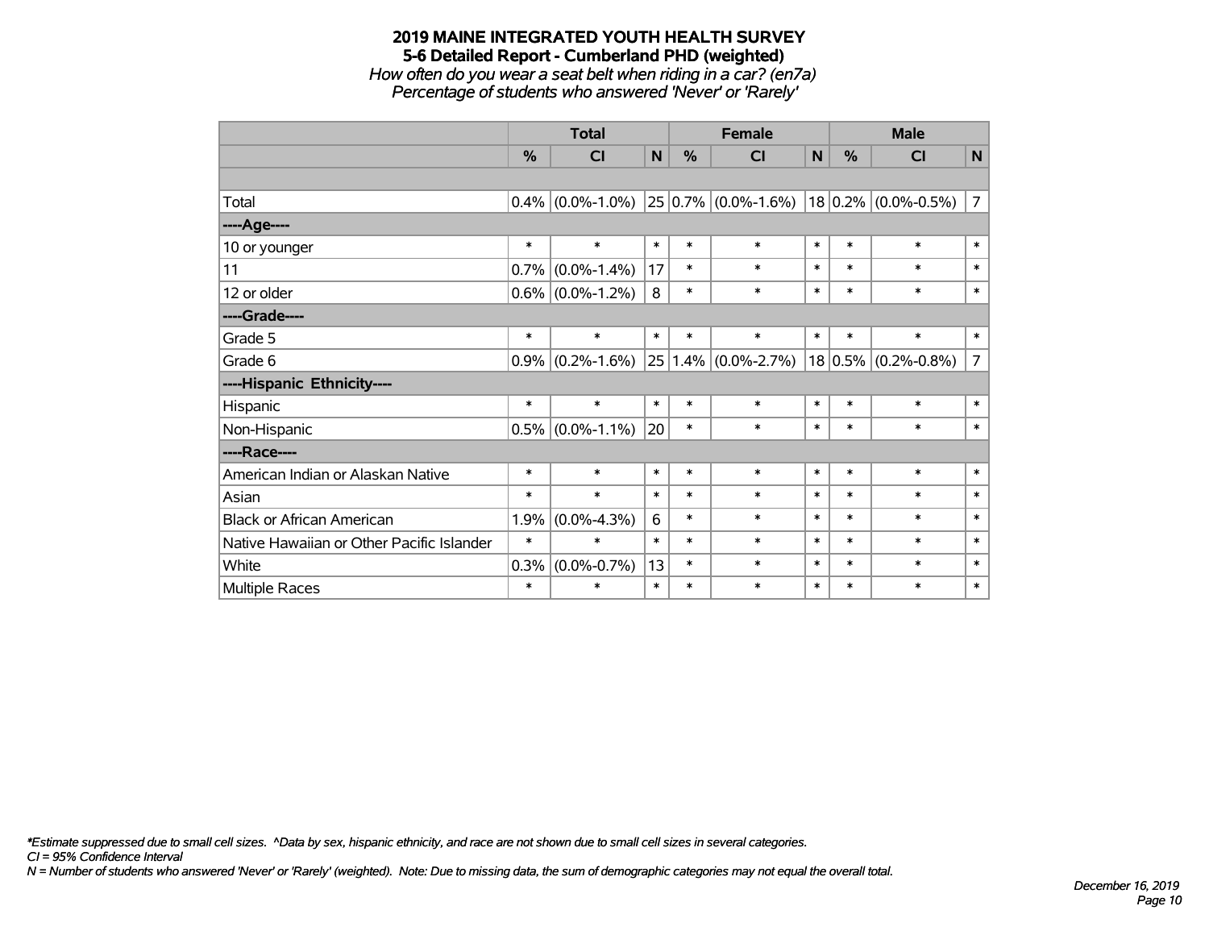# 2019 MAINE INTEGRATED YOUTH HEALTH SURVEY
## 5-6 Detailed Report - Cumberland PHD (weighted)
*How often do you wear a seat belt when riding in a car? (en7a)*
*Percentage of students who answered 'Never' or 'Rarely'*

| | Total | | | Female | | | Male | | |
|---|---|---|---|---|---|---|---|---|---|
| | % | CI | N | % | CI | N | % | CI | N |
| | | | | | | | | | |
| Total | 0.4% | (0.0%-1.0%) | 25 | 0.7% | (0.0%-1.6%) | 18 | 0.2% | (0.0%-0.5%) | 7 |
| ----Age---- | | | | | | | | | |
| 10 or younger | * | * | * | * | * | * | * | * | * |
| 11 | 0.7% | (0.0%-1.4%) | 17 | * | * | * | * | * | * |
| 12 or older | 0.6% | (0.0%-1.2%) | 8 | * | * | * | * | * | * |
| ----Grade---- | | | | | | | | | |
| Grade 5 | * | * | * | * | * | * | * | * | * |
| Grade 6 | 0.9% | (0.2%-1.6%) | 25 | 1.4% | (0.0%-2.7%) | 18 | 0.5% | (0.2%-0.8%) | 7 |
| ----Hispanic Ethnicity---- | | | | | | | | | |
| Hispanic | * | * | * | * | * | * | * | * | * |
| Non-Hispanic | 0.5% | (0.0%-1.1%) | 20 | * | * | * | * | * | * |
| ----Race---- | | | | | | | | | |
| American Indian or Alaskan Native | * | * | * | * | * | * | * | * | * |
| Asian | * | * | * | * | * | * | * | * | * |
| Black or African American | 1.9% | (0.0%-4.3%) | 6 | * | * | * | * | * | * |
| Native Hawaiian or Other Pacific Islander | * | * | * | * | * | * | * | * | * |
| White | 0.3% | (0.0%-0.7%) | 13 | * | * | * | * | * | * |
| Multiple Races | * | * | * | * | * | * | * | * | * |

*\*Estimate suppressed due to small cell sizes. ^Data by sex, hispanic ethnicity, and race are not shown due to small cell sizes in several categories.*
*CI = 95% Confidence Interval*
*N = Number of students who answered 'Never' or 'Rarely' (weighted). Note: Due to missing data, the sum of demographic categories may not equal the overall total.*

*December 16, 2019*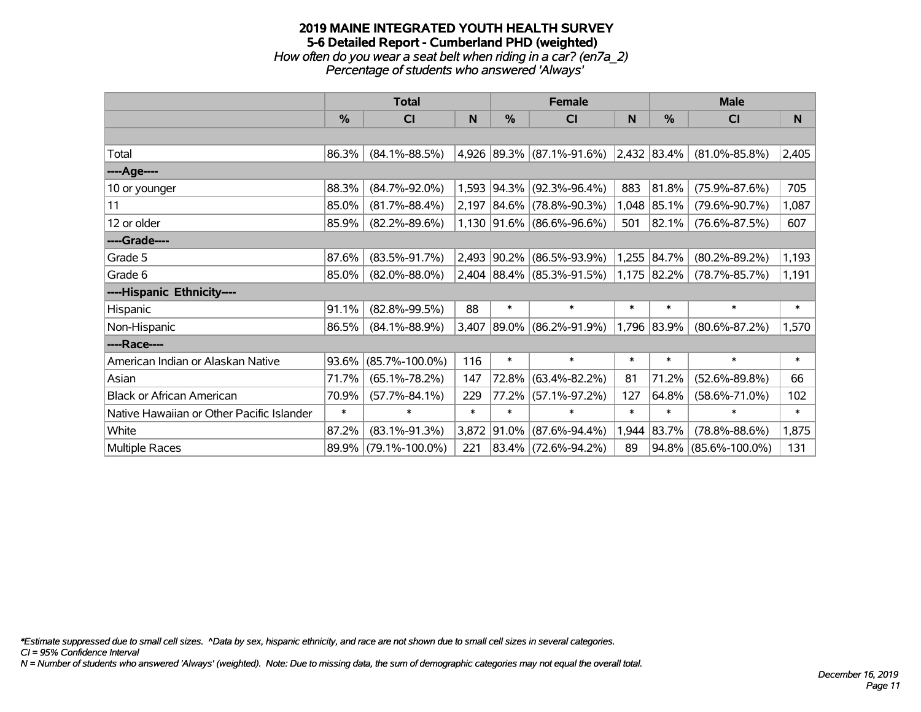# 2019 MAINE INTEGRATED YOUTH HEALTH SURVEY
## 5-6 Detailed Report - Cumberland PHD (weighted)
*How often do you wear a seat belt when riding in a car? (en7a_2)*
*Percentage of students who answered 'Always'*

| | Total | | | Female | | | Male | | |
|---|---|---|---|---|---|---|---|---|---|
| | % | CI | N | % | CI | N | % | CI | N |
| Total | 86.3% | (84.1%-88.5%) | 4,926 | 89.3% | (87.1%-91.6%) | 2,432 | 83.4% | (81.0%-85.8%) | 2,405 |
| ----Age---- | | | | | | | | | |
| 10 or younger | 88.3% | (84.7%-92.0%) | 1,593 | 94.3% | (92.3%-96.4%) | 883 | 81.8% | (75.9%-87.6%) | 705 |
| 11 | 85.0% | (81.7%-88.4%) | 2,197 | 84.6% | (78.8%-90.3%) | 1,048 | 85.1% | (79.6%-90.7%) | 1,087 |
| 12 or older | 85.9% | (82.2%-89.6%) | 1,130 | 91.6% | (86.6%-96.6%) | 501 | 82.1% | (76.6%-87.5%) | 607 |
| ----Grade---- | | | | | | | | | |
| Grade 5 | 87.6% | (83.5%-91.7%) | 2,493 | 90.2% | (86.5%-93.9%) | 1,255 | 84.7% | (80.2%-89.2%) | 1,193 |
| Grade 6 | 85.0% | (82.0%-88.0%) | 2,404 | 88.4% | (85.3%-91.5%) | 1,175 | 82.2% | (78.7%-85.7%) | 1,191 |
| ----Hispanic Ethnicity---- | | | | | | | | | |
| Hispanic | 91.1% | (82.8%-99.5%) | 88 | * | * | * | * | * | * |
| Non-Hispanic | 86.5% | (84.1%-88.9%) | 3,407 | 89.0% | (86.2%-91.9%) | 1,796 | 83.9% | (80.6%-87.2%) | 1,570 |
| ----Race---- | | | | | | | | | |
| American Indian or Alaskan Native | 93.6% | (85.7%-100.0%) | 116 | * | * | * | * | * | * |
| Asian | 71.7% | (65.1%-78.2%) | 147 | 72.8% | (63.4%-82.2%) | 81 | 71.2% | (52.6%-89.8%) | 66 |
| Black or African American | 70.9% | (57.7%-84.1%) | 229 | 77.2% | (57.1%-97.2%) | 127 | 64.8% | (58.6%-71.0%) | 102 |
| Native Hawaiian or Other Pacific Islander | * | * | * | * | * | * | * | * | * |
| White | 87.2% | (83.1%-91.3%) | 3,872 | 91.0% | (87.6%-94.4%) | 1,944 | 83.7% | (78.8%-88.6%) | 1,875 |
| Multiple Races | 89.9% | (79.1%-100.0%) | 221 | 83.4% | (72.6%-94.2%) | 89 | 94.8% | (85.6%-100.0%) | 131 |

*\*Estimate suppressed due to small cell sizes. ^Data by sex, hispanic ethnicity, and race are not shown due to small cell sizes in several categories.*
*CI = 95% Confidence Interval*
*N = Number of students who answered 'Always' (weighted). Note: Due to missing data, the sum of demographic categories may not equal the overall total.*

*December 16, 2019*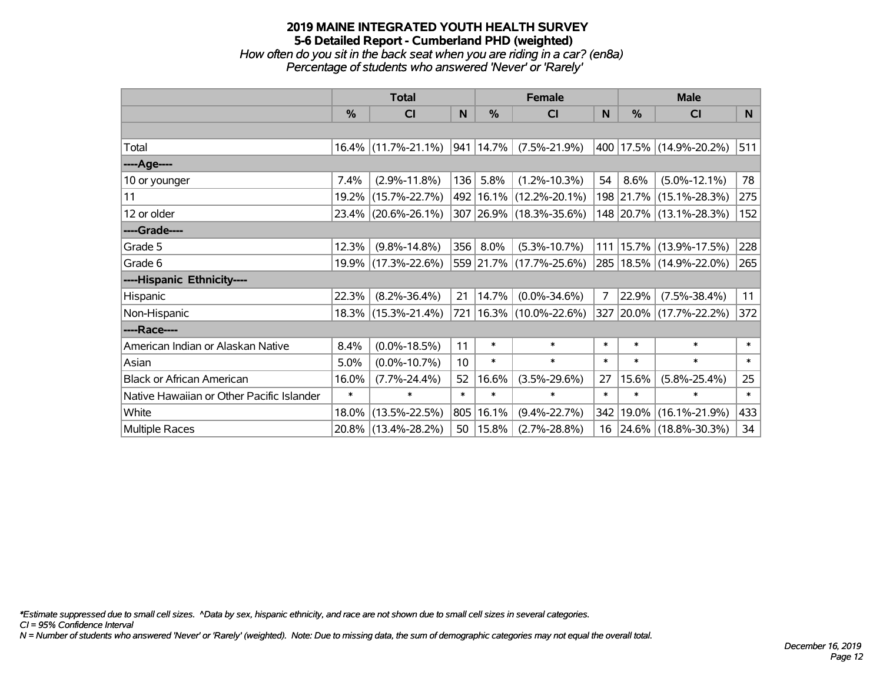# 2019 MAINE INTEGRATED YOUTH HEALTH SURVEY
## 5-6 Detailed Report - Cumberland PHD (weighted)

*How often do you sit in the back seat when you are riding in a car? (en8a)*
*Percentage of students who answered 'Never' or 'Rarely'*

| | Total | | | Female | | | Male | | |
|---|---|---|---|---|---|---|---|---|---|
| | % | CI | N | % | CI | N | % | CI | N |
| Total | 16.4% | (11.7%-21.1%) | 941 | 14.7% | (7.5%-21.9%) | 400 | 17.5% | (14.9%-20.2%) | 511 |
| ----Age---- | | | | | | | | | |
| 10 or younger | 7.4% | (2.9%-11.8%) | 136 | 5.8% | (1.2%-10.3%) | 54 | 8.6% | (5.0%-12.1%) | 78 |
| 11 | 19.2% | (15.7%-22.7%) | 492 | 16.1% | (12.2%-20.1%) | 198 | 21.7% | (15.1%-28.3%) | 275 |
| 12 or older | 23.4% | (20.6%-26.1%) | 307 | 26.9% | (18.3%-35.6%) | 148 | 20.7% | (13.1%-28.3%) | 152 |
| ----Grade---- | | | | | | | | | |
| Grade 5 | 12.3% | (9.8%-14.8%) | 356 | 8.0% | (5.3%-10.7%) | 111 | 15.7% | (13.9%-17.5%) | 228 |
| Grade 6 | 19.9% | (17.3%-22.6%) | 559 | 21.7% | (17.7%-25.6%) | 285 | 18.5% | (14.9%-22.0%) | 265 |
| ----Hispanic Ethnicity---- | | | | | | | | | |
| Hispanic | 22.3% | (8.2%-36.4%) | 21 | 14.7% | (0.0%-34.6%) | 7 | 22.9% | (7.5%-38.4%) | 11 |
| Non-Hispanic | 18.3% | (15.3%-21.4%) | 721 | 16.3% | (10.0%-22.6%) | 327 | 20.0% | (17.7%-22.2%) | 372 |
| ----Race---- | | | | | | | | | |
| American Indian or Alaskan Native | 8.4% | (0.0%-18.5%) | 11 | * | * | * | * | * | * |
| Asian | 5.0% | (0.0%-10.7%) | 10 | * | * | * | * | * | * |
| Black or African American | 16.0% | (7.7%-24.4%) | 52 | 16.6% | (3.5%-29.6%) | 27 | 15.6% | (5.8%-25.4%) | 25 |
| Native Hawaiian or Other Pacific Islander | * | * | * | * | * | * | * | * | * |
| White | 18.0% | (13.5%-22.5%) | 805 | 16.1% | (9.4%-22.7%) | 342 | 19.0% | (16.1%-21.9%) | 433 |
| Multiple Races | 20.8% | (13.4%-28.2%) | 50 | 15.8% | (2.7%-28.8%) | 16 | 24.6% | (18.8%-30.3%) | 34 |

*Estimate suppressed due to small cell sizes. ^Data by sex, hispanic ethnicity, and race are not shown due to small cell sizes in several categories.
CI = 95% Confidence Interval
N = Number of students who answered 'Never' or 'Rarely' (weighted). Note: Due to missing data, the sum of demographic categories may not equal the overall total.

December 16, 2019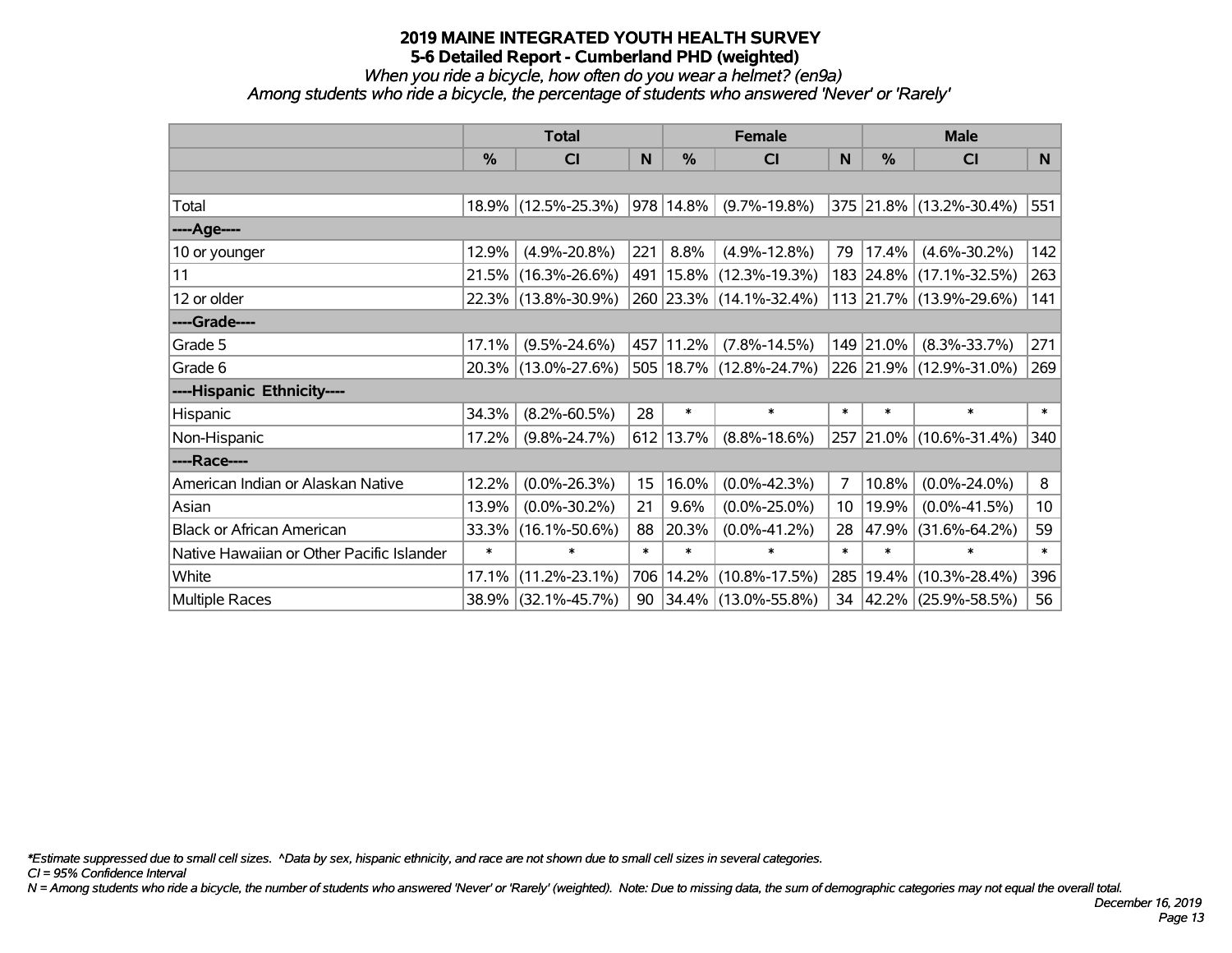# 2019 MAINE INTEGRATED YOUTH HEALTH SURVEY

## 5-6 Detailed Report - Cumberland PHD (weighted)

*When you ride a bicycle, how often do you wear a helmet? (en9a)*

*Among students who ride a bicycle, the percentage of students who answered 'Never' or 'Rarely'*

| | Total | | | Female | | | Male | | |
|---|---|---|---|---|---|---|---|---|---|
| | % | CI | N | % | CI | N | % | CI | N |
| Total | 18.9% | (12.5%-25.3%) | 978 | 14.8% | (9.7%-19.8%) | 375 | 21.8% | (13.2%-30.4%) | 551 |
| ----Age---- | | | | | | | | | |
| 10 or younger | 12.9% | (4.9%-20.8%) | 221 | 8.8% | (4.9%-12.8%) | 79 | 17.4% | (4.6%-30.2%) | 142 |
| 11 | 21.5% | (16.3%-26.6%) | 491 | 15.8% | (12.3%-19.3%) | 183 | 24.8% | (17.1%-32.5%) | 263 |
| 12 or older | 22.3% | (13.8%-30.9%) | 260 | 23.3% | (14.1%-32.4%) | 113 | 21.7% | (13.9%-29.6%) | 141 |
| ----Grade---- | | | | | | | | | |
| Grade 5 | 17.1% | (9.5%-24.6%) | 457 | 11.2% | (7.8%-14.5%) | 149 | 21.0% | (8.3%-33.7%) | 271 |
| Grade 6 | 20.3% | (13.0%-27.6%) | 505 | 18.7% | (12.8%-24.7%) | 226 | 21.9% | (12.9%-31.0%) | 269 |
| ----Hispanic Ethnicity---- | | | | | | | | | |
| Hispanic | 34.3% | (8.2%-60.5%) | 28 | * | * | * | * | * | * |
| Non-Hispanic | 17.2% | (9.8%-24.7%) | 612 | 13.7% | (8.8%-18.6%) | 257 | 21.0% | (10.6%-31.4%) | 340 |
| ----Race---- | | | | | | | | | |
| American Indian or Alaskan Native | 12.2% | (0.0%-26.3%) | 15 | 16.0% | (0.0%-42.3%) | 7 | 10.8% | (0.0%-24.0%) | 8 |
| Asian | 13.9% | (0.0%-30.2%) | 21 | 9.6% | (0.0%-25.0%) | 10 | 19.9% | (0.0%-41.5%) | 10 |
| Black or African American | 33.3% | (16.1%-50.6%) | 88 | 20.3% | (0.0%-41.2%) | 28 | 47.9% | (31.6%-64.2%) | 59 |
| Native Hawaiian or Other Pacific Islander | * | * | * | * | * | * | * | * | * |
| White | 17.1% | (11.2%-23.1%) | 706 | 14.2% | (10.8%-17.5%) | 285 | 19.4% | (10.3%-28.4%) | 396 |
| Multiple Races | 38.9% | (32.1%-45.7%) | 90 | 34.4% | (13.0%-55.8%) | 34 | 42.2% | (25.9%-58.5%) | 56 |

*\*Estimate suppressed due to small cell sizes. ^Data by sex, hispanic ethnicity, and race are not shown due to small cell sizes in several categories.*

*CI = 95% Confidence Interval*

*N = Among students who ride a bicycle, the number of students who answered 'Never' or 'Rarely' (weighted). Note: Due to missing data, the sum of demographic categories may not equal the overall total.*

*December 16, 2019*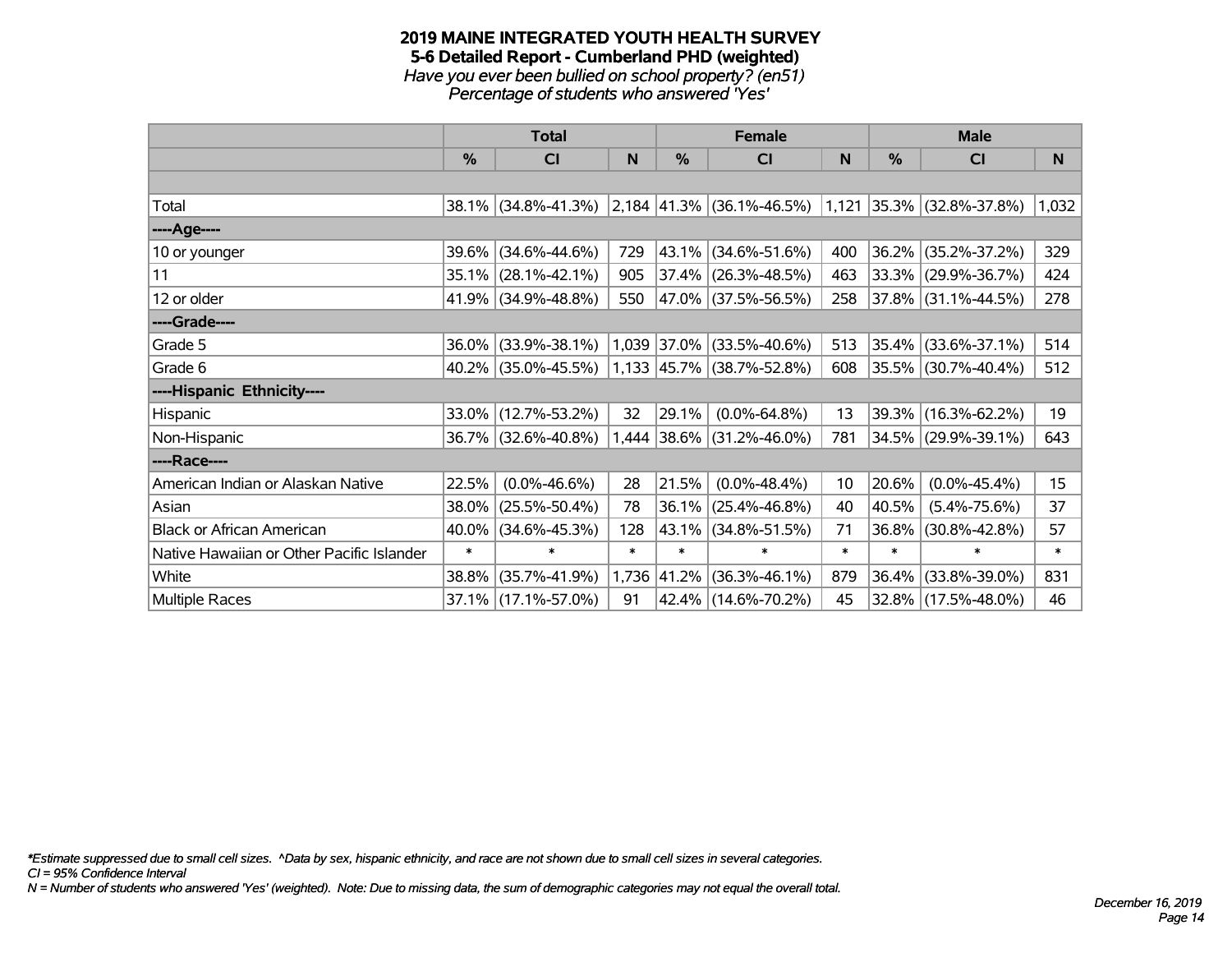# 2019 MAINE INTEGRATED YOUTH HEALTH SURVEY
## 5-6 Detailed Report - Cumberland PHD (weighted)
*Have you ever been bullied on school property? (en51)*
*Percentage of students who answered 'Yes'*

| | Total | | | Female | | | Male | | |
|---|---|---|---|---|---|---|---|---|---|
| | % | CI | N | % | CI | N | % | CI | N |
| Total | 38.1% | (34.8%-41.3%) | 2,184 | 41.3% | (36.1%-46.5%) | 1,121 | 35.3% | (32.8%-37.8%) | 1,032 |
| ----Age---- | | | | | | | | | |
| 10 or younger | 39.6% | (34.6%-44.6%) | 729 | 43.1% | (34.6%-51.6%) | 400 | 36.2% | (35.2%-37.2%) | 329 |
| 11 | 35.1% | (28.1%-42.1%) | 905 | 37.4% | (26.3%-48.5%) | 463 | 33.3% | (29.9%-36.7%) | 424 |
| 12 or older | 41.9% | (34.9%-48.8%) | 550 | 47.0% | (37.5%-56.5%) | 258 | 37.8% | (31.1%-44.5%) | 278 |
| ----Grade---- | | | | | | | | | |
| Grade 5 | 36.0% | (33.9%-38.1%) | 1,039 | 37.0% | (33.5%-40.6%) | 513 | 35.4% | (33.6%-37.1%) | 514 |
| Grade 6 | 40.2% | (35.0%-45.5%) | 1,133 | 45.7% | (38.7%-52.8%) | 608 | 35.5% | (30.7%-40.4%) | 512 |
| ----Hispanic Ethnicity---- | | | | | | | | | |
| Hispanic | 33.0% | (12.7%-53.2%) | 32 | 29.1% | (0.0%-64.8%) | 13 | 39.3% | (16.3%-62.2%) | 19 |
| Non-Hispanic | 36.7% | (32.6%-40.8%) | 1,444 | 38.6% | (31.2%-46.0%) | 781 | 34.5% | (29.9%-39.1%) | 643 |
| ----Race---- | | | | | | | | | |
| American Indian or Alaskan Native | 22.5% | (0.0%-46.6%) | 28 | 21.5% | (0.0%-48.4%) | 10 | 20.6% | (0.0%-45.4%) | 15 |
| Asian | 38.0% | (25.5%-50.4%) | 78 | 36.1% | (25.4%-46.8%) | 40 | 40.5% | (5.4%-75.6%) | 37 |
| Black or African American | 40.0% | (34.6%-45.3%) | 128 | 43.1% | (34.8%-51.5%) | 71 | 36.8% | (30.8%-42.8%) | 57 |
| Native Hawaiian or Other Pacific Islander | * | * | * | * | * | * | * | * | * |
| White | 38.8% | (35.7%-41.9%) | 1,736 | 41.2% | (36.3%-46.1%) | 879 | 36.4% | (33.8%-39.0%) | 831 |
| Multiple Races | 37.1% | (17.1%-57.0%) | 91 | 42.4% | (14.6%-70.2%) | 45 | 32.8% | (17.5%-48.0%) | 46 |

*Estimate suppressed due to small cell sizes. ^Data by sex, hispanic ethnicity, and race are not shown due to small cell sizes in several categories.
CI = 95% Confidence Interval
N = Number of students who answered 'Yes' (weighted). Note: Due to missing data, the sum of demographic categories may not equal the overall total.

*December 16, 2019*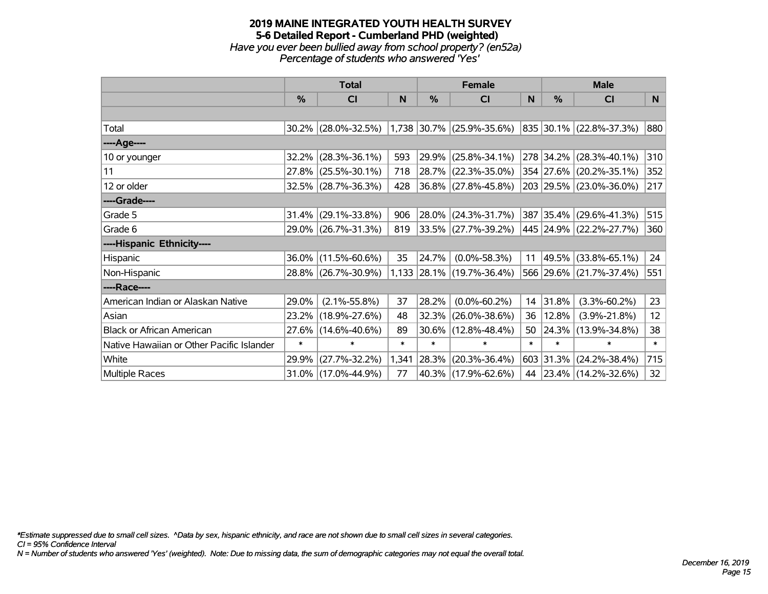# 2019 MAINE INTEGRATED YOUTH HEALTH SURVEY
## 5-6 Detailed Report - Cumberland PHD (weighted)
*Have you ever been bullied away from school property? (en52a)*
*Percentage of students who answered 'Yes'*

| | Total | | | Female | | | Male | | |
|---|---|---|---|---|---|---|---|---|---|
| | % | CI | N | % | CI | N | % | CI | N |
| Total | 30.2% | (28.0%-32.5%) | 1,738 | 30.7% | (25.9%-35.6%) | 835 | 30.1% | (22.8%-37.3%) | 880 |
| **----Age----** | | | | | | | | | |
| 10 or younger | 32.2% | (28.3%-36.1%) | 593 | 29.9% | (25.8%-34.1%) | 278 | 34.2% | (28.3%-40.1%) | 310 |
| 11 | 27.8% | (25.5%-30.1%) | 718 | 28.7% | (22.3%-35.0%) | 354 | 27.6% | (20.2%-35.1%) | 352 |
| 12 or older | 32.5% | (28.7%-36.3%) | 428 | 36.8% | (27.8%-45.8%) | 203 | 29.5% | (23.0%-36.0%) | 217 |
| **----Grade----** | | | | | | | | | |
| Grade 5 | 31.4% | (29.1%-33.8%) | 906 | 28.0% | (24.3%-31.7%) | 387 | 35.4% | (29.6%-41.3%) | 515 |
| Grade 6 | 29.0% | (26.7%-31.3%) | 819 | 33.5% | (27.7%-39.2%) | 445 | 24.9% | (22.2%-27.7%) | 360 |
| **----Hispanic Ethnicity----** | | | | | | | | | |
| Hispanic | 36.0% | (11.5%-60.6%) | 35 | 24.7% | (0.0%-58.3%) | 11 | 49.5% | (33.8%-65.1%) | 24 |
| Non-Hispanic | 28.8% | (26.7%-30.9%) | 1,133 | 28.1% | (19.7%-36.4%) | 566 | 29.6% | (21.7%-37.4%) | 551 |
| **----Race----** | | | | | | | | | |
| American Indian or Alaskan Native | 29.0% | (2.1%-55.8%) | 37 | 28.2% | (0.0%-60.2%) | 14 | 31.8% | (3.3%-60.2%) | 23 |
| Asian | 23.2% | (18.9%-27.6%) | 48 | 32.3% | (26.0%-38.6%) | 36 | 12.8% | (3.9%-21.8%) | 12 |
| Black or African American | 27.6% | (14.6%-40.6%) | 89 | 30.6% | (12.8%-48.4%) | 50 | 24.3% | (13.9%-34.8%) | 38 |
| Native Hawaiian or Other Pacific Islander | * | * | * | * | * | * | * | * | * |
| White | 29.9% | (27.7%-32.2%) | 1,341 | 28.3% | (20.3%-36.4%) | 603 | 31.3% | (24.2%-38.4%) | 715 |
| Multiple Races | 31.0% | (17.0%-44.9%) | 77 | 40.3% | (17.9%-62.6%) | 44 | 23.4% | (14.2%-32.6%) | 32 |

*\*Estimate suppressed due to small cell sizes. ^Data by sex, hispanic ethnicity, and race are not shown due to small cell sizes in several categories.*
*CI = 95% Confidence Interval*
*N = Number of students who answered 'Yes' (weighted). Note: Due to missing data, the sum of demographic categories may not equal the overall total.*

*December 16, 2019*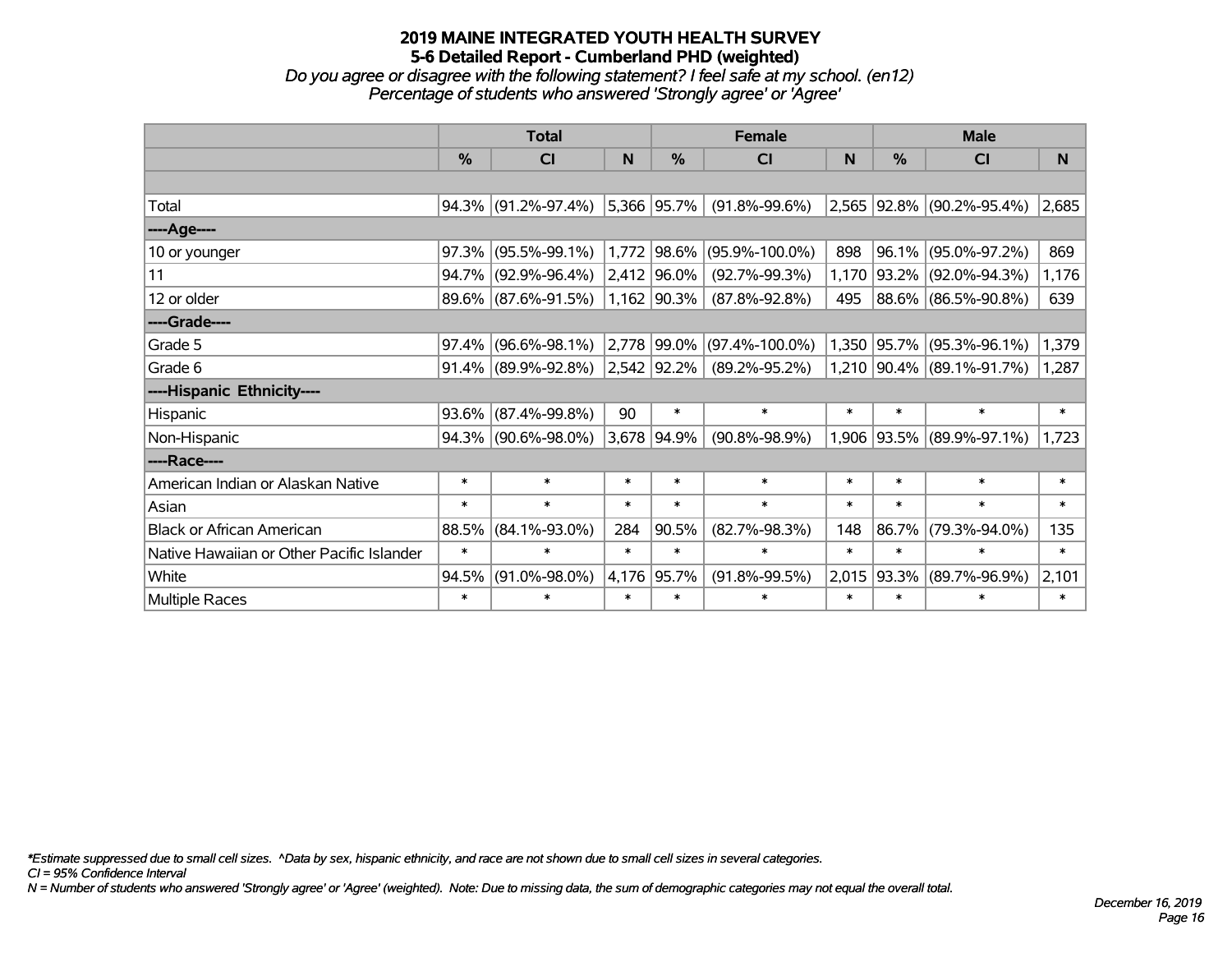# 2019 MAINE INTEGRATED YOUTH HEALTH SURVEY
## 5-6 Detailed Report - Cumberland PHD (weighted)
*Do you agree or disagree with the following statement? I feel safe at my school. (en12)*
*Percentage of students who answered 'Strongly agree' or 'Agree'*

| | Total | | | Female | | | Male | | |
|---|---|---|---|---|---|---|---|---|---|
| | % | CI | N | % | CI | N | % | CI | N |
| Total | 94.3% | (91.2%-97.4%) | 5,366 | 95.7% | (91.8%-99.6%) | 2,565 | 92.8% | (90.2%-95.4%) | 2,685 |
| ----Age---- | | | | | | | | | |
| 10 or younger | 97.3% | (95.5%-99.1%) | 1,772 | 98.6% | (95.9%-100.0%) | 898 | 96.1% | (95.0%-97.2%) | 869 |
| 11 | 94.7% | (92.9%-96.4%) | 2,412 | 96.0% | (92.7%-99.3%) | 1,170 | 93.2% | (92.0%-94.3%) | 1,176 |
| 12 or older | 89.6% | (87.6%-91.5%) | 1,162 | 90.3% | (87.8%-92.8%) | 495 | 88.6% | (86.5%-90.8%) | 639 |
| ----Grade---- | | | | | | | | | |
| Grade 5 | 97.4% | (96.6%-98.1%) | 2,778 | 99.0% | (97.4%-100.0%) | 1,350 | 95.7% | (95.3%-96.1%) | 1,379 |
| Grade 6 | 91.4% | (89.9%-92.8%) | 2,542 | 92.2% | (89.2%-95.2%) | 1,210 | 90.4% | (89.1%-91.7%) | 1,287 |
| ----Hispanic Ethnicity---- | | | | | | | | | |
| Hispanic | 93.6% | (87.4%-99.8%) | 90 | * | * | * | * | * | * |
| Non-Hispanic | 94.3% | (90.6%-98.0%) | 3,678 | 94.9% | (90.8%-98.9%) | 1,906 | 93.5% | (89.9%-97.1%) | 1,723 |
| ----Race---- | | | | | | | | | |
| American Indian or Alaskan Native | * | * | * | * | * | * | * | * | * |
| Asian | * | * | * | * | * | * | * | * | * |
| Black or African American | 88.5% | (84.1%-93.0%) | 284 | 90.5% | (82.7%-98.3%) | 148 | 86.7% | (79.3%-94.0%) | 135 |
| Native Hawaiian or Other Pacific Islander | * | * | * | * | * | * | * | * | * |
| White | 94.5% | (91.0%-98.0%) | 4,176 | 95.7% | (91.8%-99.5%) | 2,015 | 93.3% | (89.7%-96.9%) | 2,101 |
| Multiple Races | * | * | * | * | * | * | * | * | * |

*\*Estimate suppressed due to small cell sizes. ^Data by sex, hispanic ethnicity, and race are not shown due to small cell sizes in several categories.*
*CI = 95% Confidence Interval*
*N = Number of students who answered 'Strongly agree' or 'Agree' (weighted). Note: Due to missing data, the sum of demographic categories may not equal the overall total.*

*December 16, 2019*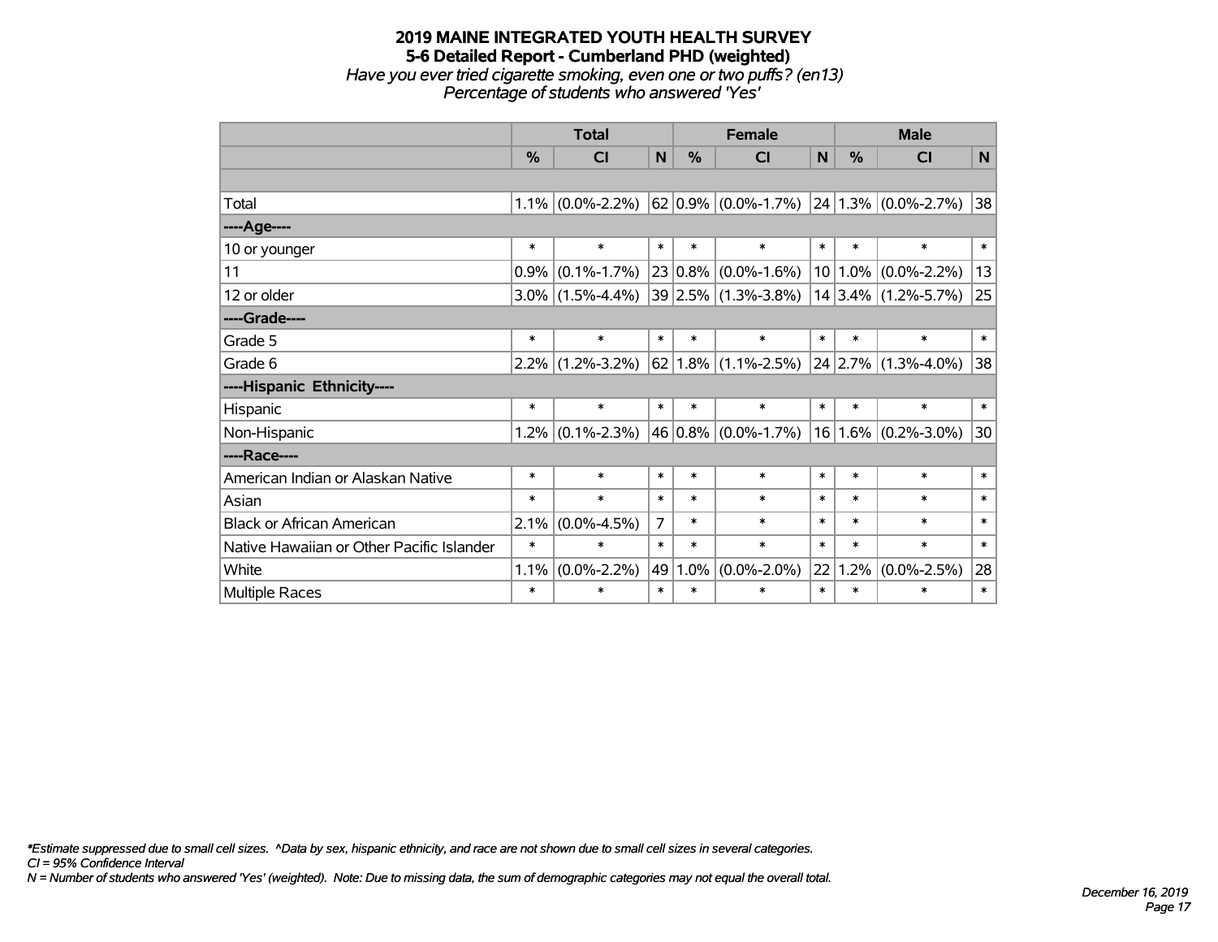# 2019 MAINE INTEGRATED YOUTH HEALTH SURVEY

## 5-6 Detailed Report - Cumberland PHD (weighted)

*Have you ever tried cigarette smoking, even one or two puffs? (en13)*
*Percentage of students who answered 'Yes'*

| | Total | | | Female | | | Male | | |
|---|---|---|---|---|---|---|---|---|---|
| | % | CI | N | % | CI | N | % | CI | N |
| | | | | | | | | | |
| Total | 1.1% | (0.0%-2.2%) | 62 | 0.9% | (0.0%-1.7%) | 24 | 1.3% | (0.0%-2.7%) | 38 |
| ----Age---- | | | | | | | | | |
| 10 or younger | * | * | * | * | * | * | * | * | * |
| 11 | 0.9% | (0.1%-1.7%) | 23 | 0.8% | (0.0%-1.6%) | 10 | 1.0% | (0.0%-2.2%) | 13 |
| 12 or older | 3.0% | (1.5%-4.4%) | 39 | 2.5% | (1.3%-3.8%) | 14 | 3.4% | (1.2%-5.7%) | 25 |
| ----Grade---- | | | | | | | | | |
| Grade 5 | * | * | * | * | * | * | * | * | * |
| Grade 6 | 2.2% | (1.2%-3.2%) | 62 | 1.8% | (1.1%-2.5%) | 24 | 2.7% | (1.3%-4.0%) | 38 |
| ----Hispanic Ethnicity---- | | | | | | | | | |
| Hispanic | * | * | * | * | * | * | * | * | * |
| Non-Hispanic | 1.2% | (0.1%-2.3%) | 46 | 0.8% | (0.0%-1.7%) | 16 | 1.6% | (0.2%-3.0%) | 30 |
| ----Race---- | | | | | | | | | |
| American Indian or Alaskan Native | * | * | * | * | * | * | * | * | * |
| Asian | * | * | * | * | * | * | * | * | * |
| Black or African American | 2.1% | (0.0%-4.5%) | 7 | * | * | * | * | * | * |
| Native Hawaiian or Other Pacific Islander | * | * | * | * | * | * | * | * | * |
| White | 1.1% | (0.0%-2.2%) | 49 | 1.0% | (0.0%-2.0%) | 22 | 1.2% | (0.0%-2.5%) | 28 |
| Multiple Races | * | * | * | * | * | * | * | * | * |

*\*Estimate suppressed due to small cell sizes. ^Data by sex, hispanic ethnicity, and race are not shown due to small cell sizes in several categories.*
*CI = 95% Confidence Interval*
*N = Number of students who answered 'Yes' (weighted). Note: Due to missing data, the sum of demographic categories may not equal the overall total.*

*December 16, 2019*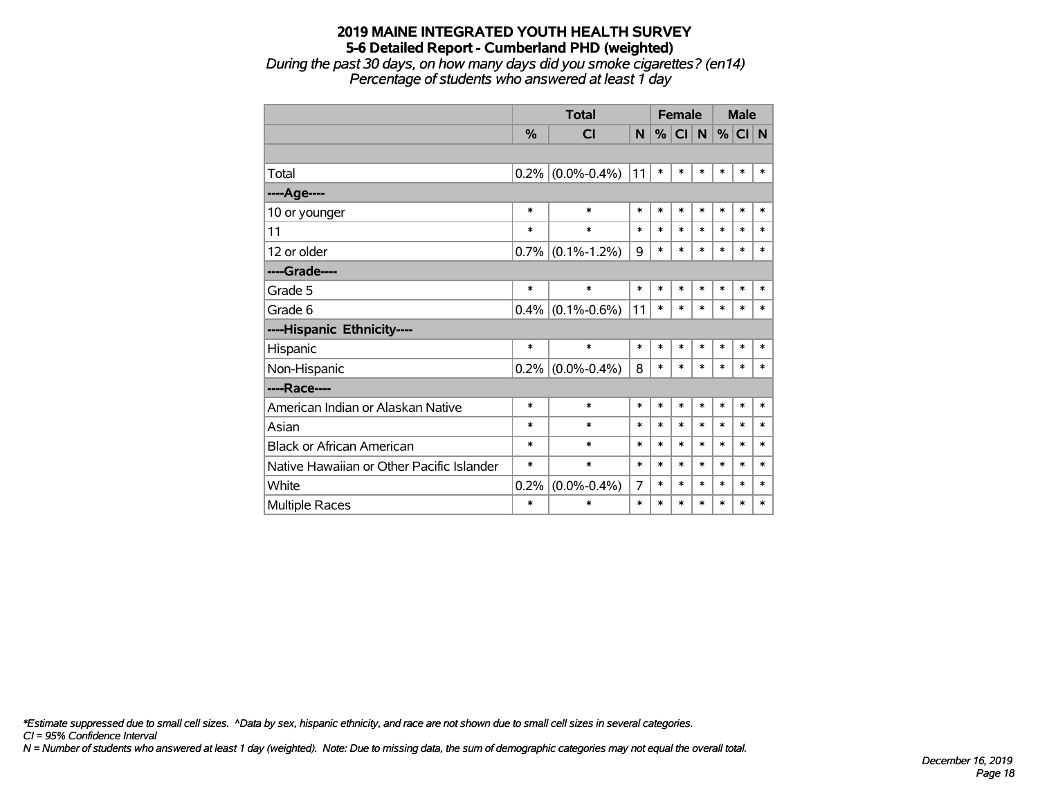# 2019 MAINE INTEGRATED YOUTH HEALTH SURVEY
## 5-6 Detailed Report - Cumberland PHD (weighted)
*During the past 30 days, on how many days did you smoke cigarettes? (en14)*
*Percentage of students who answered at least 1 day*

| | Total | | | Female | | | Male | | |
|---|---|---|---|---|---|---|---|---|---|
| | % | CI | N | % | CI | N | % | CI | N |
| | | | | | | | | | |
| Total | 0.2% | (0.0%-0.4%) | 11 | * | * | * | * | * | * |
| ----Age---- | | | | | | | | | |
| 10 or younger | * | * | * | * | * | * | * | * | * |
| 11 | * | * | * | * | * | * | * | * | * |
| 12 or older | 0.7% | (0.1%-1.2%) | 9 | * | * | * | * | * | * |
| ----Grade---- | | | | | | | | | |
| Grade 5 | * | * | * | * | * | * | * | * | * |
| Grade 6 | 0.4% | (0.1%-0.6%) | 11 | * | * | * | * | * | * |
| ----Hispanic Ethnicity---- | | | | | | | | | |
| Hispanic | * | * | * | * | * | * | * | * | * |
| Non-Hispanic | 0.2% | (0.0%-0.4%) | 8 | * | * | * | * | * | * |
| ----Race---- | | | | | | | | | |
| American Indian or Alaskan Native | * | * | * | * | * | * | * | * | * |
| Asian | * | * | * | * | * | * | * | * | * |
| Black or African American | * | * | * | * | * | * | * | * | * |
| Native Hawaiian or Other Pacific Islander | * | * | * | * | * | * | * | * | * |
| White | 0.2% | (0.0%-0.4%) | 7 | * | * | * | * | * | * |
| Multiple Races | * | * | * | * | * | * | * | * | * |

*\*Estimate suppressed due to small cell sizes. ^Data by sex, hispanic ethnicity, and race are not shown due to small cell sizes in several categories.*
*CI = 95% Confidence Interval*
*N = Number of students who answered at least 1 day (weighted). Note: Due to missing data, the sum of demographic categories may not equal the overall total.*

*December 16, 2019*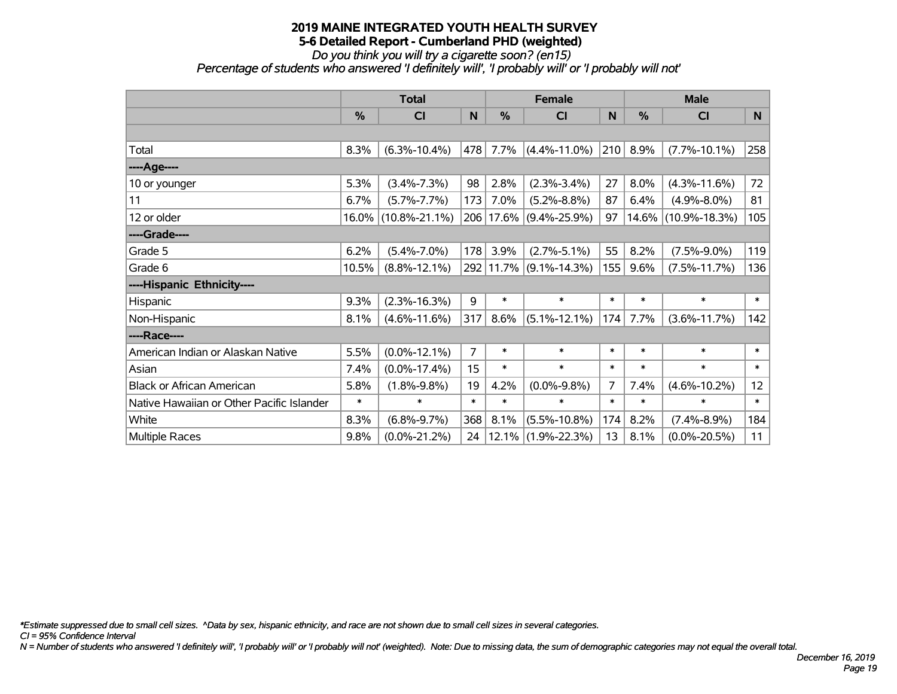# 2019 MAINE INTEGRATED YOUTH HEALTH SURVEY

## 5-6 Detailed Report - Cumberland PHD (weighted)

*Do you think you will try a cigarette soon? (en15)*

*Percentage of students who answered 'I definitely will', 'I probably will' or 'I probably will not'*

| | Total | | | Female | | | Male | | |
|---|---|---|---|---|---|---|---|---|---|
| | % | CI | N | % | CI | N | % | CI | N |
| | | | | | | | | | |
| Total | 8.3% | (6.3%-10.4%) | 478 | 7.7% | (4.4%-11.0%) | 210 | 8.9% | (7.7%-10.1%) | 258 |
| ----Age---- | | | | | | | | | |
| 10 or younger | 5.3% | (3.4%-7.3%) | 98 | 2.8% | (2.3%-3.4%) | 27 | 8.0% | (4.3%-11.6%) | 72 |
| 11 | 6.7% | (5.7%-7.7%) | 173 | 7.0% | (5.2%-8.8%) | 87 | 6.4% | (4.9%-8.0%) | 81 |
| 12 or older | 16.0% | (10.8%-21.1%) | 206 | 17.6% | (9.4%-25.9%) | 97 | 14.6% | (10.9%-18.3%) | 105 |
| ----Grade---- | | | | | | | | | |
| Grade 5 | 6.2% | (5.4%-7.0%) | 178 | 3.9% | (2.7%-5.1%) | 55 | 8.2% | (7.5%-9.0%) | 119 |
| Grade 6 | 10.5% | (8.8%-12.1%) | 292 | 11.7% | (9.1%-14.3%) | 155 | 9.6% | (7.5%-11.7%) | 136 |
| ----Hispanic Ethnicity---- | | | | | | | | | |
| Hispanic | 9.3% | (2.3%-16.3%) | 9 | * | * | * | * | * | * |
| Non-Hispanic | 8.1% | (4.6%-11.6%) | 317 | 8.6% | (5.1%-12.1%) | 174 | 7.7% | (3.6%-11.7%) | 142 |
| ----Race---- | | | | | | | | | |
| American Indian or Alaskan Native | 5.5% | (0.0%-12.1%) | 7 | * | * | * | * | * | * |
| Asian | 7.4% | (0.0%-17.4%) | 15 | * | * | * | * | * | * |
| Black or African American | 5.8% | (1.8%-9.8%) | 19 | 4.2% | (0.0%-9.8%) | 7 | 7.4% | (4.6%-10.2%) | 12 |
| Native Hawaiian or Other Pacific Islander | * | * | * | * | * | * | * | * | * |
| White | 8.3% | (6.8%-9.7%) | 368 | 8.1% | (5.5%-10.8%) | 174 | 8.2% | (7.4%-8.9%) | 184 |
| Multiple Races | 9.8% | (0.0%-21.2%) | 24 | 12.1% | (1.9%-22.3%) | 13 | 8.1% | (0.0%-20.5%) | 11 |

*\*Estimate suppressed due to small cell sizes. ^Data by sex, hispanic ethnicity, and race are not shown due to small cell sizes in several categories.*

*CI = 95% Confidence Interval*

*N = Number of students who answered 'I definitely will', 'I probably will' or 'I probably will not' (weighted). Note: Due to missing data, the sum of demographic categories may not equal the overall total.*

*December 16, 2019*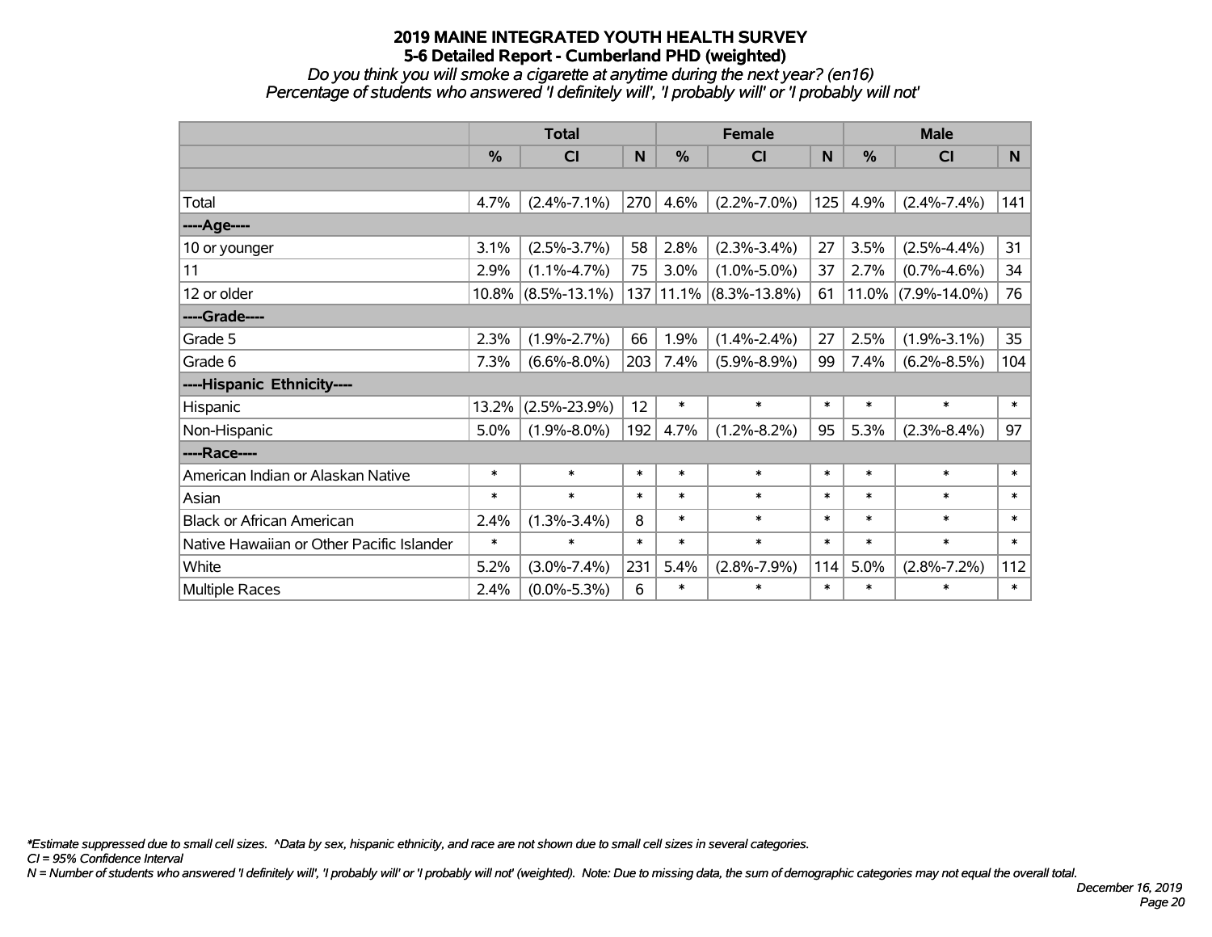# 2019 MAINE INTEGRATED YOUTH HEALTH SURVEY
## 5-6 Detailed Report - Cumberland PHD (weighted)

*Do you think you will smoke a cigarette at anytime during the next year? (en16)*
*Percentage of students who answered 'I definitely will', 'I probably will' or 'I probably will not'*

| | Total | | | Female | | | Male | | |
|---|---|---|---|---|---|---|---|---|---|
| | % | CI | N | % | CI | N | % | CI | N |
| | | | | | | | | | |
| Total | 4.7% | (2.4%-7.1%) | 270 | 4.6% | (2.2%-7.0%) | 125 | 4.9% | (2.4%-7.4%) | 141 |
| ----Age---- | | | | | | | | | |
| 10 or younger | 3.1% | (2.5%-3.7%) | 58 | 2.8% | (2.3%-3.4%) | 27 | 3.5% | (2.5%-4.4%) | 31 |
| 11 | 2.9% | (1.1%-4.7%) | 75 | 3.0% | (1.0%-5.0%) | 37 | 2.7% | (0.7%-4.6%) | 34 |
| 12 or older | 10.8% | (8.5%-13.1%) | 137 | 11.1% | (8.3%-13.8%) | 61 | 11.0% | (7.9%-14.0%) | 76 |
| ----Grade---- | | | | | | | | | |
| Grade 5 | 2.3% | (1.9%-2.7%) | 66 | 1.9% | (1.4%-2.4%) | 27 | 2.5% | (1.9%-3.1%) | 35 |
| Grade 6 | 7.3% | (6.6%-8.0%) | 203 | 7.4% | (5.9%-8.9%) | 99 | 7.4% | (6.2%-8.5%) | 104 |
| ----Hispanic Ethnicity---- | | | | | | | | | |
| Hispanic | 13.2% | (2.5%-23.9%) | 12 | * | * | * | * | * | * |
| Non-Hispanic | 5.0% | (1.9%-8.0%) | 192 | 4.7% | (1.2%-8.2%) | 95 | 5.3% | (2.3%-8.4%) | 97 |
| ----Race---- | | | | | | | | | |
| American Indian or Alaskan Native | * | * | * | * | * | * | * | * | * |
| Asian | * | * | * | * | * | * | * | * | * |
| Black or African American | 2.4% | (1.3%-3.4%) | 8 | * | * | * | * | * | * |
| Native Hawaiian or Other Pacific Islander | * | * | * | * | * | * | * | * | * |
| White | 5.2% | (3.0%-7.4%) | 231 | 5.4% | (2.8%-7.9%) | 114 | 5.0% | (2.8%-7.2%) | 112 |
| Multiple Races | 2.4% | (0.0%-5.3%) | 6 | * | * | * | * | * | * |

*\*Estimate suppressed due to small cell sizes. ^Data by sex, hispanic ethnicity, and race are not shown due to small cell sizes in several categories.*
*CI = 95% Confidence Interval*
*N = Number of students who answered 'I definitely will', 'I probably will' or 'I probably will not' (weighted). Note: Due to missing data, the sum of demographic categories may not equal the overall total.*

*December 16, 2019*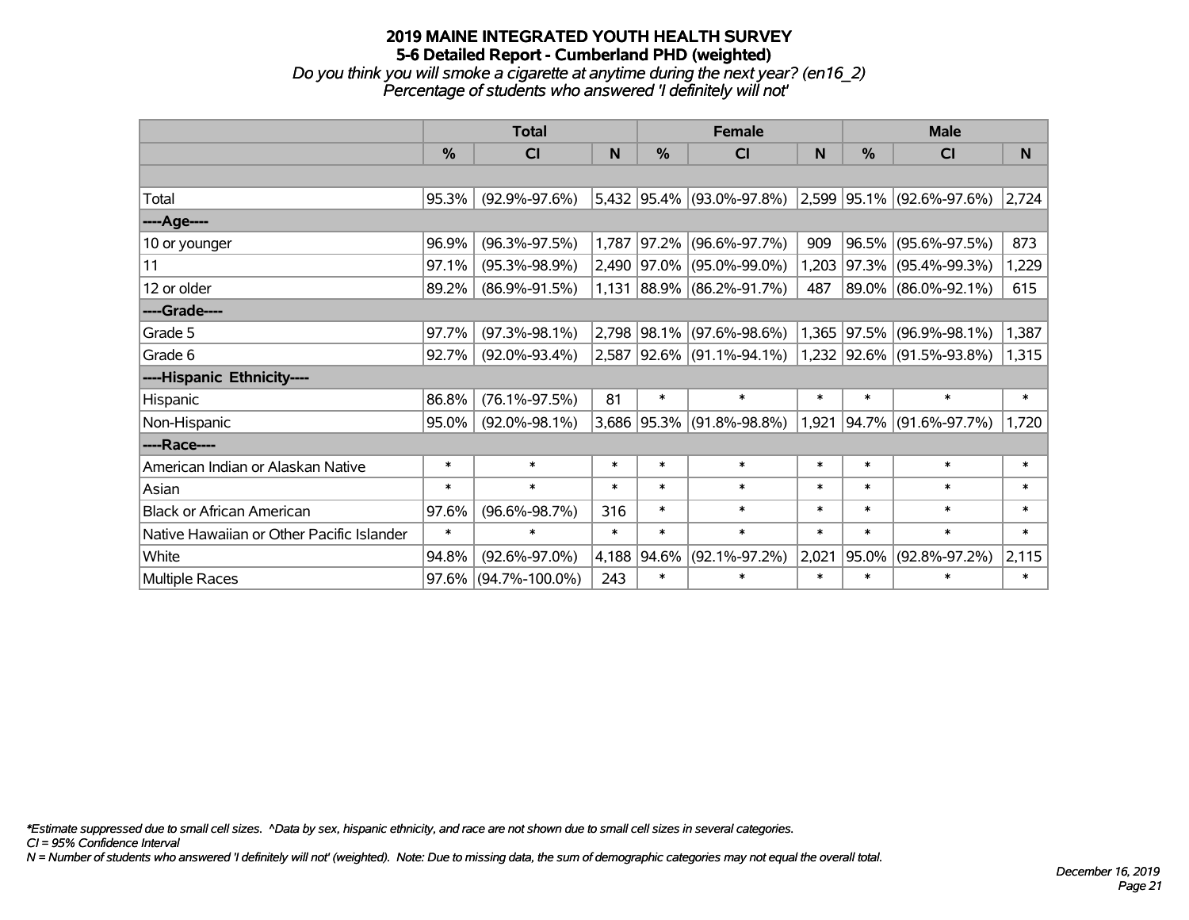# 2019 MAINE INTEGRATED YOUTH HEALTH SURVEY
## 5-6 Detailed Report - Cumberland PHD (weighted)
*Do you think you will smoke a cigarette at anytime during the next year? (en16_2)*
*Percentage of students who answered 'I definitely will not'*

| | Total | | | Female | | | Male | | |
|---|---|---|---|---|---|---|---|---|---|
| | % | CI | N | % | CI | N | % | CI | N |
| Total | 95.3% | (92.9%-97.6%) | 5,432 | 95.4% | (93.0%-97.8%) | 2,599 | 95.1% | (92.6%-97.6%) | 2,724 |
| ----Age---- | | | | | | | | | |
| 10 or younger | 96.9% | (96.3%-97.5%) | 1,787 | 97.2% | (96.6%-97.7%) | 909 | 96.5% | (95.6%-97.5%) | 873 |
| 11 | 97.1% | (95.3%-98.9%) | 2,490 | 97.0% | (95.0%-99.0%) | 1,203 | 97.3% | (95.4%-99.3%) | 1,229 |
| 12 or older | 89.2% | (86.9%-91.5%) | 1,131 | 88.9% | (86.2%-91.7%) | 487 | 89.0% | (86.0%-92.1%) | 615 |
| ----Grade---- | | | | | | | | | |
| Grade 5 | 97.7% | (97.3%-98.1%) | 2,798 | 98.1% | (97.6%-98.6%) | 1,365 | 97.5% | (96.9%-98.1%) | 1,387 |
| Grade 6 | 92.7% | (92.0%-93.4%) | 2,587 | 92.6% | (91.1%-94.1%) | 1,232 | 92.6% | (91.5%-93.8%) | 1,315 |
| ----Hispanic Ethnicity---- | | | | | | | | | |
| Hispanic | 86.8% | (76.1%-97.5%) | 81 | * | * | * | * | * | * |
| Non-Hispanic | 95.0% | (92.0%-98.1%) | 3,686 | 95.3% | (91.8%-98.8%) | 1,921 | 94.7% | (91.6%-97.7%) | 1,720 |
| ----Race---- | | | | | | | | | |
| American Indian or Alaskan Native | * | * | * | * | * | * | * | * | * |
| Asian | * | * | * | * | * | * | * | * | * |
| Black or African American | 97.6% | (96.6%-98.7%) | 316 | * | * | * | * | * | * |
| Native Hawaiian or Other Pacific Islander | * | * | * | * | * | * | * | * | * |
| White | 94.8% | (92.6%-97.0%) | 4,188 | 94.6% | (92.1%-97.2%) | 2,021 | 95.0% | (92.8%-97.2%) | 2,115 |
| Multiple Races | 97.6% | (94.7%-100.0%) | 243 | * | * | * | * | * | * |

*\*Estimate suppressed due to small cell sizes. ^Data by sex, hispanic ethnicity, and race are not shown due to small cell sizes in several categories.*
*CI = 95% Confidence Interval*
*N = Number of students who answered 'I definitely will not' (weighted). Note: Due to missing data, the sum of demographic categories may not equal the overall total.*

*December 16, 2019*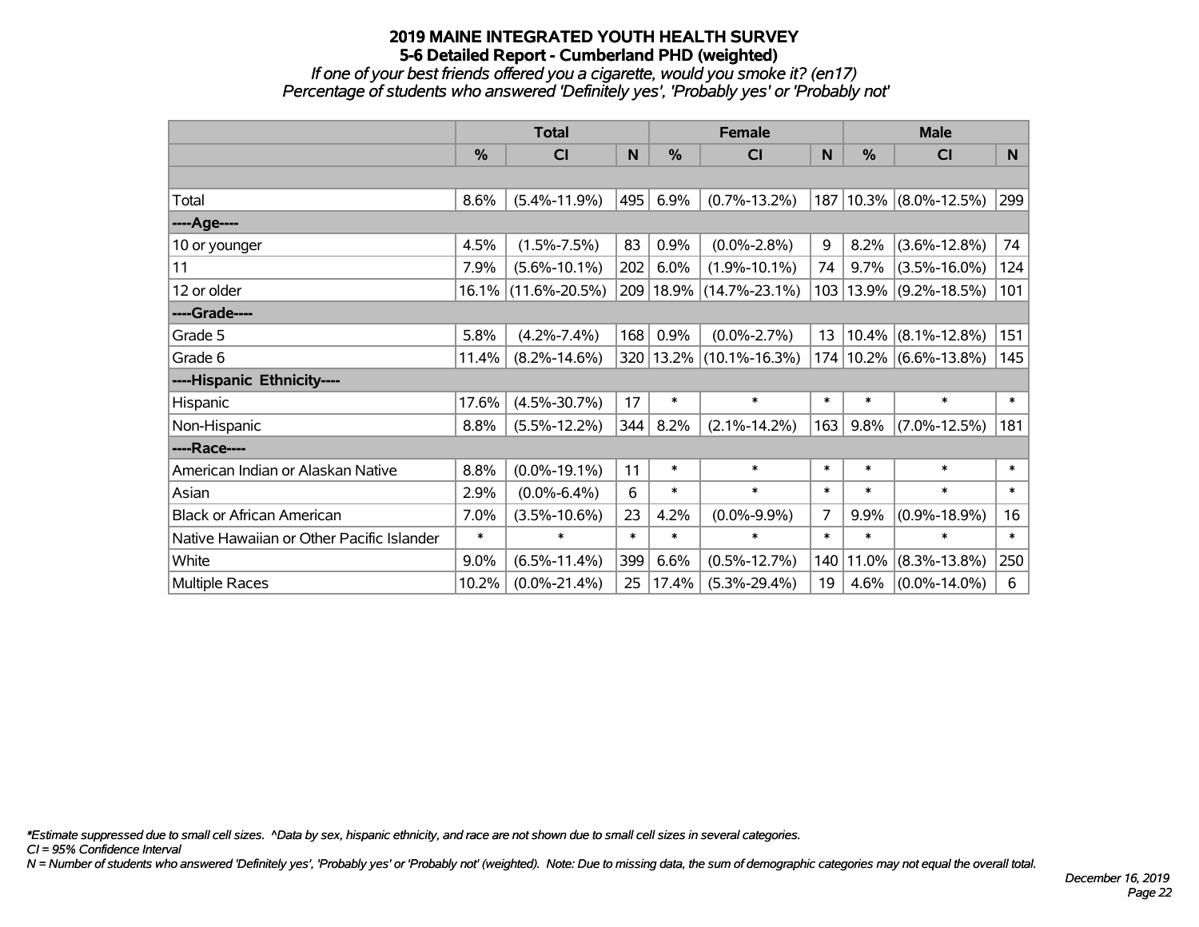# 2019 MAINE INTEGRATED YOUTH HEALTH SURVEY

## 5-6 Detailed Report - Cumberland PHD (weighted)

*If one of your best friends offered you a cigarette, would you smoke it? (en17)*

*Percentage of students who answered 'Definitely yes', 'Probably yes' or 'Probably not'*

| | Total | | | Female | | | Male | | |
|---|---|---|---|---|---|---|---|---|---|
| | % | CI | N | % | CI | N | % | CI | N |
| | | | | | | | | | |
| Total | 8.6% | (5.4%-11.9%) | 495 | 6.9% | (0.7%-13.2%) | 187 | 10.3% | (8.0%-12.5%) | 299 |
| ----Age---- | | | | | | | | | |
| 10 or younger | 4.5% | (1.5%-7.5%) | 83 | 0.9% | (0.0%-2.8%) | 9 | 8.2% | (3.6%-12.8%) | 74 |
| 11 | 7.9% | (5.6%-10.1%) | 202 | 6.0% | (1.9%-10.1%) | 74 | 9.7% | (3.5%-16.0%) | 124 |
| 12 or older | 16.1% | (11.6%-20.5%) | 209 | 18.9% | (14.7%-23.1%) | 103 | 13.9% | (9.2%-18.5%) | 101 |
| ----Grade---- | | | | | | | | | |
| Grade 5 | 5.8% | (4.2%-7.4%) | 168 | 0.9% | (0.0%-2.7%) | 13 | 10.4% | (8.1%-12.8%) | 151 |
| Grade 6 | 11.4% | (8.2%-14.6%) | 320 | 13.2% | (10.1%-16.3%) | 174 | 10.2% | (6.6%-13.8%) | 145 |
| ----Hispanic Ethnicity---- | | | | | | | | | |
| Hispanic | 17.6% | (4.5%-30.7%) | 17 | * | * | * | * | * | * |
| Non-Hispanic | 8.8% | (5.5%-12.2%) | 344 | 8.2% | (2.1%-14.2%) | 163 | 9.8% | (7.0%-12.5%) | 181 |
| ----Race---- | | | | | | | | | |
| American Indian or Alaskan Native | 8.8% | (0.0%-19.1%) | 11 | * | * | * | * | * | * |
| Asian | 2.9% | (0.0%-6.4%) | 6 | * | * | * | * | * | * |
| Black or African American | 7.0% | (3.5%-10.6%) | 23 | 4.2% | (0.0%-9.9%) | 7 | 9.9% | (0.9%-18.9%) | 16 |
| Native Hawaiian or Other Pacific Islander | * | * | * | * | * | * | * | * | * |
| White | 9.0% | (6.5%-11.4%) | 399 | 6.6% | (0.5%-12.7%) | 140 | 11.0% | (8.3%-13.8%) | 250 |
| Multiple Races | 10.2% | (0.0%-21.4%) | 25 | 17.4% | (5.3%-29.4%) | 19 | 4.6% | (0.0%-14.0%) | 6 |

*\*Estimate suppressed due to small cell sizes. ^Data by sex, hispanic ethnicity, and race are not shown due to small cell sizes in several categories.*

*CI = 95% Confidence Interval*

*N = Number of students who answered 'Definitely yes', 'Probably yes' or 'Probably not' (weighted). Note: Due to missing data, the sum of demographic categories may not equal the overall total.*

*December 16, 2019*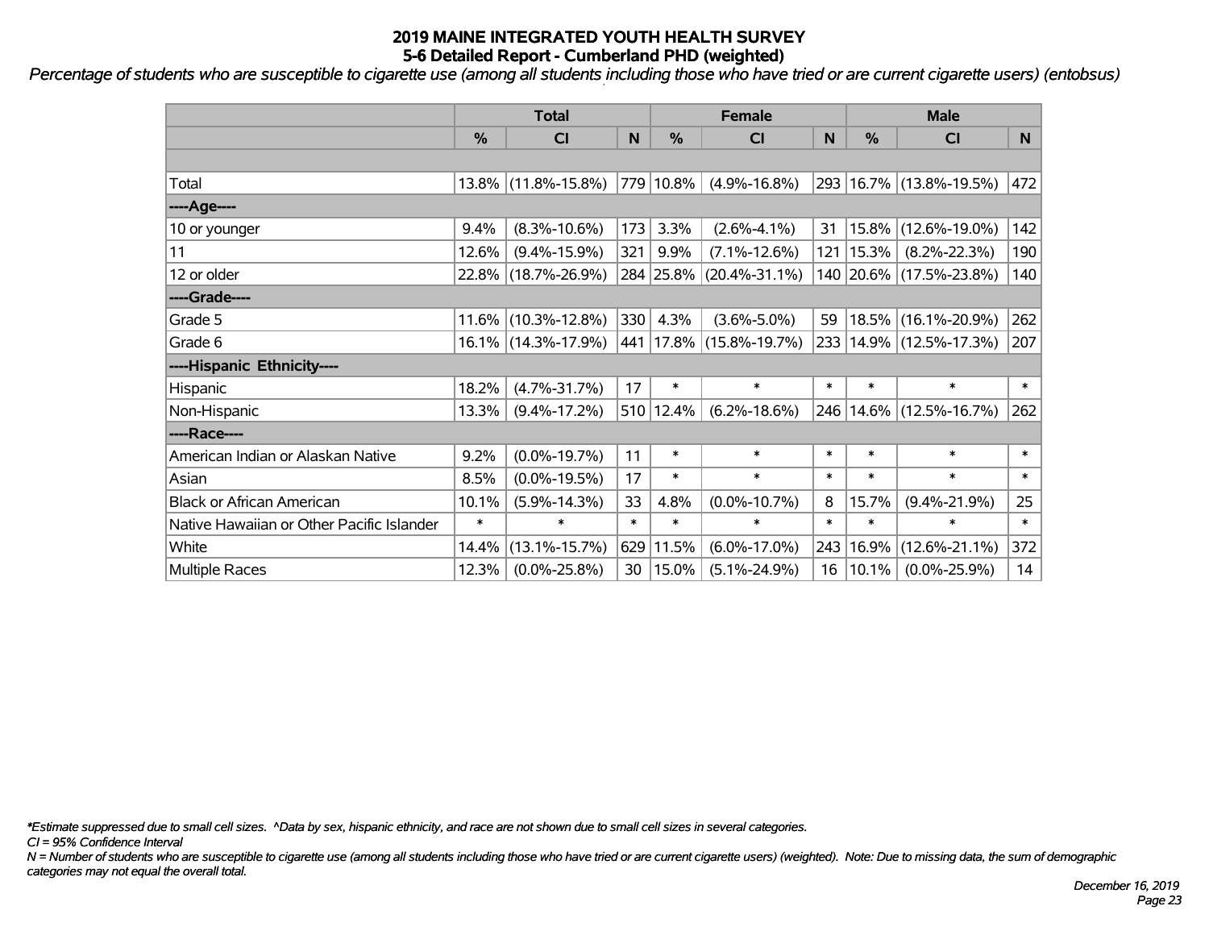# 2019 MAINE INTEGRATED YOUTH HEALTH SURVEY
## 5-6 Detailed Report - Cumberland PHD (weighted)

*Percentage of students who are susceptible to cigarette use (among all students including those who have tried or are current cigarette users) (entobsus)*

| | Total | | | Female | | | Male | | |
|---|---|---|---|---|---|---|---|---|---|
| | % | CI | N | % | CI | N | % | CI | N |
| | | | | | | | | | |
| Total | 13.8% | (11.8%-15.8%) | 779 | 10.8% | (4.9%-16.8%) | 293 | 16.7% | (13.8%-19.5%) | 472 |
| ----Age---- | | | | | | | | | |
| 10 or younger | 9.4% | (8.3%-10.6%) | 173 | 3.3% | (2.6%-4.1%) | 31 | 15.8% | (12.6%-19.0%) | 142 |
| 11 | 12.6% | (9.4%-15.9%) | 321 | 9.9% | (7.1%-12.6%) | 121 | 15.3% | (8.2%-22.3%) | 190 |
| 12 or older | 22.8% | (18.7%-26.9%) | 284 | 25.8% | (20.4%-31.1%) | 140 | 20.6% | (17.5%-23.8%) | 140 |
| ----Grade---- | | | | | | | | | |
| Grade 5 | 11.6% | (10.3%-12.8%) | 330 | 4.3% | (3.6%-5.0%) | 59 | 18.5% | (16.1%-20.9%) | 262 |
| Grade 6 | 16.1% | (14.3%-17.9%) | 441 | 17.8% | (15.8%-19.7%) | 233 | 14.9% | (12.5%-17.3%) | 207 |
| ----Hispanic Ethnicity---- | | | | | | | | | |
| Hispanic | 18.2% | (4.7%-31.7%) | 17 | * | * | * | * | * | * |
| Non-Hispanic | 13.3% | (9.4%-17.2%) | 510 | 12.4% | (6.2%-18.6%) | 246 | 14.6% | (12.5%-16.7%) | 262 |
| ----Race---- | | | | | | | | | |
| American Indian or Alaskan Native | 9.2% | (0.0%-19.7%) | 11 | * | * | * | * | * | * |
| Asian | 8.5% | (0.0%-19.5%) | 17 | * | * | * | * | * | * |
| Black or African American | 10.1% | (5.9%-14.3%) | 33 | 4.8% | (0.0%-10.7%) | 8 | 15.7% | (9.4%-21.9%) | 25 |
| Native Hawaiian or Other Pacific Islander | * | * | * | * | * | * | * | * | * |
| White | 14.4% | (13.1%-15.7%) | 629 | 11.5% | (6.0%-17.0%) | 243 | 16.9% | (12.6%-21.1%) | 372 |
| Multiple Races | 12.3% | (0.0%-25.8%) | 30 | 15.0% | (5.1%-24.9%) | 16 | 10.1% | (0.0%-25.9%) | 14 |

*\*Estimate suppressed due to small cell sizes. ^Data by sex, hispanic ethnicity, and race are not shown due to small cell sizes in several categories.*

*CI = 95% Confidence Interval*

*N = Number of students who are susceptible to cigarette use (among all students including those who have tried or are current cigarette users) (weighted). Note: Due to missing data, the sum of demographic categories may not equal the overall total.*

*December 16, 2019*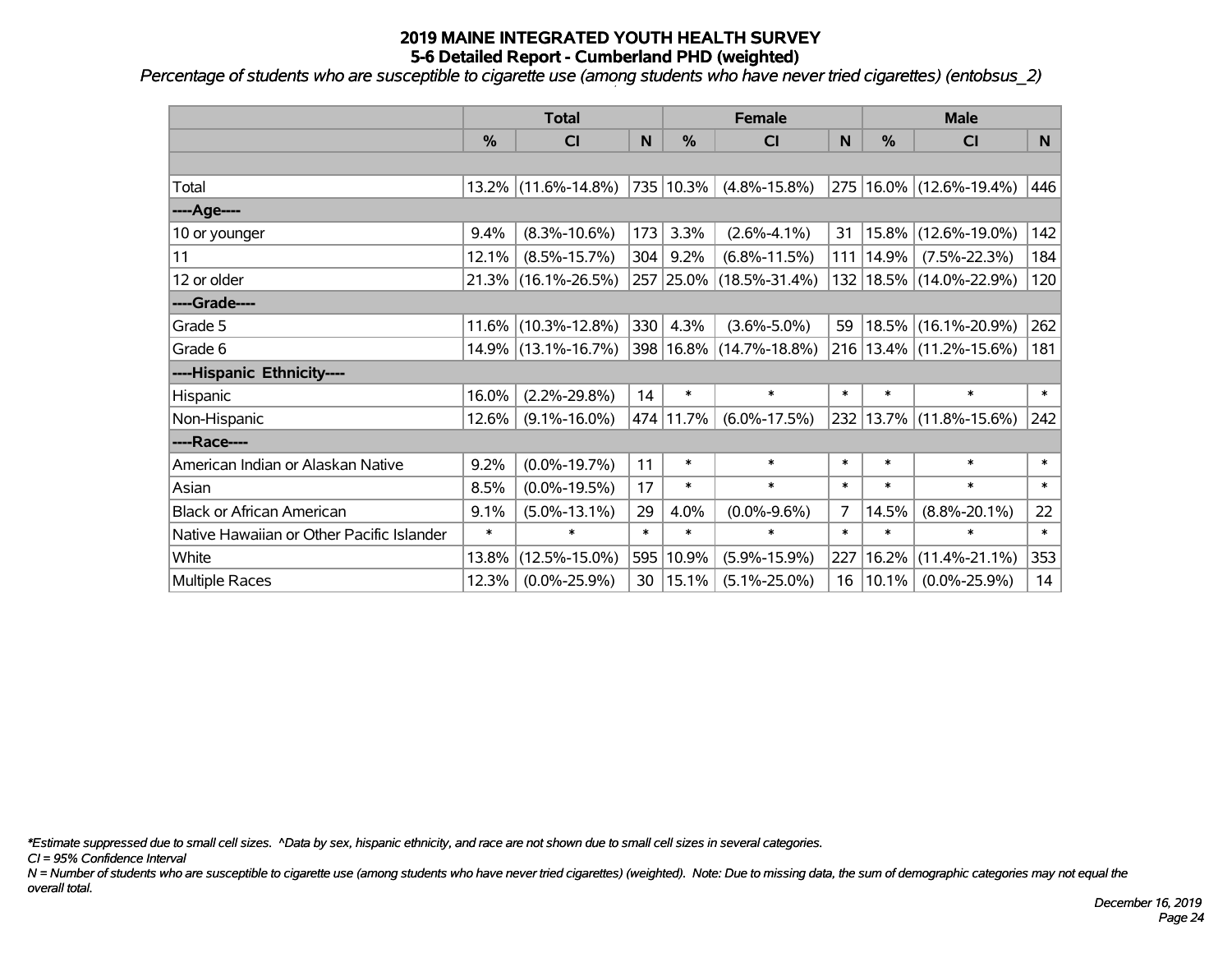# 2019 MAINE INTEGRATED YOUTH HEALTH SURVEY
## 5-6 Detailed Report - Cumberland PHD (weighted)

*Percentage of students who are susceptible to cigarette use (among students who have never tried cigarettes) (entobsus_2)*

| | Total | | | Female | | | Male | | |
|---|---|---|---|---|---|---|---|---|---|
| | % | CI | N | % | CI | N | % | CI | N |
| | | | | | | | | | |
| Total | 13.2% | (11.6%-14.8%) | 735 | 10.3% | (4.8%-15.8%) | 275 | 16.0% | (12.6%-19.4%) | 446 |
| ----Age---- | | | | | | | | | |
| 10 or younger | 9.4% | (8.3%-10.6%) | 173 | 3.3% | (2.6%-4.1%) | 31 | 15.8% | (12.6%-19.0%) | 142 |
| 11 | 12.1% | (8.5%-15.7%) | 304 | 9.2% | (6.8%-11.5%) | 111 | 14.9% | (7.5%-22.3%) | 184 |
| 12 or older | 21.3% | (16.1%-26.5%) | 257 | 25.0% | (18.5%-31.4%) | 132 | 18.5% | (14.0%-22.9%) | 120 |
| ----Grade---- | | | | | | | | | |
| Grade 5 | 11.6% | (10.3%-12.8%) | 330 | 4.3% | (3.6%-5.0%) | 59 | 18.5% | (16.1%-20.9%) | 262 |
| Grade 6 | 14.9% | (13.1%-16.7%) | 398 | 16.8% | (14.7%-18.8%) | 216 | 13.4% | (11.2%-15.6%) | 181 |
| ----Hispanic Ethnicity---- | | | | | | | | | |
| Hispanic | 16.0% | (2.2%-29.8%) | 14 | * | * | * | * | * | * |
| Non-Hispanic | 12.6% | (9.1%-16.0%) | 474 | 11.7% | (6.0%-17.5%) | 232 | 13.7% | (11.8%-15.6%) | 242 |
| ----Race---- | | | | | | | | | |
| American Indian or Alaskan Native | 9.2% | (0.0%-19.7%) | 11 | * | * | * | * | * | * |
| Asian | 8.5% | (0.0%-19.5%) | 17 | * | * | * | * | * | * |
| Black or African American | 9.1% | (5.0%-13.1%) | 29 | 4.0% | (0.0%-9.6%) | 7 | 14.5% | (8.8%-20.1%) | 22 |
| Native Hawaiian or Other Pacific Islander | * | * | * | * | * | * | * | * | * |
| White | 13.8% | (12.5%-15.0%) | 595 | 10.9% | (5.9%-15.9%) | 227 | 16.2% | (11.4%-21.1%) | 353 |
| Multiple Races | 12.3% | (0.0%-25.9%) | 30 | 15.1% | (5.1%-25.0%) | 16 | 10.1% | (0.0%-25.9%) | 14 |

*\*Estimate suppressed due to small cell sizes. ^Data by sex, hispanic ethnicity, and race are not shown due to small cell sizes in several categories.*

*CI = 95% Confidence Interval*

*N = Number of students who are susceptible to cigarette use (among students who have never tried cigarettes) (weighted). Note: Due to missing data, the sum of demographic categories may not equal the overall total.*

*December 16, 2019*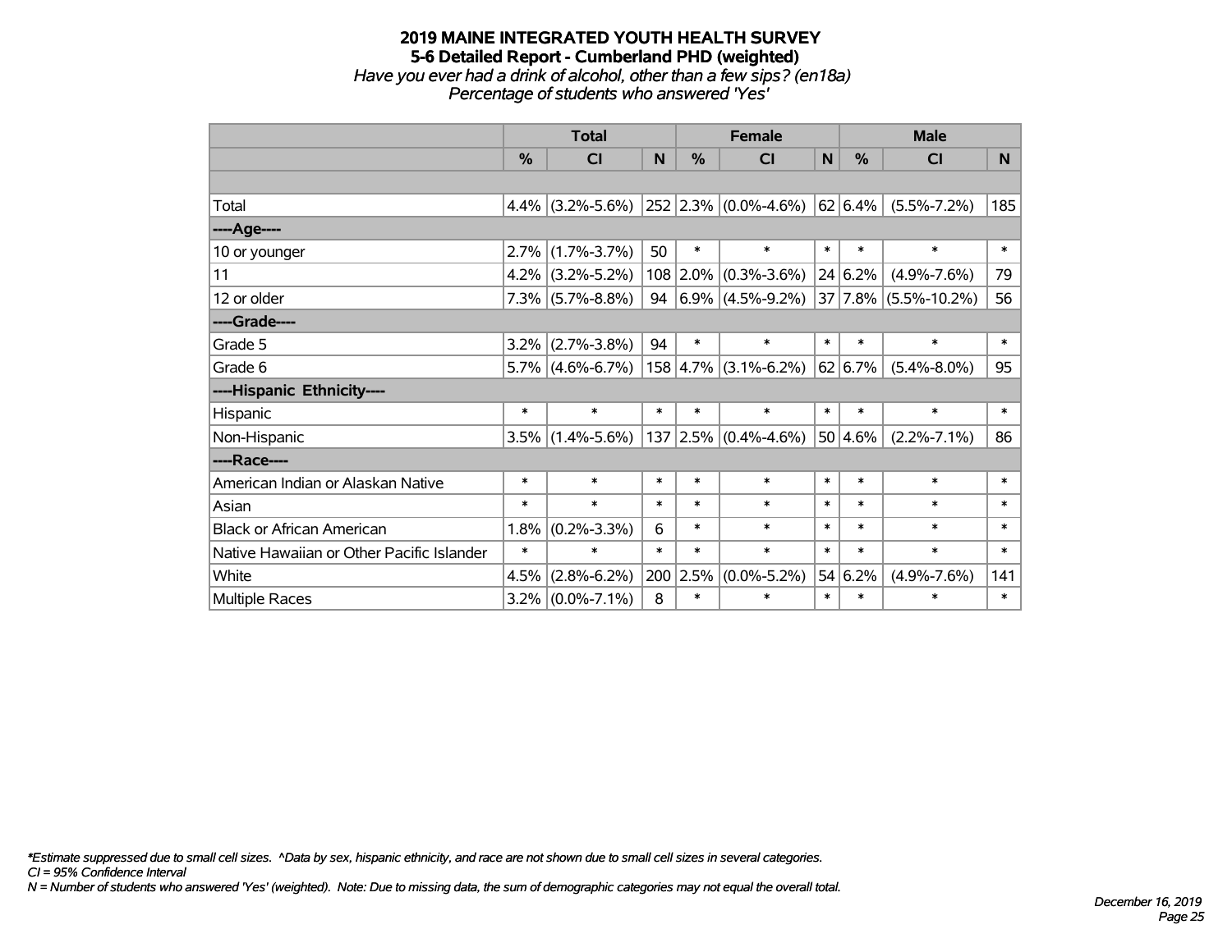# 2019 MAINE INTEGRATED YOUTH HEALTH SURVEY

## 5-6 Detailed Report - Cumberland PHD (weighted)

*Have you ever had a drink of alcohol, other than a few sips? (en18a)*

*Percentage of students who answered 'Yes'*

| | Total | | | Female | | | Male | | |
|---|---|---|---|---|---|---|---|---|---|
| | % | CI | N | % | CI | N | % | CI | N |
| | | | | | | | | | |
| Total | 4.4% | (3.2%-5.6%) | 252 | 2.3% | (0.0%-4.6%) | 62 | 6.4% | (5.5%-7.2%) | 185 |
| ----Age---- | | | | | | | | | |
| 10 or younger | 2.7% | (1.7%-3.7%) | 50 | * | * | * | * | * | * |
| 11 | 4.2% | (3.2%-5.2%) | 108 | 2.0% | (0.3%-3.6%) | 24 | 6.2% | (4.9%-7.6%) | 79 |
| 12 or older | 7.3% | (5.7%-8.8%) | 94 | 6.9% | (4.5%-9.2%) | 37 | 7.8% | (5.5%-10.2%) | 56 |
| ----Grade---- | | | | | | | | | |
| Grade 5 | 3.2% | (2.7%-3.8%) | 94 | * | * | * | * | * | * |
| Grade 6 | 5.7% | (4.6%-6.7%) | 158 | 4.7% | (3.1%-6.2%) | 62 | 6.7% | (5.4%-8.0%) | 95 |
| ----Hispanic Ethnicity---- | | | | | | | | | |
| Hispanic | * | * | * | * | * | * | * | * | * |
| Non-Hispanic | 3.5% | (1.4%-5.6%) | 137 | 2.5% | (0.4%-4.6%) | 50 | 4.6% | (2.2%-7.1%) | 86 |
| ----Race---- | | | | | | | | | |
| American Indian or Alaskan Native | * | * | * | * | * | * | * | * | * |
| Asian | * | * | * | * | * | * | * | * | * |
| Black or African American | 1.8% | (0.2%-3.3%) | 6 | * | * | * | * | * | * |
| Native Hawaiian or Other Pacific Islander | * | * | * | * | * | * | * | * | * |
| White | 4.5% | (2.8%-6.2%) | 200 | 2.5% | (0.0%-5.2%) | 54 | 6.2% | (4.9%-7.6%) | 141 |
| Multiple Races | 3.2% | (0.0%-7.1%) | 8 | * | * | * | * | * | * |

*\*Estimate suppressed due to small cell sizes. ^Data by sex, hispanic ethnicity, and race are not shown due to small cell sizes in several categories.*

*CI = 95% Confidence Interval*

*N = Number of students who answered 'Yes' (weighted). Note: Due to missing data, the sum of demographic categories may not equal the overall total.*

*December 16, 2019*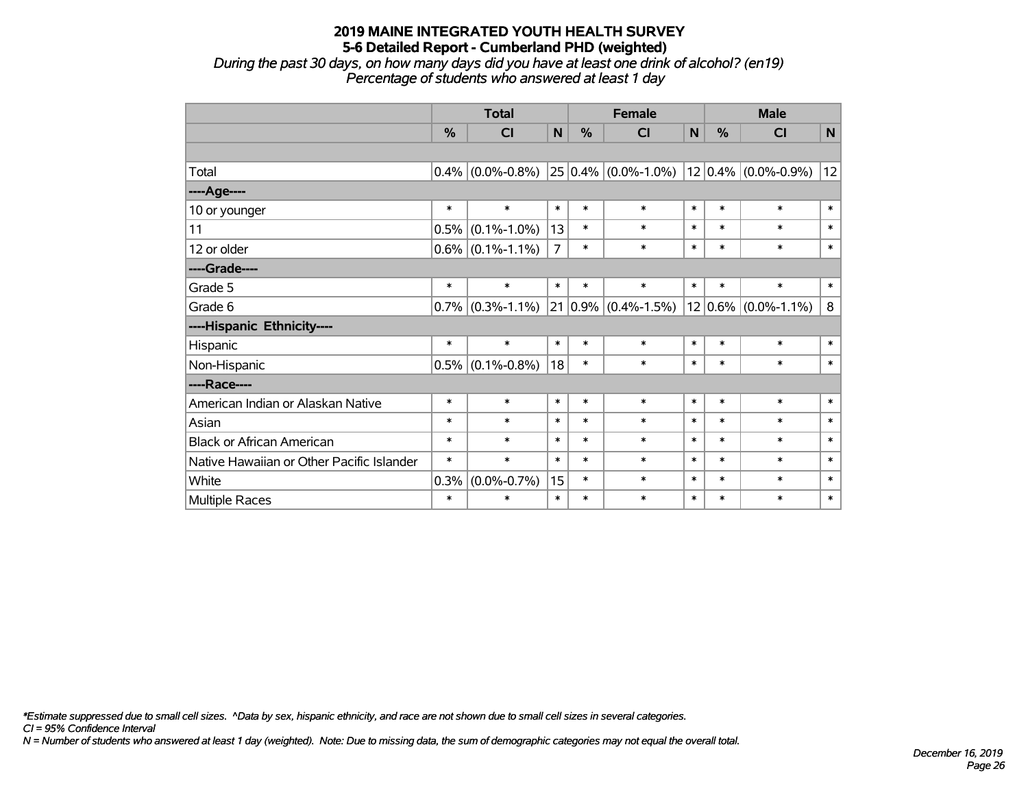# 2019 MAINE INTEGRATED YOUTH HEALTH SURVEY
## 5-6 Detailed Report - Cumberland PHD (weighted)
*During the past 30 days, on how many days did you have at least one drink of alcohol? (en19)*
*Percentage of students who answered at least 1 day*

| | Total | | | Female | | | Male | | |
|---|---|---|---|---|---|---|---|---|---|
| | % | CI | N | % | CI | N | % | CI | N |
| | | | | | | | | | |
| Total | 0.4% | (0.0%-0.8%) | 25 | 0.4% | (0.0%-1.0%) | 12 | 0.4% | (0.0%-0.9%) | 12 |
| ----Age---- | | | | | | | | | |
| 10 or younger | * | * | * | * | * | * | * | * | * |
| 11 | 0.5% | (0.1%-1.0%) | 13 | * | * | * | * | * | * |
| 12 or older | 0.6% | (0.1%-1.1%) | 7 | * | * | * | * | * | * |
| ----Grade---- | | | | | | | | | |
| Grade 5 | * | * | * | * | * | * | * | * | * |
| Grade 6 | 0.7% | (0.3%-1.1%) | 21 | 0.9% | (0.4%-1.5%) | 12 | 0.6% | (0.0%-1.1%) | 8 |
| ----Hispanic Ethnicity---- | | | | | | | | | |
| Hispanic | * | * | * | * | * | * | * | * | * |
| Non-Hispanic | 0.5% | (0.1%-0.8%) | 18 | * | * | * | * | * | * |
| ----Race---- | | | | | | | | | |
| American Indian or Alaskan Native | * | * | * | * | * | * | * | * | * |
| Asian | * | * | * | * | * | * | * | * | * |
| Black or African American | * | * | * | * | * | * | * | * | * |
| Native Hawaiian or Other Pacific Islander | * | * | * | * | * | * | * | * | * |
| White | 0.3% | (0.0%-0.7%) | 15 | * | * | * | * | * | * |
| Multiple Races | * | * | * | * | * | * | * | * | * |

*\*Estimate suppressed due to small cell sizes. ^Data by sex, hispanic ethnicity, and race are not shown due to small cell sizes in several categories.*
*CI = 95% Confidence Interval*
*N = Number of students who answered at least 1 day (weighted). Note: Due to missing data, the sum of demographic categories may not equal the overall total.*

*December 16, 2019*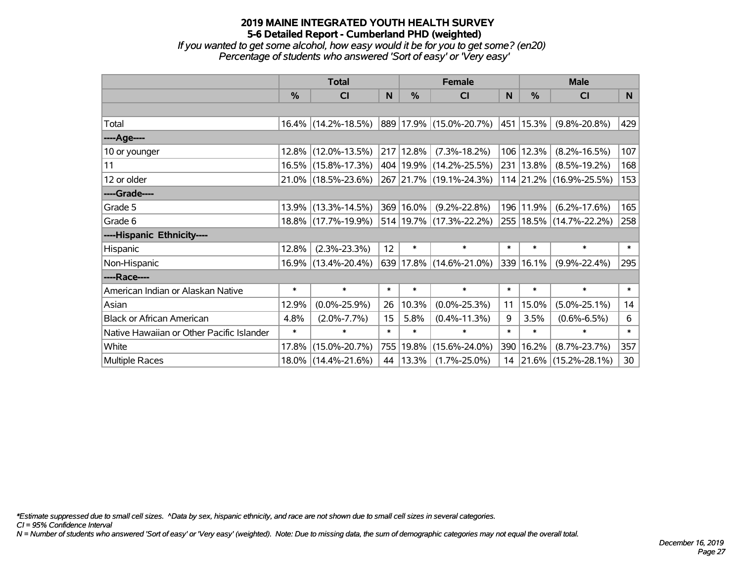# 2019 MAINE INTEGRATED YOUTH HEALTH SURVEY

## 5-6 Detailed Report - Cumberland PHD (weighted)

*If you wanted to get some alcohol, how easy would it be for you to get some? (en20)*

*Percentage of students who answered 'Sort of easy' or 'Very easy'*

| | Total | | | Female | | | Male | | |
|---|---|---|---|---|---|---|---|---|---|
| | % | CI | N | % | CI | N | % | CI | N |
| Total | 16.4% | (14.2%-18.5%) | 889 | 17.9% | (15.0%-20.7%) | 451 | 15.3% | (9.8%-20.8%) | 429 |
| ----Age---- | | | | | | | | | |
| 10 or younger | 12.8% | (12.0%-13.5%) | 217 | 12.8% | (7.3%-18.2%) | 106 | 12.3% | (8.2%-16.5%) | 107 |
| 11 | 16.5% | (15.8%-17.3%) | 404 | 19.9% | (14.2%-25.5%) | 231 | 13.8% | (8.5%-19.2%) | 168 |
| 12 or older | 21.0% | (18.5%-23.6%) | 267 | 21.7% | (19.1%-24.3%) | 114 | 21.2% | (16.9%-25.5%) | 153 |
| ----Grade---- | | | | | | | | | |
| Grade 5 | 13.9% | (13.3%-14.5%) | 369 | 16.0% | (9.2%-22.8%) | 196 | 11.9% | (6.2%-17.6%) | 165 |
| Grade 6 | 18.8% | (17.7%-19.9%) | 514 | 19.7% | (17.3%-22.2%) | 255 | 18.5% | (14.7%-22.2%) | 258 |
| ----Hispanic Ethnicity---- | | | | | | | | | |
| Hispanic | 12.8% | (2.3%-23.3%) | 12 | * | * | * | * | * | * |
| Non-Hispanic | 16.9% | (13.4%-20.4%) | 639 | 17.8% | (14.6%-21.0%) | 339 | 16.1% | (9.9%-22.4%) | 295 |
| ----Race---- | | | | | | | | | |
| American Indian or Alaskan Native | * | * | * | * | * | * | * | * | * |
| Asian | 12.9% | (0.0%-25.9%) | 26 | 10.3% | (0.0%-25.3%) | 11 | 15.0% | (5.0%-25.1%) | 14 |
| Black or African American | 4.8% | (2.0%-7.7%) | 15 | 5.8% | (0.4%-11.3%) | 9 | 3.5% | (0.6%-6.5%) | 6 |
| Native Hawaiian or Other Pacific Islander | * | * | * | * | * | * | * | * | * |
| White | 17.8% | (15.0%-20.7%) | 755 | 19.8% | (15.6%-24.0%) | 390 | 16.2% | (8.7%-23.7%) | 357 |
| Multiple Races | 18.0% | (14.4%-21.6%) | 44 | 13.3% | (1.7%-25.0%) | 14 | 21.6% | (15.2%-28.1%) | 30 |

*\*Estimate suppressed due to small cell sizes. ^Data by sex, hispanic ethnicity, and race are not shown due to small cell sizes in several categories.*

*CI = 95% Confidence Interval*

*N = Number of students who answered 'Sort of easy' or 'Very easy' (weighted). Note: Due to missing data, the sum of demographic categories may not equal the overall total.*

*December 16, 2019*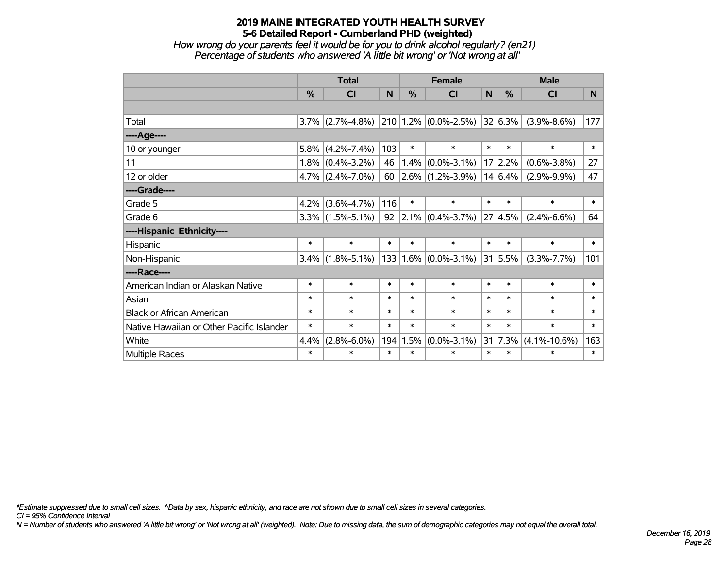# 2019 MAINE INTEGRATED YOUTH HEALTH SURVEY
## 5-6 Detailed Report - Cumberland PHD (weighted)
*How wrong do your parents feel it would be for you to drink alcohol regularly? (en21)*
*Percentage of students who answered 'A little bit wrong' or 'Not wrong at all'*

| | Total | | | Female | | | Male | | |
|---|---|---|---|---|---|---|---|---|---|
| | % | CI | N | % | CI | N | % | CI | N |
| | | | | | | | | | |
| Total | 3.7% | (2.7%-4.8%) | 210 | 1.2% | (0.0%-2.5%) | 32 | 6.3% | (3.9%-8.6%) | 177 |
| ----Age---- | | | | | | | | | |
| 10 or younger | 5.8% | (4.2%-7.4%) | 103 | * | * | * | * | * | * |
| 11 | 1.8% | (0.4%-3.2%) | 46 | 1.4% | (0.0%-3.1%) | 17 | 2.2% | (0.6%-3.8%) | 27 |
| 12 or older | 4.7% | (2.4%-7.0%) | 60 | 2.6% | (1.2%-3.9%) | 14 | 6.4% | (2.9%-9.9%) | 47 |
| ----Grade---- | | | | | | | | | |
| Grade 5 | 4.2% | (3.6%-4.7%) | 116 | * | * | * | * | * | * |
| Grade 6 | 3.3% | (1.5%-5.1%) | 92 | 2.1% | (0.4%-3.7%) | 27 | 4.5% | (2.4%-6.6%) | 64 |
| ----Hispanic Ethnicity---- | | | | | | | | | |
| Hispanic | * | * | * | * | * | * | * | * | * |
| Non-Hispanic | 3.4% | (1.8%-5.1%) | 133 | 1.6% | (0.0%-3.1%) | 31 | 5.5% | (3.3%-7.7%) | 101 |
| ----Race---- | | | | | | | | | |
| American Indian or Alaskan Native | * | * | * | * | * | * | * | * | * |
| Asian | * | * | * | * | * | * | * | * | * |
| Black or African American | * | * | * | * | * | * | * | * | * |
| Native Hawaiian or Other Pacific Islander | * | * | * | * | * | * | * | * | * |
| White | 4.4% | (2.8%-6.0%) | 194 | 1.5% | (0.0%-3.1%) | 31 | 7.3% | (4.1%-10.6%) | 163 |
| Multiple Races | * | * | * | * | * | * | * | * | * |

*\*Estimate suppressed due to small cell sizes. ^Data by sex, hispanic ethnicity, and race are not shown due to small cell sizes in several categories.*
*CI = 95% Confidence Interval*
*N = Number of students who answered 'A little bit wrong' or 'Not wrong at all' (weighted). Note: Due to missing data, the sum of demographic categories may not equal the overall total.*

*December 16, 2019*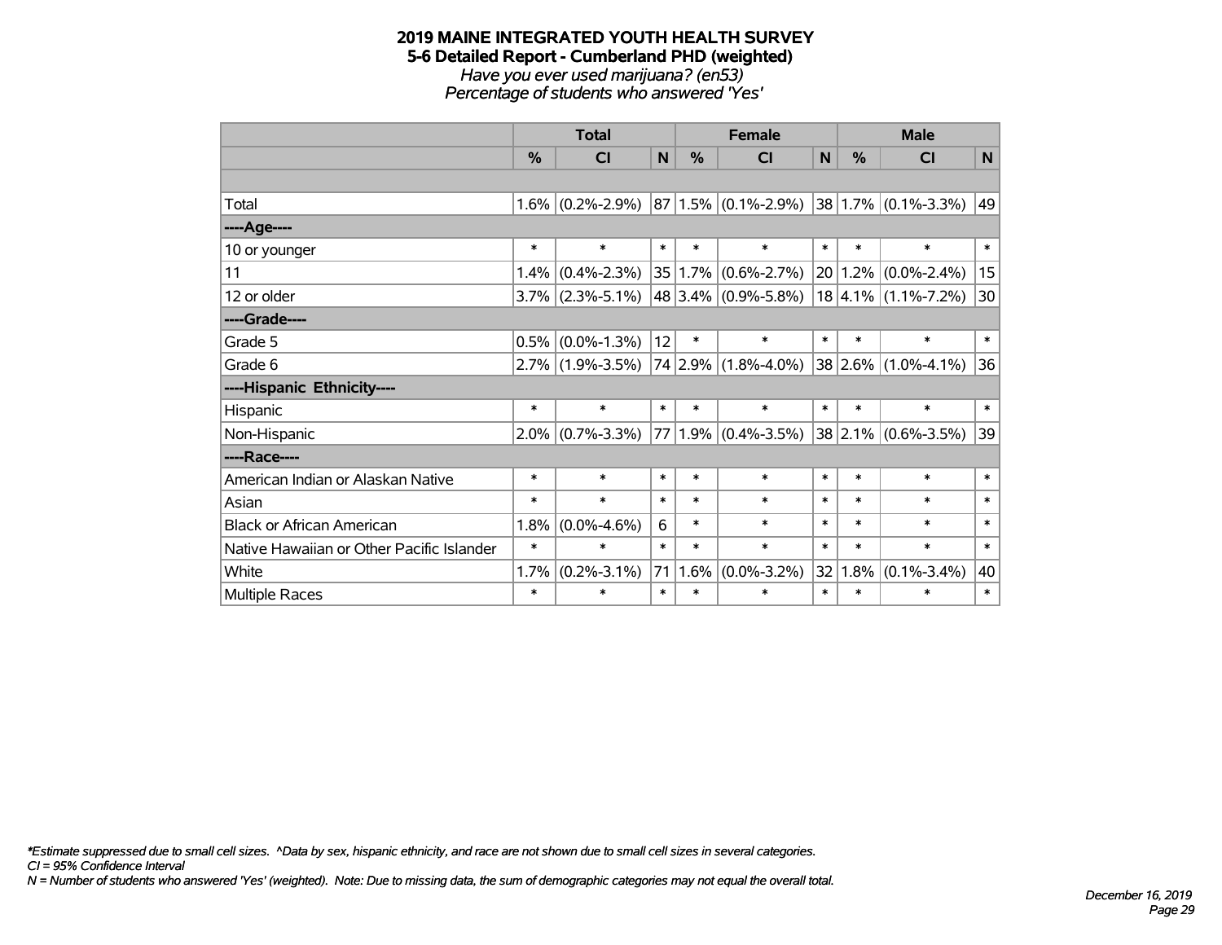# 2019 MAINE INTEGRATED YOUTH HEALTH SURVEY
## 5-6 Detailed Report - Cumberland PHD (weighted)
*Have you ever used marijuana? (en53)*
*Percentage of students who answered 'Yes'*

| | Total | | | Female | | | Male | | |
|---|---|---|---|---|---|---|---|---|---|
| | % | CI | N | % | CI | N | % | CI | N |
| | | | | | | | | | |
| Total | 1.6% | (0.2%-2.9%) | 87 | 1.5% | (0.1%-2.9%) | 38 | 1.7% | (0.1%-3.3%) | 49 |
| ----Age---- | | | | | | | | | |
| 10 or younger | * | * | * | * | * | * | * | * | * |
| 11 | 1.4% | (0.4%-2.3%) | 35 | 1.7% | (0.6%-2.7%) | 20 | 1.2% | (0.0%-2.4%) | 15 |
| 12 or older | 3.7% | (2.3%-5.1%) | 48 | 3.4% | (0.9%-5.8%) | 18 | 4.1% | (1.1%-7.2%) | 30 |
| ----Grade---- | | | | | | | | | |
| Grade 5 | 0.5% | (0.0%-1.3%) | 12 | * | * | * | * | * | * |
| Grade 6 | 2.7% | (1.9%-3.5%) | 74 | 2.9% | (1.8%-4.0%) | 38 | 2.6% | (1.0%-4.1%) | 36 |
| ----Hispanic Ethnicity---- | | | | | | | | | |
| Hispanic | * | * | * | * | * | * | * | * | * |
| Non-Hispanic | 2.0% | (0.7%-3.3%) | 77 | 1.9% | (0.4%-3.5%) | 38 | 2.1% | (0.6%-3.5%) | 39 |
| ----Race---- | | | | | | | | | |
| American Indian or Alaskan Native | * | * | * | * | * | * | * | * | * |
| Asian | * | * | * | * | * | * | * | * | * |
| Black or African American | 1.8% | (0.0%-4.6%) | 6 | * | * | * | * | * | * |
| Native Hawaiian or Other Pacific Islander | * | * | * | * | * | * | * | * | * |
| White | 1.7% | (0.2%-3.1%) | 71 | 1.6% | (0.0%-3.2%) | 32 | 1.8% | (0.1%-3.4%) | 40 |
| Multiple Races | * | * | * | * | * | * | * | * | * |

*\*Estimate suppressed due to small cell sizes. ^Data by sex, hispanic ethnicity, and race are not shown due to small cell sizes in several categories.*
*CI = 95% Confidence Interval*
*N = Number of students who answered 'Yes' (weighted). Note: Due to missing data, the sum of demographic categories may not equal the overall total.*

*December 16, 2019*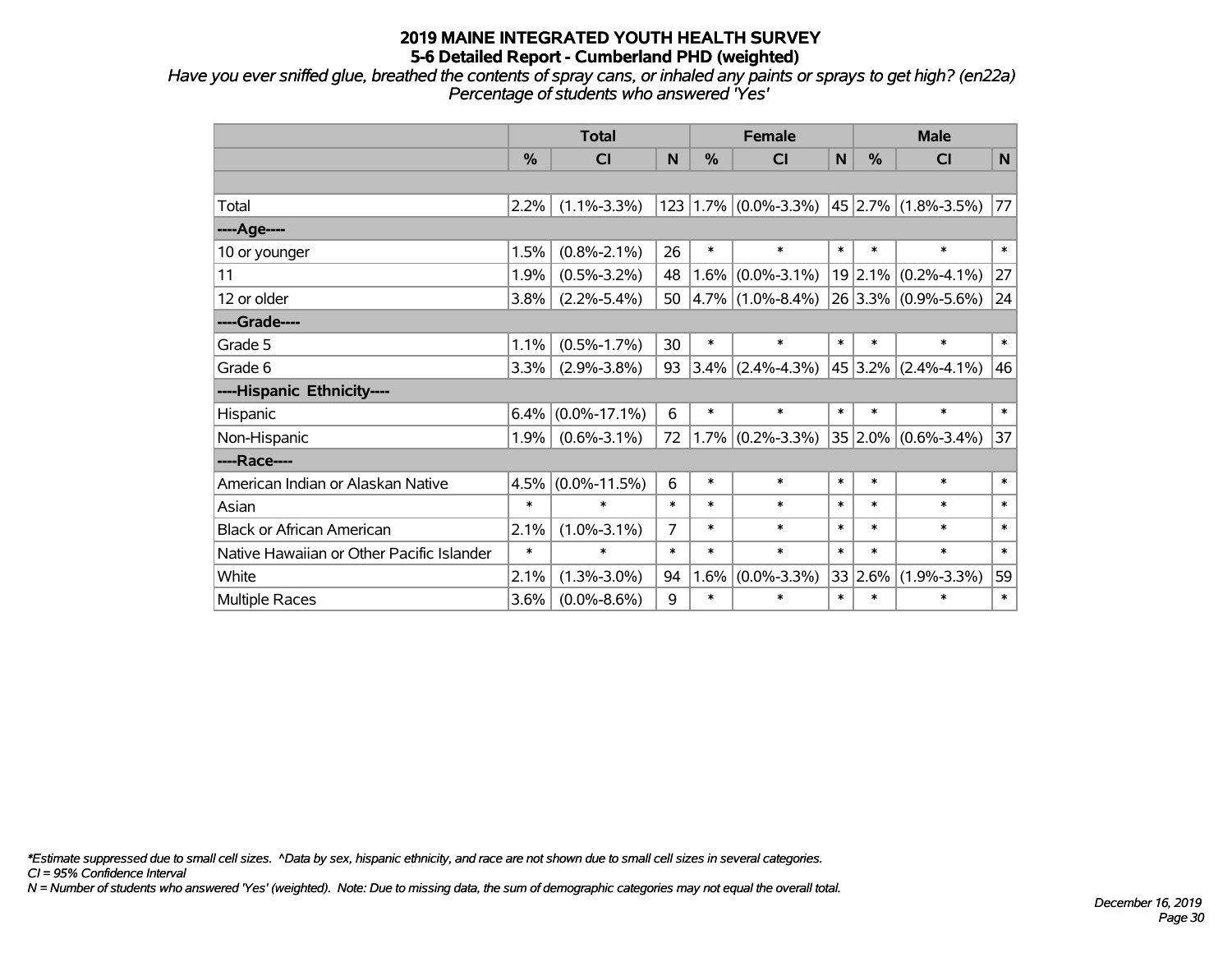# 2019 MAINE INTEGRATED YOUTH HEALTH SURVEY

## 5-6 Detailed Report - Cumberland PHD (weighted)

*Have you ever sniffed glue, breathed the contents of spray cans, or inhaled any paints or sprays to get high? (en22a)*
*Percentage of students who answered 'Yes'*

| | Total | | | Female | | | Male | | |
|---|---|---|---|---|---|---|---|---|---|
| | % | CI | N | % | CI | N | % | CI | N |
| | | | | | | | | | |
| Total | 2.2% | (1.1%-3.3%) | 123 | 1.7% | (0.0%-3.3%) | 45 | 2.7% | (1.8%-3.5%) | 77 |
| ----Age---- | | | | | | | | | |
| 10 or younger | 1.5% | (0.8%-2.1%) | 26 | * | * | * | * | * | * |
| 11 | 1.9% | (0.5%-3.2%) | 48 | 1.6% | (0.0%-3.1%) | 19 | 2.1% | (0.2%-4.1%) | 27 |
| 12 or older | 3.8% | (2.2%-5.4%) | 50 | 4.7% | (1.0%-8.4%) | 26 | 3.3% | (0.9%-5.6%) | 24 |
| ----Grade---- | | | | | | | | | |
| Grade 5 | 1.1% | (0.5%-1.7%) | 30 | * | * | * | * | * | * |
| Grade 6 | 3.3% | (2.9%-3.8%) | 93 | 3.4% | (2.4%-4.3%) | 45 | 3.2% | (2.4%-4.1%) | 46 |
| ----Hispanic Ethnicity---- | | | | | | | | | |
| Hispanic | 6.4% | (0.0%-17.1%) | 6 | * | * | * | * | * | * |
| Non-Hispanic | 1.9% | (0.6%-3.1%) | 72 | 1.7% | (0.2%-3.3%) | 35 | 2.0% | (0.6%-3.4%) | 37 |
| ----Race---- | | | | | | | | | |
| American Indian or Alaskan Native | 4.5% | (0.0%-11.5%) | 6 | * | * | * | * | * | * |
| Asian | * | * | * | * | * | * | * | * | * |
| Black or African American | 2.1% | (1.0%-3.1%) | 7 | * | * | * | * | * | * |
| Native Hawaiian or Other Pacific Islander | * | * | * | * | * | * | * | * | * |
| White | 2.1% | (1.3%-3.0%) | 94 | 1.6% | (0.0%-3.3%) | 33 | 2.6% | (1.9%-3.3%) | 59 |
| Multiple Races | 3.6% | (0.0%-8.6%) | 9 | * | * | * | * | * | * |

*\*Estimate suppressed due to small cell sizes. ^Data by sex, hispanic ethnicity, and race are not shown due to small cell sizes in several categories.*
*CI = 95% Confidence Interval*
*N = Number of students who answered 'Yes' (weighted). Note: Due to missing data, the sum of demographic categories may not equal the overall total.*

*December 16, 2019*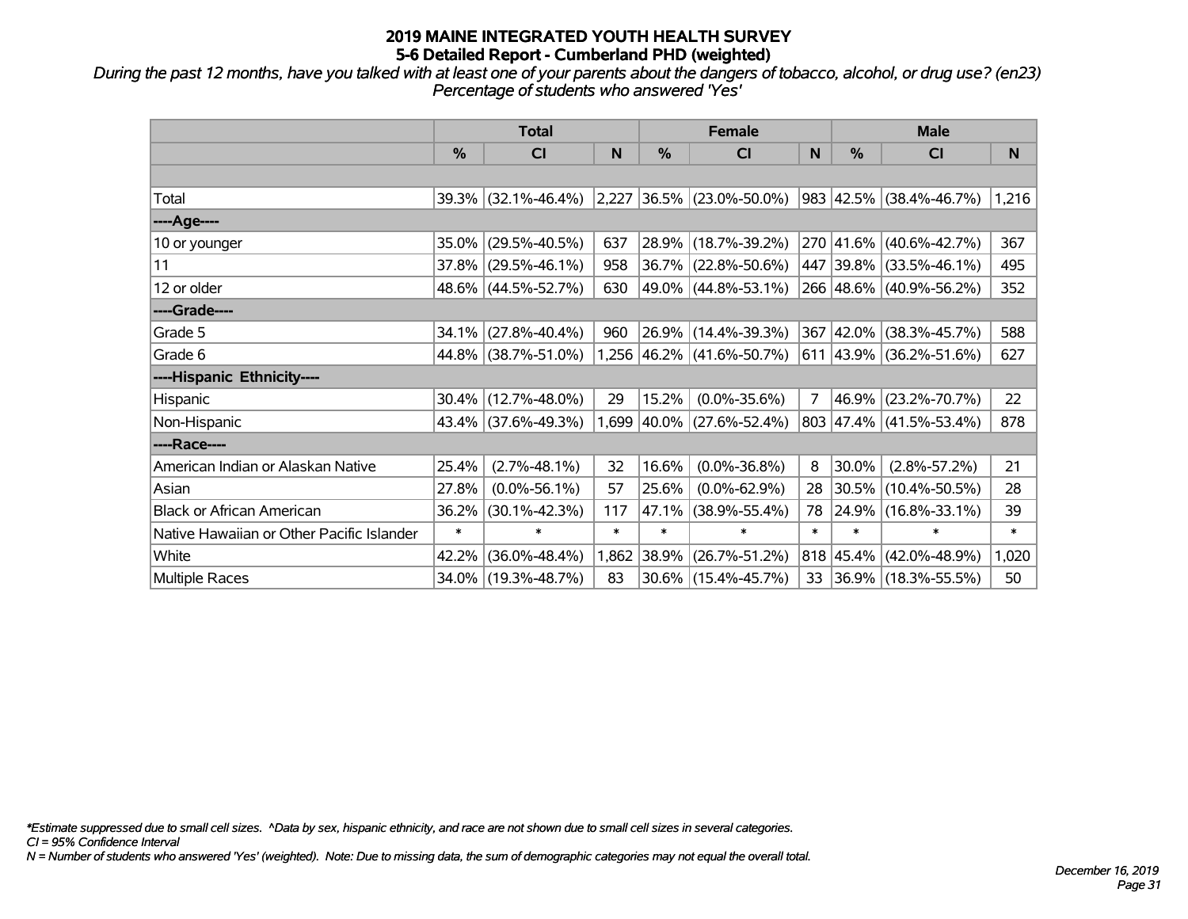# 2019 MAINE INTEGRATED YOUTH HEALTH SURVEY
## 5-6 Detailed Report - Cumberland PHD (weighted)

*During the past 12 months, have you talked with at least one of your parents about the dangers of tobacco, alcohol, or drug use? (en23)*
*Percentage of students who answered 'Yes'*

| | Total | | | Female | | | Male | | |
|---|---|---|---|---|---|---|---|---|---|
| | % | CI | N | % | CI | N | % | CI | N |
| | | | | | | | | | |
| Total | 39.3% | (32.1%-46.4%) | 2,227 | 36.5% | (23.0%-50.0%) | 983 | 42.5% | (38.4%-46.7%) | 1,216 |
| ----Age---- | | | | | | | | | |
| 10 or younger | 35.0% | (29.5%-40.5%) | 637 | 28.9% | (18.7%-39.2%) | 270 | 41.6% | (40.6%-42.7%) | 367 |
| 11 | 37.8% | (29.5%-46.1%) | 958 | 36.7% | (22.8%-50.6%) | 447 | 39.8% | (33.5%-46.1%) | 495 |
| 12 or older | 48.6% | (44.5%-52.7%) | 630 | 49.0% | (44.8%-53.1%) | 266 | 48.6% | (40.9%-56.2%) | 352 |
| ----Grade---- | | | | | | | | | |
| Grade 5 | 34.1% | (27.8%-40.4%) | 960 | 26.9% | (14.4%-39.3%) | 367 | 42.0% | (38.3%-45.7%) | 588 |
| Grade 6 | 44.8% | (38.7%-51.0%) | 1,256 | 46.2% | (41.6%-50.7%) | 611 | 43.9% | (36.2%-51.6%) | 627 |
| ----Hispanic Ethnicity---- | | | | | | | | | |
| Hispanic | 30.4% | (12.7%-48.0%) | 29 | 15.2% | (0.0%-35.6%) | 7 | 46.9% | (23.2%-70.7%) | 22 |
| Non-Hispanic | 43.4% | (37.6%-49.3%) | 1,699 | 40.0% | (27.6%-52.4%) | 803 | 47.4% | (41.5%-53.4%) | 878 |
| ----Race---- | | | | | | | | | |
| American Indian or Alaskan Native | 25.4% | (2.7%-48.1%) | 32 | 16.6% | (0.0%-36.8%) | 8 | 30.0% | (2.8%-57.2%) | 21 |
| Asian | 27.8% | (0.0%-56.1%) | 57 | 25.6% | (0.0%-62.9%) | 28 | 30.5% | (10.4%-50.5%) | 28 |
| Black or African American | 36.2% | (30.1%-42.3%) | 117 | 47.1% | (38.9%-55.4%) | 78 | 24.9% | (16.8%-33.1%) | 39 |
| Native Hawaiian or Other Pacific Islander | * | * | * | * | * | * | * | * | * |
| White | 42.2% | (36.0%-48.4%) | 1,862 | 38.9% | (26.7%-51.2%) | 818 | 45.4% | (42.0%-48.9%) | 1,020 |
| Multiple Races | 34.0% | (19.3%-48.7%) | 83 | 30.6% | (15.4%-45.7%) | 33 | 36.9% | (18.3%-55.5%) | 50 |

*\*Estimate suppressed due to small cell sizes. ^Data by sex, hispanic ethnicity, and race are not shown due to small cell sizes in several categories.*
*CI = 95% Confidence Interval*
*N = Number of students who answered 'Yes' (weighted). Note: Due to missing data, the sum of demographic categories may not equal the overall total.*

*December 16, 2019*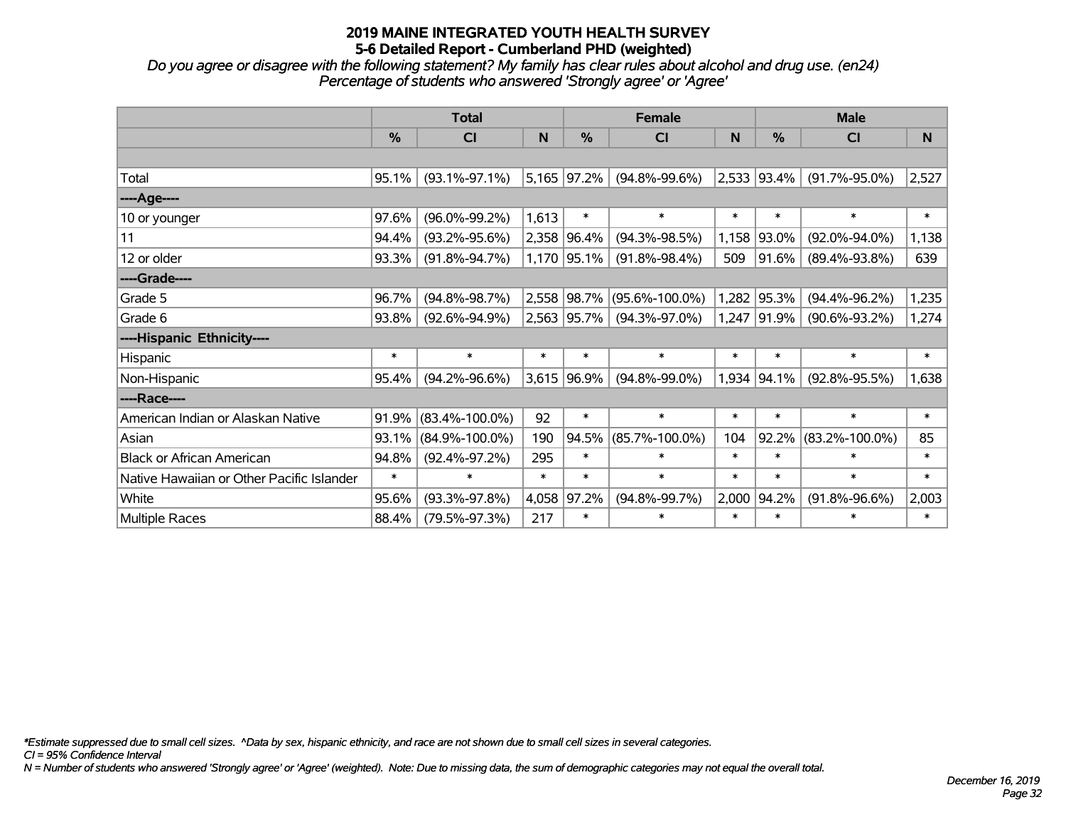# 2019 MAINE INTEGRATED YOUTH HEALTH SURVEY
## 5-6 Detailed Report - Cumberland PHD (weighted)

*Do you agree or disagree with the following statement? My family has clear rules about alcohol and drug use. (en24)*
*Percentage of students who answered 'Strongly agree' or 'Agree'*

| | Total | | | Female | | | Male | | |
|---|---|---|---|---|---|---|---|---|---|
| | % | CI | N | % | CI | N | % | CI | N |
| | | | | | | | | | |
| Total | 95.1% | (93.1%-97.1%) | 5,165 | 97.2% | (94.8%-99.6%) | 2,533 | 93.4% | (91.7%-95.0%) | 2,527 |
| ----Age---- | | | | | | | | | |
| 10 or younger | 97.6% | (96.0%-99.2%) | 1,613 | * | * | * | * | * | * |
| 11 | 94.4% | (93.2%-95.6%) | 2,358 | 96.4% | (94.3%-98.5%) | 1,158 | 93.0% | (92.0%-94.0%) | 1,138 |
| 12 or older | 93.3% | (91.8%-94.7%) | 1,170 | 95.1% | (91.8%-98.4%) | 509 | 91.6% | (89.4%-93.8%) | 639 |
| ----Grade---- | | | | | | | | | |
| Grade 5 | 96.7% | (94.8%-98.7%) | 2,558 | 98.7% | (95.6%-100.0%) | 1,282 | 95.3% | (94.4%-96.2%) | 1,235 |
| Grade 6 | 93.8% | (92.6%-94.9%) | 2,563 | 95.7% | (94.3%-97.0%) | 1,247 | 91.9% | (90.6%-93.2%) | 1,274 |
| ----Hispanic Ethnicity---- | | | | | | | | | |
| Hispanic | * | * | * | * | * | * | * | * | * |
| Non-Hispanic | 95.4% | (94.2%-96.6%) | 3,615 | 96.9% | (94.8%-99.0%) | 1,934 | 94.1% | (92.8%-95.5%) | 1,638 |
| ----Race---- | | | | | | | | | |
| American Indian or Alaskan Native | 91.9% | (83.4%-100.0%) | 92 | * | * | * | * | * | * |
| Asian | 93.1% | (84.9%-100.0%) | 190 | 94.5% | (85.7%-100.0%) | 104 | 92.2% | (83.2%-100.0%) | 85 |
| Black or African American | 94.8% | (92.4%-97.2%) | 295 | * | * | * | * | * | * |
| Native Hawaiian or Other Pacific Islander | * | * | * | * | * | * | * | * | * |
| White | 95.6% | (93.3%-97.8%) | 4,058 | 97.2% | (94.8%-99.7%) | 2,000 | 94.2% | (91.8%-96.6%) | 2,003 |
| Multiple Races | 88.4% | (79.5%-97.3%) | 217 | * | * | * | * | * | * |

*\*Estimate suppressed due to small cell sizes. ^Data by sex, hispanic ethnicity, and race are not shown due to small cell sizes in several categories.*
*CI = 95% Confidence Interval*
*N = Number of students who answered 'Strongly agree' or 'Agree' (weighted). Note: Due to missing data, the sum of demographic categories may not equal the overall total.*

*December 16, 2019*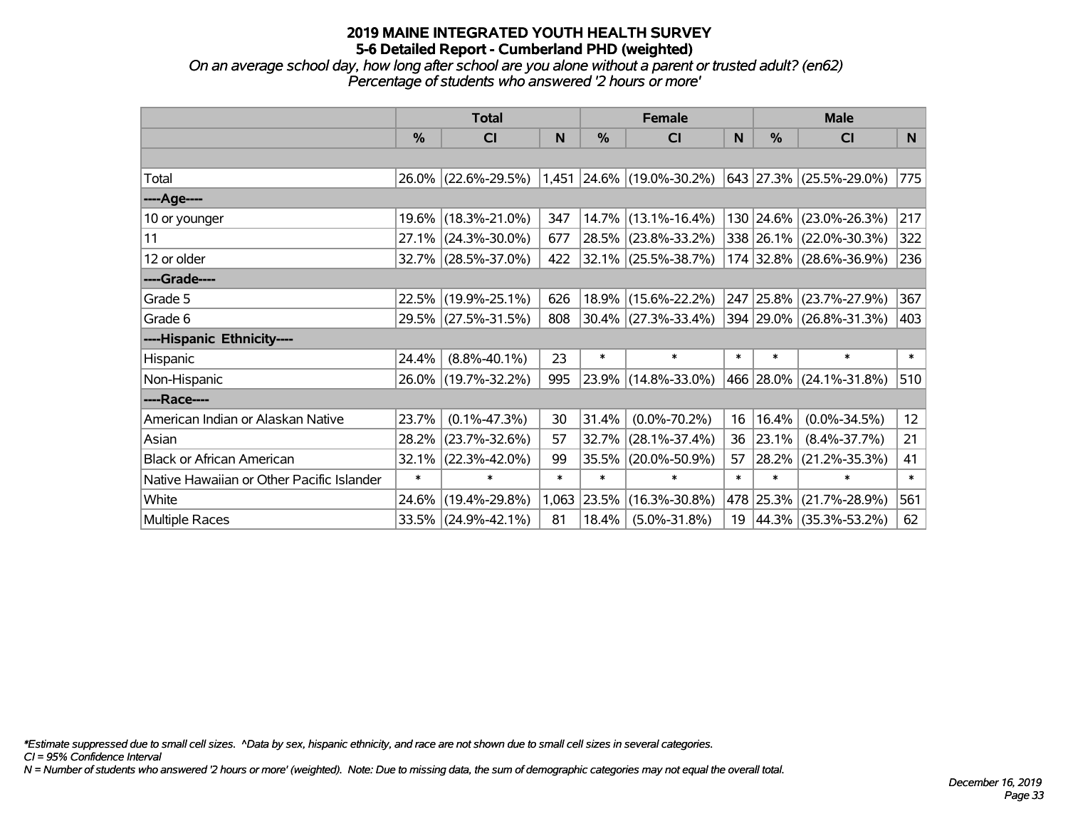# 2019 MAINE INTEGRATED YOUTH HEALTH SURVEY
## 5-6 Detailed Report - Cumberland PHD (weighted)
*On an average school day, how long after school are you alone without a parent or trusted adult? (en62)*
*Percentage of students who answered '2 hours or more'*

| | Total | | | Female | | | Male | | |
|---|---|---|---|---|---|---|---|---|---|
| | % | CI | N | % | CI | N | % | CI | N |
| | | | | | | | | | |
| Total | 26.0% | (22.6%-29.5%) | 1,451 | 24.6% | (19.0%-30.2%) | 643 | 27.3% | (25.5%-29.0%) | 775 |
| ----Age---- | | | | | | | | | |
| 10 or younger | 19.6% | (18.3%-21.0%) | 347 | 14.7% | (13.1%-16.4%) | 130 | 24.6% | (23.0%-26.3%) | 217 |
| 11 | 27.1% | (24.3%-30.0%) | 677 | 28.5% | (23.8%-33.2%) | 338 | 26.1% | (22.0%-30.3%) | 322 |
| 12 or older | 32.7% | (28.5%-37.0%) | 422 | 32.1% | (25.5%-38.7%) | 174 | 32.8% | (28.6%-36.9%) | 236 |
| ----Grade---- | | | | | | | | | |
| Grade 5 | 22.5% | (19.9%-25.1%) | 626 | 18.9% | (15.6%-22.2%) | 247 | 25.8% | (23.7%-27.9%) | 367 |
| Grade 6 | 29.5% | (27.5%-31.5%) | 808 | 30.4% | (27.3%-33.4%) | 394 | 29.0% | (26.8%-31.3%) | 403 |
| ----Hispanic Ethnicity---- | | | | | | | | | |
| Hispanic | 24.4% | (8.8%-40.1%) | 23 | * | * | * | * | * | * |
| Non-Hispanic | 26.0% | (19.7%-32.2%) | 995 | 23.9% | (14.8%-33.0%) | 466 | 28.0% | (24.1%-31.8%) | 510 |
| ----Race---- | | | | | | | | | |
| American Indian or Alaskan Native | 23.7% | (0.1%-47.3%) | 30 | 31.4% | (0.0%-70.2%) | 16 | 16.4% | (0.0%-34.5%) | 12 |
| Asian | 28.2% | (23.7%-32.6%) | 57 | 32.7% | (28.1%-37.4%) | 36 | 23.1% | (8.4%-37.7%) | 21 |
| Black or African American | 32.1% | (22.3%-42.0%) | 99 | 35.5% | (20.0%-50.9%) | 57 | 28.2% | (21.2%-35.3%) | 41 |
| Native Hawaiian or Other Pacific Islander | * | * | * | * | * | * | * | * | * |
| White | 24.6% | (19.4%-29.8%) | 1,063 | 23.5% | (16.3%-30.8%) | 478 | 25.3% | (21.7%-28.9%) | 561 |
| Multiple Races | 33.5% | (24.9%-42.1%) | 81 | 18.4% | (5.0%-31.8%) | 19 | 44.3% | (35.3%-53.2%) | 62 |

*Estimate suppressed due to small cell sizes. ^Data by sex, hispanic ethnicity, and race are not shown due to small cell sizes in several categories.
CI = 95% Confidence Interval
N = Number of students who answered '2 hours or more' (weighted). Note: Due to missing data, the sum of demographic categories may not equal the overall total.

December 16, 2019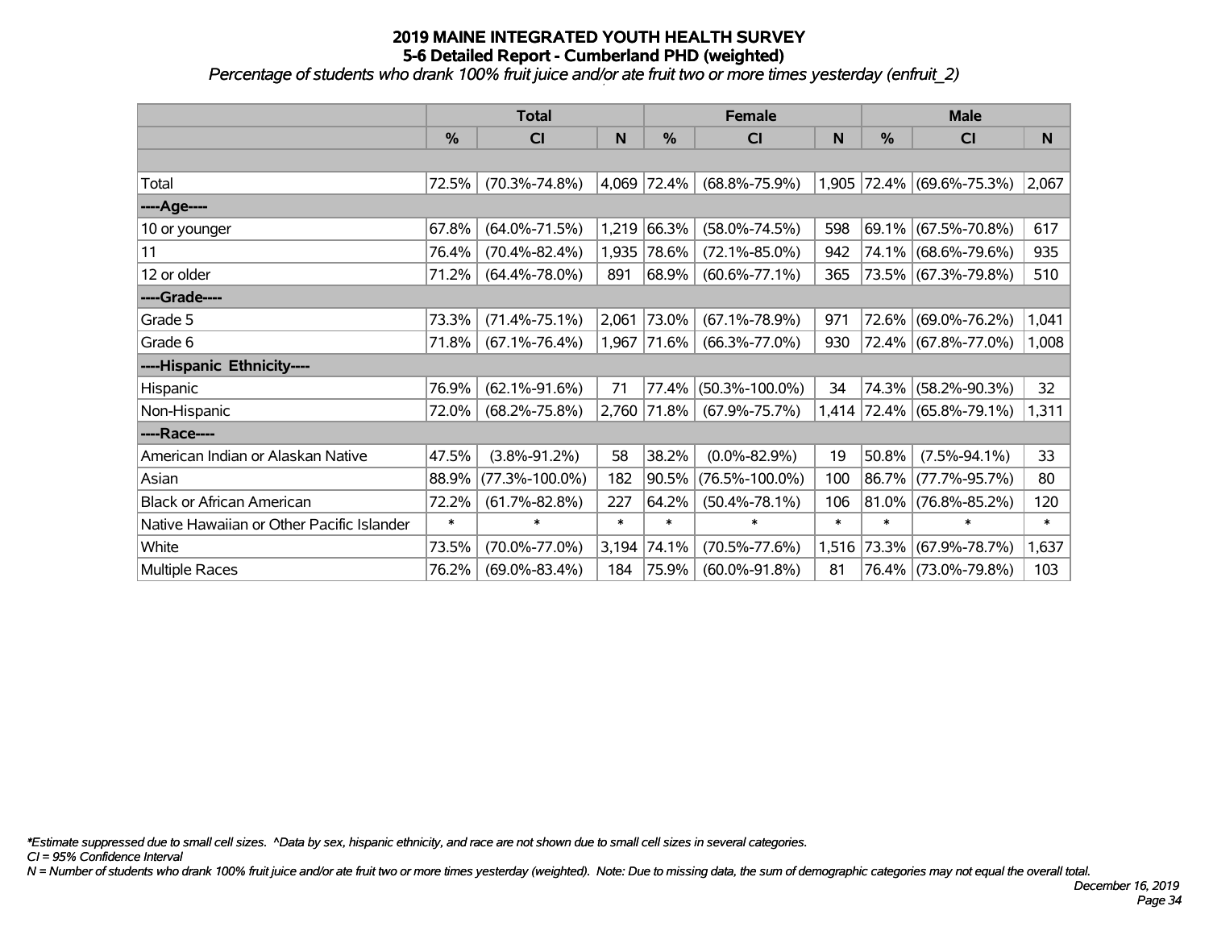# 2019 MAINE INTEGRATED YOUTH HEALTH SURVEY
## 5-6 Detailed Report - Cumberland PHD (weighted)
*Percentage of students who drank 100% fruit juice and/or ate fruit two or more times yesterday (enfruit_2)*

| | Total | | | Female | | | Male | | |
|---|---|---|---|---|---|---|---|---|---|
| | % | CI | N | % | CI | N | % | CI | N |
| Total | 72.5% | (70.3%-74.8%) | 4,069 | 72.4% | (68.8%-75.9%) | 1,905 | 72.4% | (69.6%-75.3%) | 2,067 |
| **----Age----** | | | | | | | | | |
| 10 or younger | 67.8% | (64.0%-71.5%) | 1,219 | 66.3% | (58.0%-74.5%) | 598 | 69.1% | (67.5%-70.8%) | 617 |
| 11 | 76.4% | (70.4%-82.4%) | 1,935 | 78.6% | (72.1%-85.0%) | 942 | 74.1% | (68.6%-79.6%) | 935 |
| 12 or older | 71.2% | (64.4%-78.0%) | 891 | 68.9% | (60.6%-77.1%) | 365 | 73.5% | (67.3%-79.8%) | 510 |
| **----Grade----** | | | | | | | | | |
| Grade 5 | 73.3% | (71.4%-75.1%) | 2,061 | 73.0% | (67.1%-78.9%) | 971 | 72.6% | (69.0%-76.2%) | 1,041 |
| Grade 6 | 71.8% | (67.1%-76.4%) | 1,967 | 71.6% | (66.3%-77.0%) | 930 | 72.4% | (67.8%-77.0%) | 1,008 |
| **----Hispanic Ethnicity----** | | | | | | | | | |
| Hispanic | 76.9% | (62.1%-91.6%) | 71 | 77.4% | (50.3%-100.0%) | 34 | 74.3% | (58.2%-90.3%) | 32 |
| Non-Hispanic | 72.0% | (68.2%-75.8%) | 2,760 | 71.8% | (67.9%-75.7%) | 1,414 | 72.4% | (65.8%-79.1%) | 1,311 |
| **----Race----** | | | | | | | | | |
| American Indian or Alaskan Native | 47.5% | (3.8%-91.2%) | 58 | 38.2% | (0.0%-82.9%) | 19 | 50.8% | (7.5%-94.1%) | 33 |
| Asian | 88.9% | (77.3%-100.0%) | 182 | 90.5% | (76.5%-100.0%) | 100 | 86.7% | (77.7%-95.7%) | 80 |
| Black or African American | 72.2% | (61.7%-82.8%) | 227 | 64.2% | (50.4%-78.1%) | 106 | 81.0% | (76.8%-85.2%) | 120 |
| Native Hawaiian or Other Pacific Islander | * | * | * | * | * | * | * | * | * |
| White | 73.5% | (70.0%-77.0%) | 3,194 | 74.1% | (70.5%-77.6%) | 1,516 | 73.3% | (67.9%-78.7%) | 1,637 |
| Multiple Races | 76.2% | (69.0%-83.4%) | 184 | 75.9% | (60.0%-91.8%) | 81 | 76.4% | (73.0%-79.8%) | 103 |

*\*Estimate suppressed due to small cell sizes. ^Data by sex, hispanic ethnicity, and race are not shown due to small cell sizes in several categories.*
*CI = 95% Confidence Interval*
*N = Number of students who drank 100% fruit juice and/or ate fruit two or more times yesterday (weighted). Note: Due to missing data, the sum of demographic categories may not equal the overall total.*

*December 16, 2019*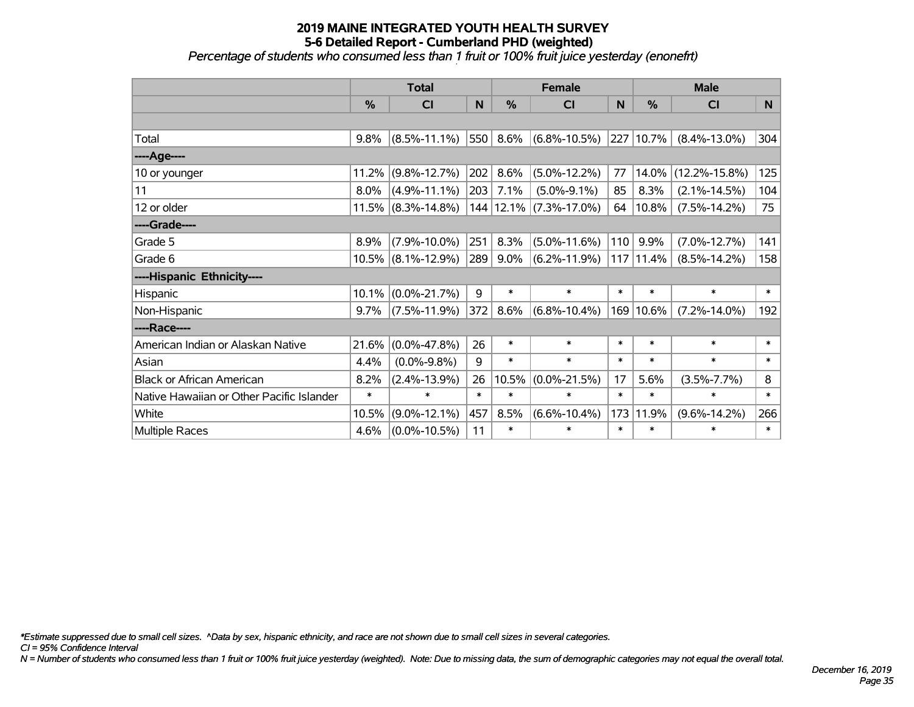# 2019 MAINE INTEGRATED YOUTH HEALTH SURVEY
## 5-6 Detailed Report - Cumberland PHD (weighted)
*Percentage of students who consumed less than 1 fruit or 100% fruit juice yesterday (enonefrt)*

| | Total | | | Female | | | Male | | |
|---|---|---|---|---|---|---|---|---|---|
| | % | CI | N | % | CI | N | % | CI | N |
| | | | | | | | | | |
| Total | 9.8% | (8.5%-11.1%) | 550 | 8.6% | (6.8%-10.5%) | 227 | 10.7% | (8.4%-13.0%) | 304 |
| ----Age---- | | | | | | | | | |
| 10 or younger | 11.2% | (9.8%-12.7%) | 202 | 8.6% | (5.0%-12.2%) | 77 | 14.0% | (12.2%-15.8%) | 125 |
| 11 | 8.0% | (4.9%-11.1%) | 203 | 7.1% | (5.0%-9.1%) | 85 | 8.3% | (2.1%-14.5%) | 104 |
| 12 or older | 11.5% | (8.3%-14.8%) | 144 | 12.1% | (7.3%-17.0%) | 64 | 10.8% | (7.5%-14.2%) | 75 |
| ----Grade---- | | | | | | | | | |
| Grade 5 | 8.9% | (7.9%-10.0%) | 251 | 8.3% | (5.0%-11.6%) | 110 | 9.9% | (7.0%-12.7%) | 141 |
| Grade 6 | 10.5% | (8.1%-12.9%) | 289 | 9.0% | (6.2%-11.9%) | 117 | 11.4% | (8.5%-14.2%) | 158 |
| ----Hispanic Ethnicity---- | | | | | | | | | |
| Hispanic | 10.1% | (0.0%-21.7%) | 9 | * | * | * | * | * | * |
| Non-Hispanic | 9.7% | (7.5%-11.9%) | 372 | 8.6% | (6.8%-10.4%) | 169 | 10.6% | (7.2%-14.0%) | 192 |
| ----Race---- | | | | | | | | | |
| American Indian or Alaskan Native | 21.6% | (0.0%-47.8%) | 26 | * | * | * | * | * | * |
| Asian | 4.4% | (0.0%-9.8%) | 9 | * | * | * | * | * | * |
| Black or African American | 8.2% | (2.4%-13.9%) | 26 | 10.5% | (0.0%-21.5%) | 17 | 5.6% | (3.5%-7.7%) | 8 |
| Native Hawaiian or Other Pacific Islander | * | * | * | * | * | * | * | * | * |
| White | 10.5% | (9.0%-12.1%) | 457 | 8.5% | (6.6%-10.4%) | 173 | 11.9% | (9.6%-14.2%) | 266 |
| Multiple Races | 4.6% | (0.0%-10.5%) | 11 | * | * | * | * | * | * |

*\*Estimate suppressed due to small cell sizes. ^Data by sex, hispanic ethnicity, and race are not shown due to small cell sizes in several categories.*

*CI = 95% Confidence Interval*

*N = Number of students who consumed less than 1 fruit or 100% fruit juice yesterday (weighted). Note: Due to missing data, the sum of demographic categories may not equal the overall total.*

*December 16, 2019*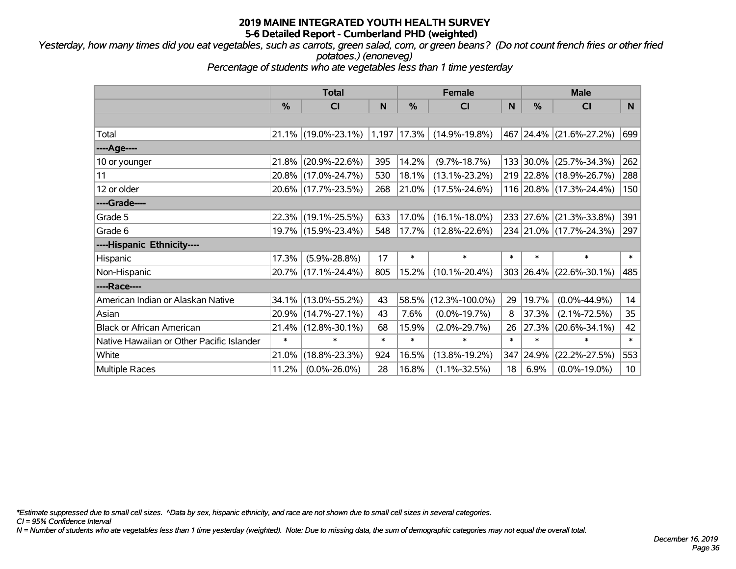# 2019 MAINE INTEGRATED YOUTH HEALTH SURVEY
## 5-6 Detailed Report - Cumberland PHD (weighted)

*Yesterday, how many times did you eat vegetables, such as carrots, green salad, corn, or green beans? (Do not count french fries or other fried potatoes.) (enoneveg)*

*Percentage of students who ate vegetables less than 1 time yesterday*

| | Total | | | Female | | | Male | | |
|---|---|---|---|---|---|---|---|---|---|
| | % | CI | N | % | CI | N | % | CI | N |
| | | | | | | | | | |
| Total | 21.1% | (19.0%-23.1%) | 1,197 | 17.3% | (14.9%-19.8%) | 467 | 24.4% | (21.6%-27.2%) | 699 |
| ----Age---- | | | | | | | | | |
| 10 or younger | 21.8% | (20.9%-22.6%) | 395 | 14.2% | (9.7%-18.7%) | 133 | 30.0% | (25.7%-34.3%) | 262 |
| 11 | 20.8% | (17.0%-24.7%) | 530 | 18.1% | (13.1%-23.2%) | 219 | 22.8% | (18.9%-26.7%) | 288 |
| 12 or older | 20.6% | (17.7%-23.5%) | 268 | 21.0% | (17.5%-24.6%) | 116 | 20.8% | (17.3%-24.4%) | 150 |
| ----Grade---- | | | | | | | | | |
| Grade 5 | 22.3% | (19.1%-25.5%) | 633 | 17.0% | (16.1%-18.0%) | 233 | 27.6% | (21.3%-33.8%) | 391 |
| Grade 6 | 19.7% | (15.9%-23.4%) | 548 | 17.7% | (12.8%-22.6%) | 234 | 21.0% | (17.7%-24.3%) | 297 |
| ----Hispanic Ethnicity---- | | | | | | | | | |
| Hispanic | 17.3% | (5.9%-28.8%) | 17 | * | * | * | * | * | * |
| Non-Hispanic | 20.7% | (17.1%-24.4%) | 805 | 15.2% | (10.1%-20.4%) | 303 | 26.4% | (22.6%-30.1%) | 485 |
| ----Race---- | | | | | | | | | |
| American Indian or Alaskan Native | 34.1% | (13.0%-55.2%) | 43 | 58.5% | (12.3%-100.0%) | 29 | 19.7% | (0.0%-44.9%) | 14 |
| Asian | 20.9% | (14.7%-27.1%) | 43 | 7.6% | (0.0%-19.7%) | 8 | 37.3% | (2.1%-72.5%) | 35 |
| Black or African American | 21.4% | (12.8%-30.1%) | 68 | 15.9% | (2.0%-29.7%) | 26 | 27.3% | (20.6%-34.1%) | 42 |
| Native Hawaiian or Other Pacific Islander | * | * | * | * | * | * | * | * | * |
| White | 21.0% | (18.8%-23.3%) | 924 | 16.5% | (13.8%-19.2%) | 347 | 24.9% | (22.2%-27.5%) | 553 |
| Multiple Races | 11.2% | (0.0%-26.0%) | 28 | 16.8% | (1.1%-32.5%) | 18 | 6.9% | (0.0%-19.0%) | 10 |

*Estimate suppressed due to small cell sizes. ^Data by sex, hispanic ethnicity, and race are not shown due to small cell sizes in several categories.

CI = 95% Confidence Interval

N = Number of students who ate vegetables less than 1 time yesterday (weighted). Note: Due to missing data, the sum of demographic categories may not equal the overall total.

December 16, 2019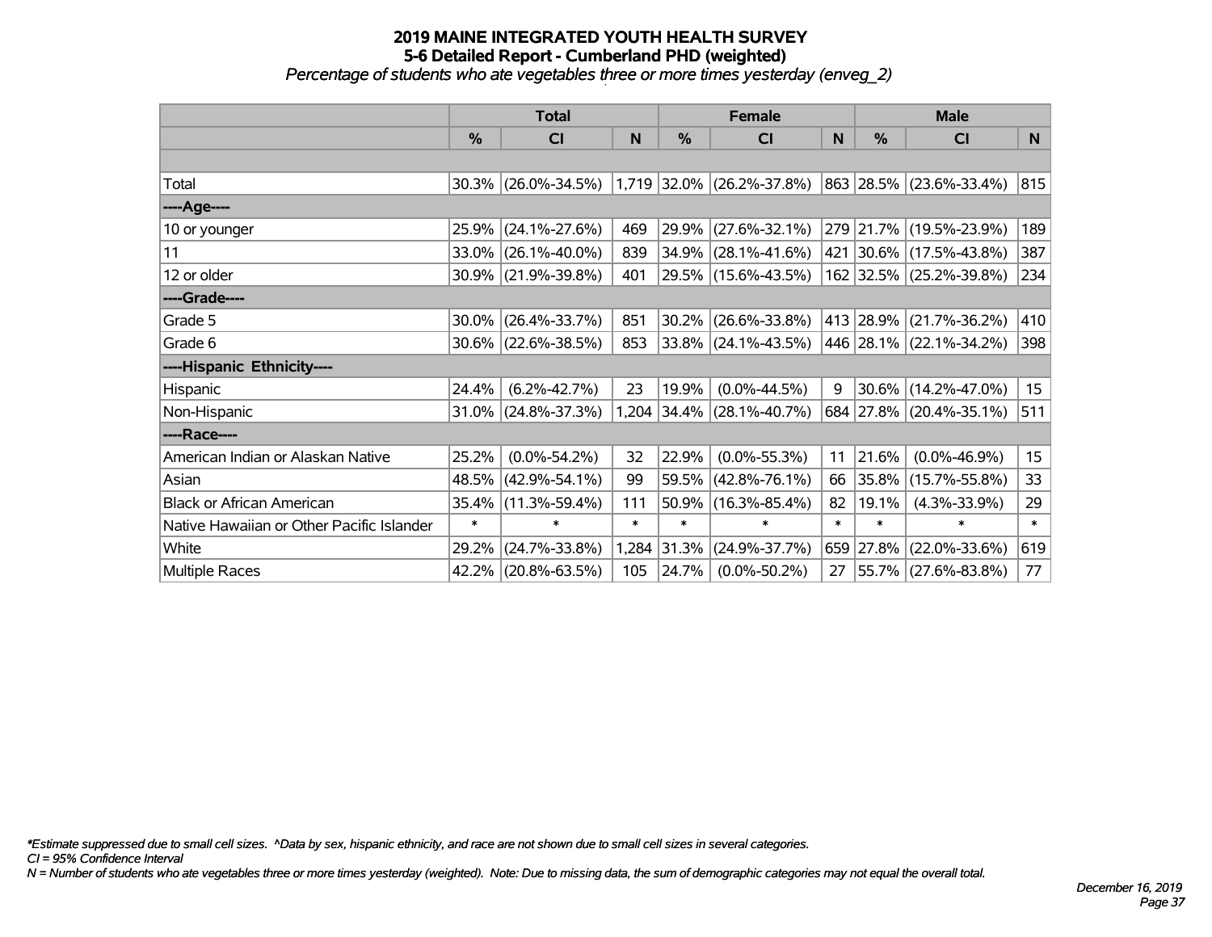# 2019 MAINE INTEGRATED YOUTH HEALTH SURVEY
## 5-6 Detailed Report - Cumberland PHD (weighted)
*Percentage of students who ate vegetables three or more times yesterday (enveg_2)*

| | Total | | | Female | | | Male | | |
|---|---|---|---|---|---|---|---|---|---|
| | % | CI | N | % | CI | N | % | CI | N |
| Total | 30.3% | (26.0%-34.5%) | 1,719 | 32.0% | (26.2%-37.8%) | 863 | 28.5% | (23.6%-33.4%) | 815 |
| ----Age---- | | | | | | | | | |
| 10 or younger | 25.9% | (24.1%-27.6%) | 469 | 29.9% | (27.6%-32.1%) | 279 | 21.7% | (19.5%-23.9%) | 189 |
| 11 | 33.0% | (26.1%-40.0%) | 839 | 34.9% | (28.1%-41.6%) | 421 | 30.6% | (17.5%-43.8%) | 387 |
| 12 or older | 30.9% | (21.9%-39.8%) | 401 | 29.5% | (15.6%-43.5%) | 162 | 32.5% | (25.2%-39.8%) | 234 |
| ----Grade---- | | | | | | | | | |
| Grade 5 | 30.0% | (26.4%-33.7%) | 851 | 30.2% | (26.6%-33.8%) | 413 | 28.9% | (21.7%-36.2%) | 410 |
| Grade 6 | 30.6% | (22.6%-38.5%) | 853 | 33.8% | (24.1%-43.5%) | 446 | 28.1% | (22.1%-34.2%) | 398 |
| ----Hispanic Ethnicity---- | | | | | | | | | |
| Hispanic | 24.4% | (6.2%-42.7%) | 23 | 19.9% | (0.0%-44.5%) | 9 | 30.6% | (14.2%-47.0%) | 15 |
| Non-Hispanic | 31.0% | (24.8%-37.3%) | 1,204 | 34.4% | (28.1%-40.7%) | 684 | 27.8% | (20.4%-35.1%) | 511 |
| ----Race---- | | | | | | | | | |
| American Indian or Alaskan Native | 25.2% | (0.0%-54.2%) | 32 | 22.9% | (0.0%-55.3%) | 11 | 21.6% | (0.0%-46.9%) | 15 |
| Asian | 48.5% | (42.9%-54.1%) | 99 | 59.5% | (42.8%-76.1%) | 66 | 35.8% | (15.7%-55.8%) | 33 |
| Black or African American | 35.4% | (11.3%-59.4%) | 111 | 50.9% | (16.3%-85.4%) | 82 | 19.1% | (4.3%-33.9%) | 29 |
| Native Hawaiian or Other Pacific Islander | * | * | * | * | * | * | * | * | * |
| White | 29.2% | (24.7%-33.8%) | 1,284 | 31.3% | (24.9%-37.7%) | 659 | 27.8% | (22.0%-33.6%) | 619 |
| Multiple Races | 42.2% | (20.8%-63.5%) | 105 | 24.7% | (0.0%-50.2%) | 27 | 55.7% | (27.6%-83.8%) | 77 |

*\*Estimate suppressed due to small cell sizes. ^Data by sex, hispanic ethnicity, and race are not shown due to small cell sizes in several categories.*
*CI = 95% Confidence Interval*
*N = Number of students who ate vegetables three or more times yesterday (weighted). Note: Due to missing data, the sum of demographic categories may not equal the overall total.*

*December 16, 2019*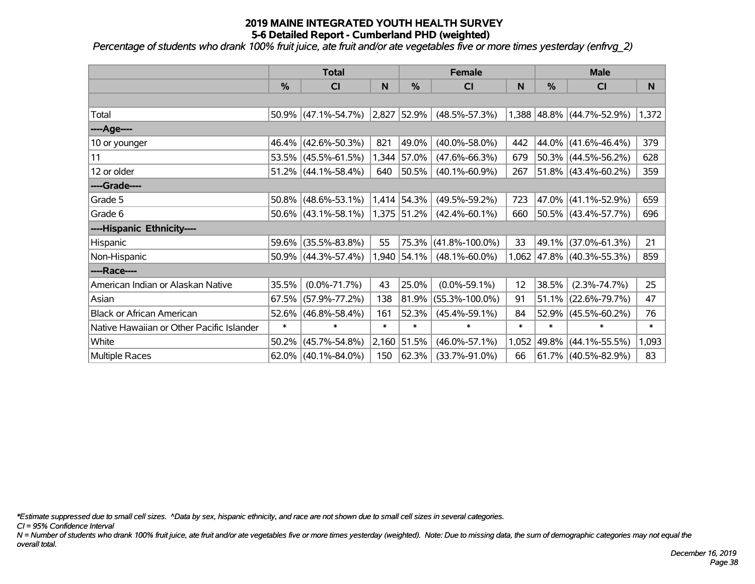# 2019 MAINE INTEGRATED YOUTH HEALTH SURVEY
## 5-6 Detailed Report - Cumberland PHD (weighted)

*Percentage of students who drank 100% fruit juice, ate fruit and/or ate vegetables five or more times yesterday (enfrvg_2)*

| | Total | | | Female | | | Male | | |
|---|---|---|---|---|---|---|---|---|---|
| | % | CI | N | % | CI | N | % | CI | N |
| Total | 50.9% | (47.1%-54.7%) | 2,827 | 52.9% | (48.5%-57.3%) | 1,388 | 48.8% | (44.7%-52.9%) | 1,372 |
| ----Age---- | | | | | | | | | |
| 10 or younger | 46.4% | (42.6%-50.3%) | 821 | 49.0% | (40.0%-58.0%) | 442 | 44.0% | (41.6%-46.4%) | 379 |
| 11 | 53.5% | (45.5%-61.5%) | 1,344 | 57.0% | (47.6%-66.3%) | 679 | 50.3% | (44.5%-56.2%) | 628 |
| 12 or older | 51.2% | (44.1%-58.4%) | 640 | 50.5% | (40.1%-60.9%) | 267 | 51.8% | (43.4%-60.2%) | 359 |
| ----Grade---- | | | | | | | | | |
| Grade 5 | 50.8% | (48.6%-53.1%) | 1,414 | 54.3% | (49.5%-59.2%) | 723 | 47.0% | (41.1%-52.9%) | 659 |
| Grade 6 | 50.6% | (43.1%-58.1%) | 1,375 | 51.2% | (42.4%-60.1%) | 660 | 50.5% | (43.4%-57.7%) | 696 |
| ----Hispanic Ethnicity---- | | | | | | | | | |
| Hispanic | 59.6% | (35.5%-83.8%) | 55 | 75.3% | (41.8%-100.0%) | 33 | 49.1% | (37.0%-61.3%) | 21 |
| Non-Hispanic | 50.9% | (44.3%-57.4%) | 1,940 | 54.1% | (48.1%-60.0%) | 1,062 | 47.8% | (40.3%-55.3%) | 859 |
| ----Race---- | | | | | | | | | |
| American Indian or Alaskan Native | 35.5% | (0.0%-71.7%) | 43 | 25.0% | (0.0%-59.1%) | 12 | 38.5% | (2.3%-74.7%) | 25 |
| Asian | 67.5% | (57.9%-77.2%) | 138 | 81.9% | (55.3%-100.0%) | 91 | 51.1% | (22.6%-79.7%) | 47 |
| Black or African American | 52.6% | (46.8%-58.4%) | 161 | 52.3% | (45.4%-59.1%) | 84 | 52.9% | (45.5%-60.2%) | 76 |
| Native Hawaiian or Other Pacific Islander | * | * | * | * | * | * | * | * | * |
| White | 50.2% | (45.7%-54.8%) | 2,160 | 51.5% | (46.0%-57.1%) | 1,052 | 49.8% | (44.1%-55.5%) | 1,093 |
| Multiple Races | 62.0% | (40.1%-84.0%) | 150 | 62.3% | (33.7%-91.0%) | 66 | 61.7% | (40.5%-82.9%) | 83 |

*\*Estimate suppressed due to small cell sizes. ^Data by sex, hispanic ethnicity, and race are not shown due to small cell sizes in several categories.*

*CI = 95% Confidence Interval*

*N = Number of students who drank 100% fruit juice, ate fruit and/or ate vegetables five or more times yesterday (weighted). Note: Due to missing data, the sum of demographic categories may not equal the overall total.*

*December 16, 2019*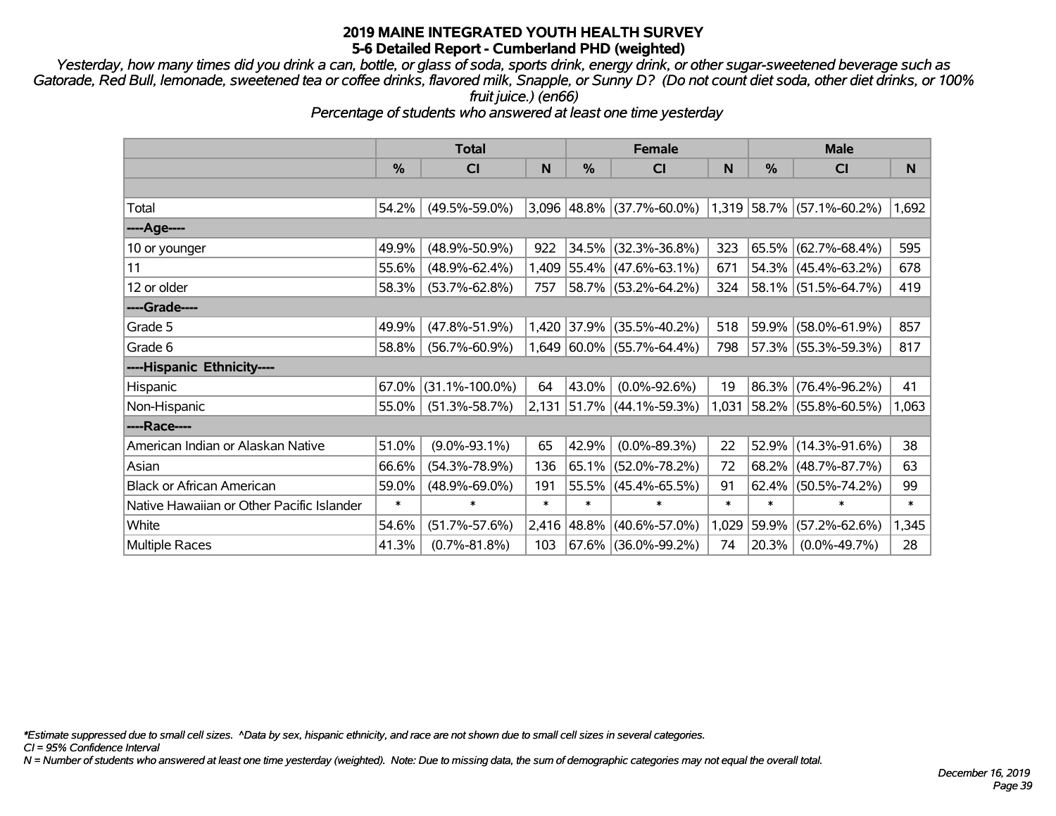# 2019 MAINE INTEGRATED YOUTH HEALTH SURVEY
## 5-6 Detailed Report - Cumberland PHD (weighted)

*Yesterday, how many times did you drink a can, bottle, or glass of soda, sports drink, energy drink, or other sugar-sweetened beverage such as Gatorade, Red Bull, lemonade, sweetened tea or coffee drinks, flavored milk, Snapple, or Sunny D? (Do not count diet soda, other diet drinks, or 100% fruit juice.) (en66)*

*Percentage of students who answered at least one time yesterday*

| | Total | | | Female | | | Male | | |
|---|---|---|---|---|---|---|---|---|---|
| | % | CI | N | % | CI | N | % | CI | N |
| Total | 54.2% | (49.5%-59.0%) | 3,096 | 48.8% | (37.7%-60.0%) | 1,319 | 58.7% | (57.1%-60.2%) | 1,692 |
| ----Age---- | | | | | | | | | |
| 10 or younger | 49.9% | (48.9%-50.9%) | 922 | 34.5% | (32.3%-36.8%) | 323 | 65.5% | (62.7%-68.4%) | 595 |
| 11 | 55.6% | (48.9%-62.4%) | 1,409 | 55.4% | (47.6%-63.1%) | 671 | 54.3% | (45.4%-63.2%) | 678 |
| 12 or older | 58.3% | (53.7%-62.8%) | 757 | 58.7% | (53.2%-64.2%) | 324 | 58.1% | (51.5%-64.7%) | 419 |
| ----Grade---- | | | | | | | | | |
| Grade 5 | 49.9% | (47.8%-51.9%) | 1,420 | 37.9% | (35.5%-40.2%) | 518 | 59.9% | (58.0%-61.9%) | 857 |
| Grade 6 | 58.8% | (56.7%-60.9%) | 1,649 | 60.0% | (55.7%-64.4%) | 798 | 57.3% | (55.3%-59.3%) | 817 |
| ----Hispanic Ethnicity---- | | | | | | | | | |
| Hispanic | 67.0% | (31.1%-100.0%) | 64 | 43.0% | (0.0%-92.6%) | 19 | 86.3% | (76.4%-96.2%) | 41 |
| Non-Hispanic | 55.0% | (51.3%-58.7%) | 2,131 | 51.7% | (44.1%-59.3%) | 1,031 | 58.2% | (55.8%-60.5%) | 1,063 |
| ----Race---- | | | | | | | | | |
| American Indian or Alaskan Native | 51.0% | (9.0%-93.1%) | 65 | 42.9% | (0.0%-89.3%) | 22 | 52.9% | (14.3%-91.6%) | 38 |
| Asian | 66.6% | (54.3%-78.9%) | 136 | 65.1% | (52.0%-78.2%) | 72 | 68.2% | (48.7%-87.7%) | 63 |
| Black or African American | 59.0% | (48.9%-69.0%) | 191 | 55.5% | (45.4%-65.5%) | 91 | 62.4% | (50.5%-74.2%) | 99 |
| Native Hawaiian or Other Pacific Islander | * | * | * | * | * | * | * | * | * |
| White | 54.6% | (51.7%-57.6%) | 2,416 | 48.8% | (40.6%-57.0%) | 1,029 | 59.9% | (57.2%-62.6%) | 1,345 |
| Multiple Races | 41.3% | (0.7%-81.8%) | 103 | 67.6% | (36.0%-99.2%) | 74 | 20.3% | (0.0%-49.7%) | 28 |

*\*Estimate suppressed due to small cell sizes. ^Data by sex, hispanic ethnicity, and race are not shown due to small cell sizes in several categories.*

*CI = 95% Confidence Interval*

*N = Number of students who answered at least one time yesterday (weighted). Note: Due to missing data, the sum of demographic categories may not equal the overall total.*

*December 16, 2019*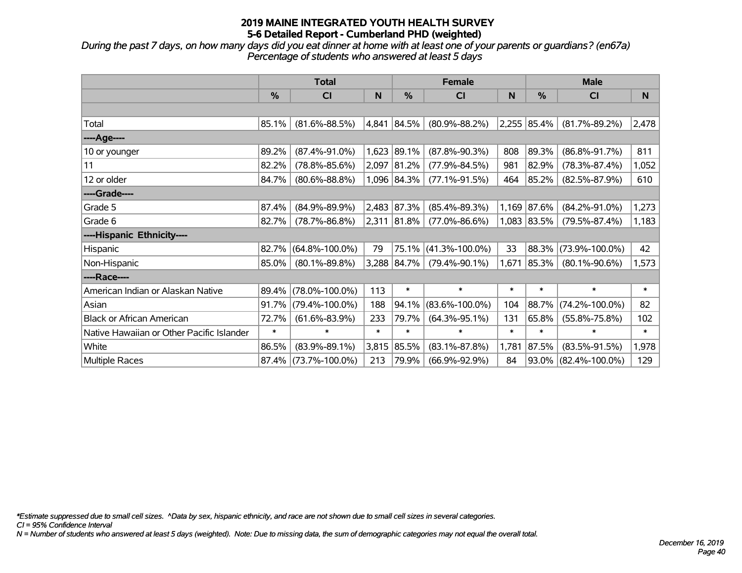# 2019 MAINE INTEGRATED YOUTH HEALTH SURVEY
## 5-6 Detailed Report - Cumberland PHD (weighted)

*During the past 7 days, on how many days did you eat dinner at home with at least one of your parents or guardians? (en67a)*
*Percentage of students who answered at least 5 days*

| | Total | | | Female | | | Male | | |
|---|---|---|---|---|---|---|---|---|---|
| | % | CI | N | % | CI | N | % | CI | N |
| | | | | | | | | | |
| Total | 85.1% | (81.6%-88.5%) | 4,841 | 84.5% | (80.9%-88.2%) | 2,255 | 85.4% | (81.7%-89.2%) | 2,478 |
| ----Age---- | | | | | | | | | |
| 10 or younger | 89.2% | (87.4%-91.0%) | 1,623 | 89.1% | (87.8%-90.3%) | 808 | 89.3% | (86.8%-91.7%) | 811 |
| 11 | 82.2% | (78.8%-85.6%) | 2,097 | 81.2% | (77.9%-84.5%) | 981 | 82.9% | (78.3%-87.4%) | 1,052 |
| 12 or older | 84.7% | (80.6%-88.8%) | 1,096 | 84.3% | (77.1%-91.5%) | 464 | 85.2% | (82.5%-87.9%) | 610 |
| ----Grade---- | | | | | | | | | |
| Grade 5 | 87.4% | (84.9%-89.9%) | 2,483 | 87.3% | (85.4%-89.3%) | 1,169 | 87.6% | (84.2%-91.0%) | 1,273 |
| Grade 6 | 82.7% | (78.7%-86.8%) | 2,311 | 81.8% | (77.0%-86.6%) | 1,083 | 83.5% | (79.5%-87.4%) | 1,183 |
| ----Hispanic Ethnicity---- | | | | | | | | | |
| Hispanic | 82.7% | (64.8%-100.0%) | 79 | 75.1% | (41.3%-100.0%) | 33 | 88.3% | (73.9%-100.0%) | 42 |
| Non-Hispanic | 85.0% | (80.1%-89.8%) | 3,288 | 84.7% | (79.4%-90.1%) | 1,671 | 85.3% | (80.1%-90.6%) | 1,573 |
| ----Race---- | | | | | | | | | |
| American Indian or Alaskan Native | 89.4% | (78.0%-100.0%) | 113 | * | * | * | * | * | * |
| Asian | 91.7% | (79.4%-100.0%) | 188 | 94.1% | (83.6%-100.0%) | 104 | 88.7% | (74.2%-100.0%) | 82 |
| Black or African American | 72.7% | (61.6%-83.9%) | 233 | 79.7% | (64.3%-95.1%) | 131 | 65.8% | (55.8%-75.8%) | 102 |
| Native Hawaiian or Other Pacific Islander | * | * | * | * | * | * | * | * | * |
| White | 86.5% | (83.9%-89.1%) | 3,815 | 85.5% | (83.1%-87.8%) | 1,781 | 87.5% | (83.5%-91.5%) | 1,978 |
| Multiple Races | 87.4% | (73.7%-100.0%) | 213 | 79.9% | (66.9%-92.9%) | 84 | 93.0% | (82.4%-100.0%) | 129 |

*\*Estimate suppressed due to small cell sizes. ^Data by sex, hispanic ethnicity, and race are not shown due to small cell sizes in several categories.*
*CI = 95% Confidence Interval*
*N = Number of students who answered at least 5 days (weighted). Note: Due to missing data, the sum of demographic categories may not equal the overall total.*

*December 16, 2019*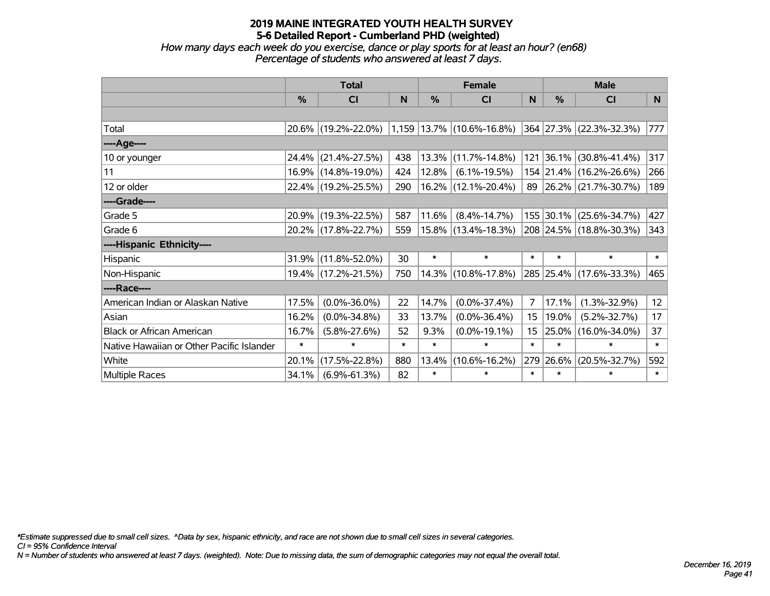# 2019 MAINE INTEGRATED YOUTH HEALTH SURVEY
## 5-6 Detailed Report - Cumberland PHD (weighted)
*How many days each week do you exercise, dance or play sports for at least an hour? (en68)*
*Percentage of students who answered at least 7 days.*

| | Total | | | Female | | | Male | | |
|---|---|---|---|---|---|---|---|---|---|
| | % | CI | N | % | CI | N | % | CI | N |
| | | | | | | | | | |
| Total | 20.6% | (19.2%-22.0%) | 1,159 | 13.7% | (10.6%-16.8%) | 364 | 27.3% | (22.3%-32.3%) | 777 |
| ----Age---- | | | | | | | | | |
| 10 or younger | 24.4% | (21.4%-27.5%) | 438 | 13.3% | (11.7%-14.8%) | 121 | 36.1% | (30.8%-41.4%) | 317 |
| 11 | 16.9% | (14.8%-19.0%) | 424 | 12.8% | (6.1%-19.5%) | 154 | 21.4% | (16.2%-26.6%) | 266 |
| 12 or older | 22.4% | (19.2%-25.5%) | 290 | 16.2% | (12.1%-20.4%) | 89 | 26.2% | (21.7%-30.7%) | 189 |
| ----Grade---- | | | | | | | | | |
| Grade 5 | 20.9% | (19.3%-22.5%) | 587 | 11.6% | (8.4%-14.7%) | 155 | 30.1% | (25.6%-34.7%) | 427 |
| Grade 6 | 20.2% | (17.8%-22.7%) | 559 | 15.8% | (13.4%-18.3%) | 208 | 24.5% | (18.8%-30.3%) | 343 |
| ----Hispanic Ethnicity---- | | | | | | | | | |
| Hispanic | 31.9% | (11.8%-52.0%) | 30 | * | * | * | * | * | * |
| Non-Hispanic | 19.4% | (17.2%-21.5%) | 750 | 14.3% | (10.8%-17.8%) | 285 | 25.4% | (17.6%-33.3%) | 465 |
| ----Race---- | | | | | | | | | |
| American Indian or Alaskan Native | 17.5% | (0.0%-36.0%) | 22 | 14.7% | (0.0%-37.4%) | 7 | 17.1% | (1.3%-32.9%) | 12 |
| Asian | 16.2% | (0.0%-34.8%) | 33 | 13.7% | (0.0%-36.4%) | 15 | 19.0% | (5.2%-32.7%) | 17 |
| Black or African American | 16.7% | (5.8%-27.6%) | 52 | 9.3% | (0.0%-19.1%) | 15 | 25.0% | (16.0%-34.0%) | 37 |
| Native Hawaiian or Other Pacific Islander | * | * | * | * | * | * | * | * | * |
| White | 20.1% | (17.5%-22.8%) | 880 | 13.4% | (10.6%-16.2%) | 279 | 26.6% | (20.5%-32.7%) | 592 |
| Multiple Races | 34.1% | (6.9%-61.3%) | 82 | * | * | * | * | * | * |

*Estimate suppressed due to small cell sizes. ^Data by sex, hispanic ethnicity, and race are not shown due to small cell sizes in several categories.
CI = 95% Confidence Interval
N = Number of students who answered at least 7 days. (weighted). Note: Due to missing data, the sum of demographic categories may not equal the overall total.

December 16, 2019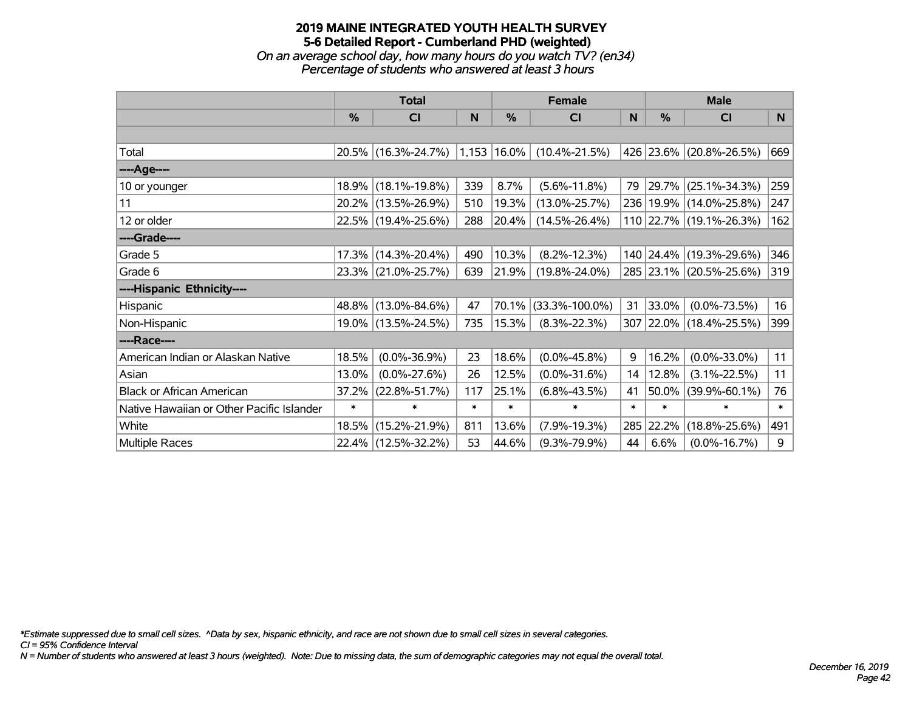# 2019 MAINE INTEGRATED YOUTH HEALTH SURVEY
## 5-6 Detailed Report - Cumberland PHD (weighted)
*On an average school day, how many hours do you watch TV? (en34)*
*Percentage of students who answered at least 3 hours*

| | Total | | | Female | | | Male | | |
|---|---|---|---|---|---|---|---|---|---|
| | % | CI | N | % | CI | N | % | CI | N |
| | | | | | | | | | |
| Total | 20.5% | (16.3%-24.7%) | 1,153 | 16.0% | (10.4%-21.5%) | 426 | 23.6% | (20.8%-26.5%) | 669 |
| ----Age---- | | | | | | | | | |
| 10 or younger | 18.9% | (18.1%-19.8%) | 339 | 8.7% | (5.6%-11.8%) | 79 | 29.7% | (25.1%-34.3%) | 259 |
| 11 | 20.2% | (13.5%-26.9%) | 510 | 19.3% | (13.0%-25.7%) | 236 | 19.9% | (14.0%-25.8%) | 247 |
| 12 or older | 22.5% | (19.4%-25.6%) | 288 | 20.4% | (14.5%-26.4%) | 110 | 22.7% | (19.1%-26.3%) | 162 |
| ----Grade---- | | | | | | | | | |
| Grade 5 | 17.3% | (14.3%-20.4%) | 490 | 10.3% | (8.2%-12.3%) | 140 | 24.4% | (19.3%-29.6%) | 346 |
| Grade 6 | 23.3% | (21.0%-25.7%) | 639 | 21.9% | (19.8%-24.0%) | 285 | 23.1% | (20.5%-25.6%) | 319 |
| ----Hispanic Ethnicity---- | | | | | | | | | |
| Hispanic | 48.8% | (13.0%-84.6%) | 47 | 70.1% | (33.3%-100.0%) | 31 | 33.0% | (0.0%-73.5%) | 16 |
| Non-Hispanic | 19.0% | (13.5%-24.5%) | 735 | 15.3% | (8.3%-22.3%) | 307 | 22.0% | (18.4%-25.5%) | 399 |
| ----Race---- | | | | | | | | | |
| American Indian or Alaskan Native | 18.5% | (0.0%-36.9%) | 23 | 18.6% | (0.0%-45.8%) | 9 | 16.2% | (0.0%-33.0%) | 11 |
| Asian | 13.0% | (0.0%-27.6%) | 26 | 12.5% | (0.0%-31.6%) | 14 | 12.8% | (3.1%-22.5%) | 11 |
| Black or African American | 37.2% | (22.8%-51.7%) | 117 | 25.1% | (6.8%-43.5%) | 41 | 50.0% | (39.9%-60.1%) | 76 |
| Native Hawaiian or Other Pacific Islander | * | * | * | * | * | * | * | * | * |
| White | 18.5% | (15.2%-21.9%) | 811 | 13.6% | (7.9%-19.3%) | 285 | 22.2% | (18.8%-25.6%) | 491 |
| Multiple Races | 22.4% | (12.5%-32.2%) | 53 | 44.6% | (9.3%-79.9%) | 44 | 6.6% | (0.0%-16.7%) | 9 |

*\*Estimate suppressed due to small cell sizes. ^Data by sex, hispanic ethnicity, and race are not shown due to small cell sizes in several categories.*
*CI = 95% Confidence Interval*
*N = Number of students who answered at least 3 hours (weighted). Note: Due to missing data, the sum of demographic categories may not equal the overall total.*

*December 16, 2019*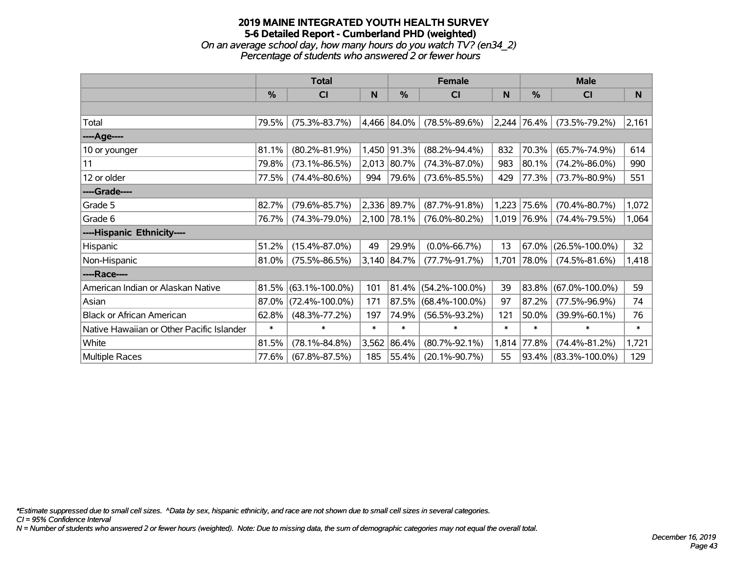# 2019 MAINE INTEGRATED YOUTH HEALTH SURVEY

## 5-6 Detailed Report - Cumberland PHD (weighted)

*On an average school day, how many hours do you watch TV? (en34_2)*

*Percentage of students who answered 2 or fewer hours*

| | Total | | | Female | | | Male | | |
|---|---|---|---|---|---|---|---|---|---|
| | % | CI | N | % | CI | N | % | CI | N |
| Total | 79.5% | (75.3%-83.7%) | 4,466 | 84.0% | (78.5%-89.6%) | 2,244 | 76.4% | (73.5%-79.2%) | 2,161 |
| ----Age---- | | | | | | | | | |
| 10 or younger | 81.1% | (80.2%-81.9%) | 1,450 | 91.3% | (88.2%-94.4%) | 832 | 70.3% | (65.7%-74.9%) | 614 |
| 11 | 79.8% | (73.1%-86.5%) | 2,013 | 80.7% | (74.3%-87.0%) | 983 | 80.1% | (74.2%-86.0%) | 990 |
| 12 or older | 77.5% | (74.4%-80.6%) | 994 | 79.6% | (73.6%-85.5%) | 429 | 77.3% | (73.7%-80.9%) | 551 |
| ----Grade---- | | | | | | | | | |
| Grade 5 | 82.7% | (79.6%-85.7%) | 2,336 | 89.7% | (87.7%-91.8%) | 1,223 | 75.6% | (70.4%-80.7%) | 1,072 |
| Grade 6 | 76.7% | (74.3%-79.0%) | 2,100 | 78.1% | (76.0%-80.2%) | 1,019 | 76.9% | (74.4%-79.5%) | 1,064 |
| ----Hispanic Ethnicity---- | | | | | | | | | |
| Hispanic | 51.2% | (15.4%-87.0%) | 49 | 29.9% | (0.0%-66.7%) | 13 | 67.0% | (26.5%-100.0%) | 32 |
| Non-Hispanic | 81.0% | (75.5%-86.5%) | 3,140 | 84.7% | (77.7%-91.7%) | 1,701 | 78.0% | (74.5%-81.6%) | 1,418 |
| ----Race---- | | | | | | | | | |
| American Indian or Alaskan Native | 81.5% | (63.1%-100.0%) | 101 | 81.4% | (54.2%-100.0%) | 39 | 83.8% | (67.0%-100.0%) | 59 |
| Asian | 87.0% | (72.4%-100.0%) | 171 | 87.5% | (68.4%-100.0%) | 97 | 87.2% | (77.5%-96.9%) | 74 |
| Black or African American | 62.8% | (48.3%-77.2%) | 197 | 74.9% | (56.5%-93.2%) | 121 | 50.0% | (39.9%-60.1%) | 76 |
| Native Hawaiian or Other Pacific Islander | * | * | * | * | * | * | * | * | * |
| White | 81.5% | (78.1%-84.8%) | 3,562 | 86.4% | (80.7%-92.1%) | 1,814 | 77.8% | (74.4%-81.2%) | 1,721 |
| Multiple Races | 77.6% | (67.8%-87.5%) | 185 | 55.4% | (20.1%-90.7%) | 55 | 93.4% | (83.3%-100.0%) | 129 |

*\*Estimate suppressed due to small cell sizes. ^Data by sex, hispanic ethnicity, and race are not shown due to small cell sizes in several categories.*

*CI = 95% Confidence Interval*

*N = Number of students who answered 2 or fewer hours (weighted). Note: Due to missing data, the sum of demographic categories may not equal the overall total.*

*December 16, 2019*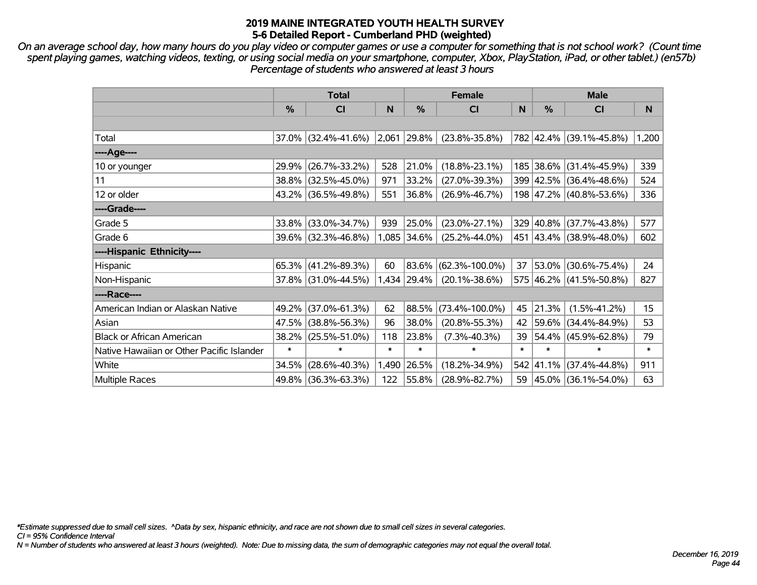# 2019 MAINE INTEGRATED YOUTH HEALTH SURVEY
## 5-6 Detailed Report - Cumberland PHD (weighted)

*On an average school day, how many hours do you play video or computer games or use a computer for something that is not school work? (Count time spent playing games, watching videos, texting, or using social media on your smartphone, computer, Xbox, PlayStation, iPad, or other tablet.) (en57b)*
*Percentage of students who answered at least 3 hours*

| | Total | | | Female | | | Male | | |
|---|---|---|---|---|---|---|---|---|---|
| | % | CI | N | % | CI | N | % | CI | N |
| | | | | | | | | | |
| Total | 37.0% | (32.4%-41.6%) | 2,061 | 29.8% | (23.8%-35.8%) | 782 | 42.4% | (39.1%-45.8%) | 1,200 |
| ----Age---- | | | | | | | | | |
| 10 or younger | 29.9% | (26.7%-33.2%) | 528 | 21.0% | (18.8%-23.1%) | 185 | 38.6% | (31.4%-45.9%) | 339 |
| 11 | 38.8% | (32.5%-45.0%) | 971 | 33.2% | (27.0%-39.3%) | 399 | 42.5% | (36.4%-48.6%) | 524 |
| 12 or older | 43.2% | (36.5%-49.8%) | 551 | 36.8% | (26.9%-46.7%) | 198 | 47.2% | (40.8%-53.6%) | 336 |
| ----Grade---- | | | | | | | | | |
| Grade 5 | 33.8% | (33.0%-34.7%) | 939 | 25.0% | (23.0%-27.1%) | 329 | 40.8% | (37.7%-43.8%) | 577 |
| Grade 6 | 39.6% | (32.3%-46.8%) | 1,085 | 34.6% | (25.2%-44.0%) | 451 | 43.4% | (38.9%-48.0%) | 602 |
| ----Hispanic Ethnicity---- | | | | | | | | | |
| Hispanic | 65.3% | (41.2%-89.3%) | 60 | 83.6% | (62.3%-100.0%) | 37 | 53.0% | (30.6%-75.4%) | 24 |
| Non-Hispanic | 37.8% | (31.0%-44.5%) | 1,434 | 29.4% | (20.1%-38.6%) | 575 | 46.2% | (41.5%-50.8%) | 827 |
| ----Race---- | | | | | | | | | |
| American Indian or Alaskan Native | 49.2% | (37.0%-61.3%) | 62 | 88.5% | (73.4%-100.0%) | 45 | 21.3% | (1.5%-41.2%) | 15 |
| Asian | 47.5% | (38.8%-56.3%) | 96 | 38.0% | (20.8%-55.3%) | 42 | 59.6% | (34.4%-84.9%) | 53 |
| Black or African American | 38.2% | (25.5%-51.0%) | 118 | 23.8% | (7.3%-40.3%) | 39 | 54.4% | (45.9%-62.8%) | 79 |
| Native Hawaiian or Other Pacific Islander | * | * | * | * | * | * | * | * | * |
| White | 34.5% | (28.6%-40.3%) | 1,490 | 26.5% | (18.2%-34.9%) | 542 | 41.1% | (37.4%-44.8%) | 911 |
| Multiple Races | 49.8% | (36.3%-63.3%) | 122 | 55.8% | (28.9%-82.7%) | 59 | 45.0% | (36.1%-54.0%) | 63 |

*\*Estimate suppressed due to small cell sizes. ^Data by sex, hispanic ethnicity, and race are not shown due to small cell sizes in several categories.*
*CI = 95% Confidence Interval*
*N = Number of students who answered at least 3 hours (weighted). Note: Due to missing data, the sum of demographic categories may not equal the overall total.*

*December 16, 2019*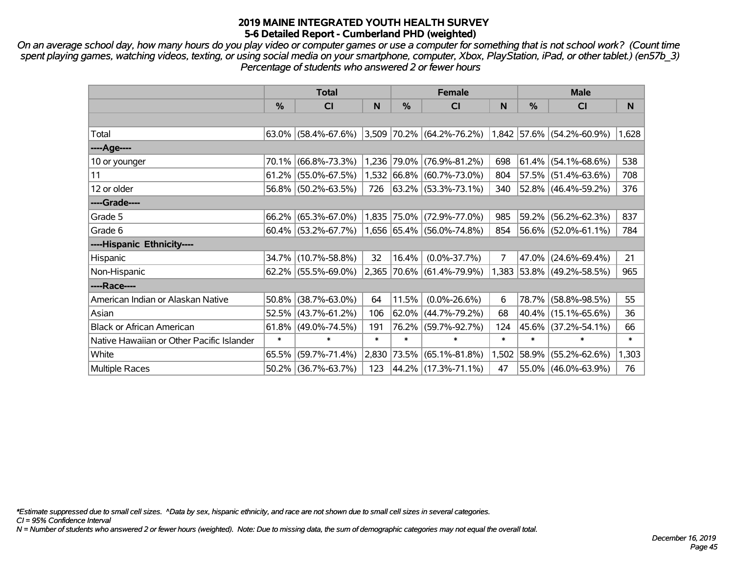# 2019 MAINE INTEGRATED YOUTH HEALTH SURVEY
## 5-6 Detailed Report - Cumberland PHD (weighted)

*On an average school day, how many hours do you play video or computer games or use a computer for something that is not school work? (Count time spent playing games, watching videos, texting, or using social media on your smartphone, computer, Xbox, PlayStation, iPad, or other tablet.) (en57b_3)*
*Percentage of students who answered 2 or fewer hours*

| | Total | | | Female | | | Male | | |
|---|---|---|---|---|---|---|---|---|---|
| | % | CI | N | % | CI | N | % | CI | N |
| Total | 63.0% | (58.4%-67.6%) | 3,509 | 70.2% | (64.2%-76.2%) | 1,842 | 57.6% | (54.2%-60.9%) | 1,628 |
| ----Age---- | | | | | | | | | |
| 10 or younger | 70.1% | (66.8%-73.3%) | 1,236 | 79.0% | (76.9%-81.2%) | 698 | 61.4% | (54.1%-68.6%) | 538 |
| 11 | 61.2% | (55.0%-67.5%) | 1,532 | 66.8% | (60.7%-73.0%) | 804 | 57.5% | (51.4%-63.6%) | 708 |
| 12 or older | 56.8% | (50.2%-63.5%) | 726 | 63.2% | (53.3%-73.1%) | 340 | 52.8% | (46.4%-59.2%) | 376 |
| ----Grade---- | | | | | | | | | |
| Grade 5 | 66.2% | (65.3%-67.0%) | 1,835 | 75.0% | (72.9%-77.0%) | 985 | 59.2% | (56.2%-62.3%) | 837 |
| Grade 6 | 60.4% | (53.2%-67.7%) | 1,656 | 65.4% | (56.0%-74.8%) | 854 | 56.6% | (52.0%-61.1%) | 784 |
| ----Hispanic Ethnicity---- | | | | | | | | | |
| Hispanic | 34.7% | (10.7%-58.8%) | 32 | 16.4% | (0.0%-37.7%) | 7 | 47.0% | (24.6%-69.4%) | 21 |
| Non-Hispanic | 62.2% | (55.5%-69.0%) | 2,365 | 70.6% | (61.4%-79.9%) | 1,383 | 53.8% | (49.2%-58.5%) | 965 |
| ----Race---- | | | | | | | | | |
| American Indian or Alaskan Native | 50.8% | (38.7%-63.0%) | 64 | 11.5% | (0.0%-26.6%) | 6 | 78.7% | (58.8%-98.5%) | 55 |
| Asian | 52.5% | (43.7%-61.2%) | 106 | 62.0% | (44.7%-79.2%) | 68 | 40.4% | (15.1%-65.6%) | 36 |
| Black or African American | 61.8% | (49.0%-74.5%) | 191 | 76.2% | (59.7%-92.7%) | 124 | 45.6% | (37.2%-54.1%) | 66 |
| Native Hawaiian or Other Pacific Islander | * | * | * | * | * | * | * | * | * |
| White | 65.5% | (59.7%-71.4%) | 2,830 | 73.5% | (65.1%-81.8%) | 1,502 | 58.9% | (55.2%-62.6%) | 1,303 |
| Multiple Races | 50.2% | (36.7%-63.7%) | 123 | 44.2% | (17.3%-71.1%) | 47 | 55.0% | (46.0%-63.9%) | 76 |

*Estimate suppressed due to small cell sizes. ^Data by sex, hispanic ethnicity, and race are not shown due to small cell sizes in several categories.
CI = 95% Confidence Interval
N = Number of students who answered 2 or fewer hours (weighted). Note: Due to missing data, the sum of demographic categories may not equal the overall total.

December 16, 2019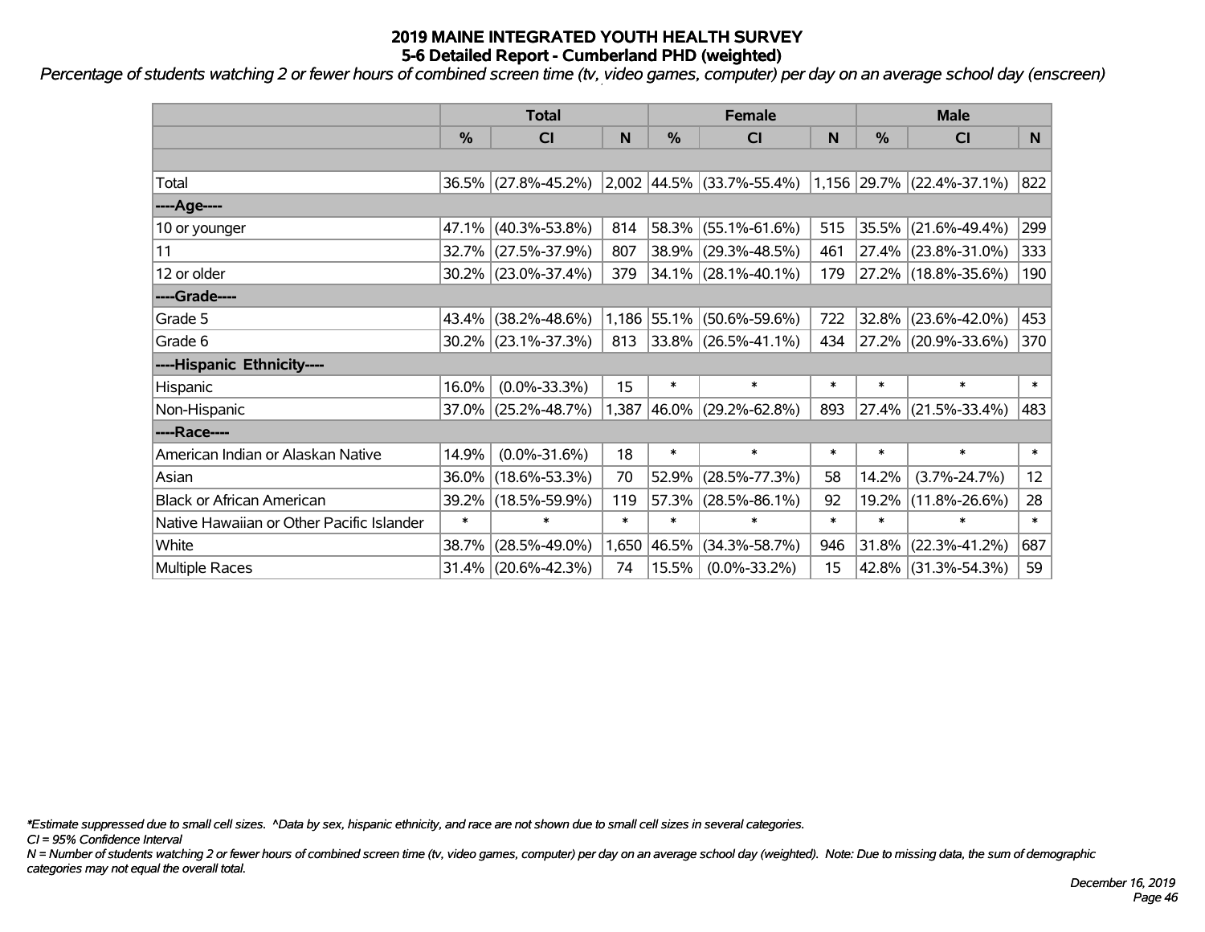# 2019 MAINE INTEGRATED YOUTH HEALTH SURVEY
## 5-6 Detailed Report - Cumberland PHD (weighted)

*Percentage of students watching 2 or fewer hours of combined screen time (tv, video games, computer) per day on an average school day (enscreen)*

| | Total | | | Female | | | Male | | |
|---|---|---|---|---|---|---|---|---|---|
| | % | CI | N | % | CI | N | % | CI | N |
| | | | | | | | | | |
| Total | 36.5% | (27.8%-45.2%) | 2,002 | 44.5% | (33.7%-55.4%) | 1,156 | 29.7% | (22.4%-37.1%) | 822 |
| ----Age---- | | | | | | | | | |
| 10 or younger | 47.1% | (40.3%-53.8%) | 814 | 58.3% | (55.1%-61.6%) | 515 | 35.5% | (21.6%-49.4%) | 299 |
| 11 | 32.7% | (27.5%-37.9%) | 807 | 38.9% | (29.3%-48.5%) | 461 | 27.4% | (23.8%-31.0%) | 333 |
| 12 or older | 30.2% | (23.0%-37.4%) | 379 | 34.1% | (28.1%-40.1%) | 179 | 27.2% | (18.8%-35.6%) | 190 |
| ----Grade---- | | | | | | | | | |
| Grade 5 | 43.4% | (38.2%-48.6%) | 1,186 | 55.1% | (50.6%-59.6%) | 722 | 32.8% | (23.6%-42.0%) | 453 |
| Grade 6 | 30.2% | (23.1%-37.3%) | 813 | 33.8% | (26.5%-41.1%) | 434 | 27.2% | (20.9%-33.6%) | 370 |
| ----Hispanic Ethnicity---- | | | | | | | | | |
| Hispanic | 16.0% | (0.0%-33.3%) | 15 | * | * | * | * | * | * |
| Non-Hispanic | 37.0% | (25.2%-48.7%) | 1,387 | 46.0% | (29.2%-62.8%) | 893 | 27.4% | (21.5%-33.4%) | 483 |
| ----Race---- | | | | | | | | | |
| American Indian or Alaskan Native | 14.9% | (0.0%-31.6%) | 18 | * | * | * | * | * | * |
| Asian | 36.0% | (18.6%-53.3%) | 70 | 52.9% | (28.5%-77.3%) | 58 | 14.2% | (3.7%-24.7%) | 12 |
| Black or African American | 39.2% | (18.5%-59.9%) | 119 | 57.3% | (28.5%-86.1%) | 92 | 19.2% | (11.8%-26.6%) | 28 |
| Native Hawaiian or Other Pacific Islander | * | * | * | * | * | * | * | * | * |
| White | 38.7% | (28.5%-49.0%) | 1,650 | 46.5% | (34.3%-58.7%) | 946 | 31.8% | (22.3%-41.2%) | 687 |
| Multiple Races | 31.4% | (20.6%-42.3%) | 74 | 15.5% | (0.0%-33.2%) | 15 | 42.8% | (31.3%-54.3%) | 59 |

*\*Estimate suppressed due to small cell sizes. ^Data by sex, hispanic ethnicity, and race are not shown due to small cell sizes in several categories.*

*CI = 95% Confidence Interval*

*N = Number of students watching 2 or fewer hours of combined screen time (tv, video games, computer) per day on an average school day (weighted). Note: Due to missing data, the sum of demographic categories may not equal the overall total.*

*December 16, 2019*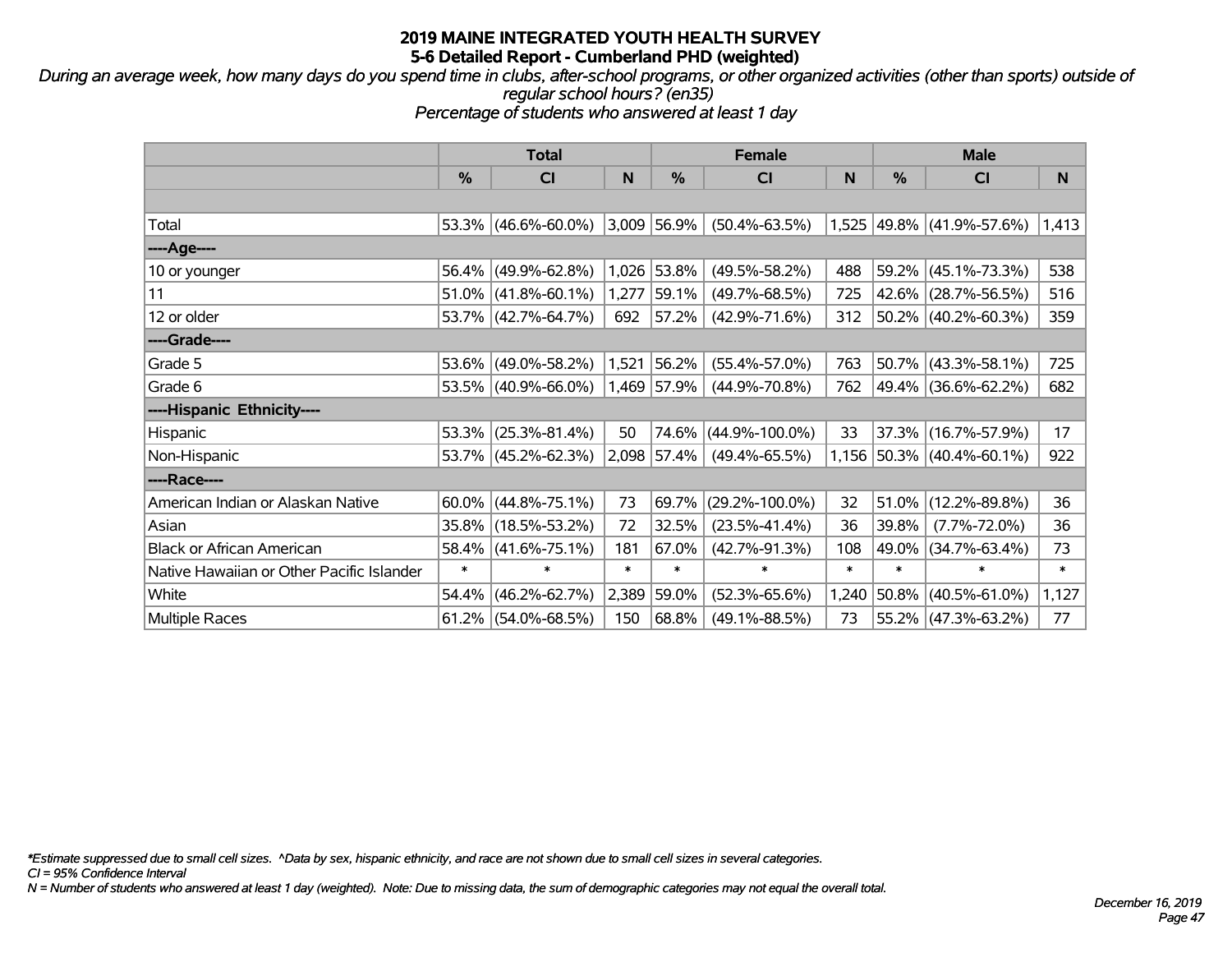# 2019 MAINE INTEGRATED YOUTH HEALTH SURVEY
## 5-6 Detailed Report - Cumberland PHD (weighted)

*During an average week, how many days do you spend time in clubs, after-school programs, or other organized activities (other than sports) outside of regular school hours? (en35)*
*Percentage of students who answered at least 1 day*

| | Total | | | Female | | | Male | | |
|---|---|---|---|---|---|---|---|---|---|
| | % | CI | N | % | CI | N | % | CI | N |
| | | | | | | | | | |
| Total | 53.3% | (46.6%-60.0%) | 3,009 | 56.9% | (50.4%-63.5%) | 1,525 | 49.8% | (41.9%-57.6%) | 1,413 |
| ----Age---- | | | | | | | | | |
| 10 or younger | 56.4% | (49.9%-62.8%) | 1,026 | 53.8% | (49.5%-58.2%) | 488 | 59.2% | (45.1%-73.3%) | 538 |
| 11 | 51.0% | (41.8%-60.1%) | 1,277 | 59.1% | (49.7%-68.5%) | 725 | 42.6% | (28.7%-56.5%) | 516 |
| 12 or older | 53.7% | (42.7%-64.7%) | 692 | 57.2% | (42.9%-71.6%) | 312 | 50.2% | (40.2%-60.3%) | 359 |
| ----Grade---- | | | | | | | | | |
| Grade 5 | 53.6% | (49.0%-58.2%) | 1,521 | 56.2% | (55.4%-57.0%) | 763 | 50.7% | (43.3%-58.1%) | 725 |
| Grade 6 | 53.5% | (40.9%-66.0%) | 1,469 | 57.9% | (44.9%-70.8%) | 762 | 49.4% | (36.6%-62.2%) | 682 |
| ----Hispanic Ethnicity---- | | | | | | | | | |
| Hispanic | 53.3% | (25.3%-81.4%) | 50 | 74.6% | (44.9%-100.0%) | 33 | 37.3% | (16.7%-57.9%) | 17 |
| Non-Hispanic | 53.7% | (45.2%-62.3%) | 2,098 | 57.4% | (49.4%-65.5%) | 1,156 | 50.3% | (40.4%-60.1%) | 922 |
| ----Race---- | | | | | | | | | |
| American Indian or Alaskan Native | 60.0% | (44.8%-75.1%) | 73 | 69.7% | (29.2%-100.0%) | 32 | 51.0% | (12.2%-89.8%) | 36 |
| Asian | 35.8% | (18.5%-53.2%) | 72 | 32.5% | (23.5%-41.4%) | 36 | 39.8% | (7.7%-72.0%) | 36 |
| Black or African American | 58.4% | (41.6%-75.1%) | 181 | 67.0% | (42.7%-91.3%) | 108 | 49.0% | (34.7%-63.4%) | 73 |
| Native Hawaiian or Other Pacific Islander | * | * | * | * | * | * | * | * | * |
| White | 54.4% | (46.2%-62.7%) | 2,389 | 59.0% | (52.3%-65.6%) | 1,240 | 50.8% | (40.5%-61.0%) | 1,127 |
| Multiple Races | 61.2% | (54.0%-68.5%) | 150 | 68.8% | (49.1%-88.5%) | 73 | 55.2% | (47.3%-63.2%) | 77 |

*\*Estimate suppressed due to small cell sizes. ^Data by sex, hispanic ethnicity, and race are not shown due to small cell sizes in several categories.*
*CI = 95% Confidence Interval*
*N = Number of students who answered at least 1 day (weighted). Note: Due to missing data, the sum of demographic categories may not equal the overall total.*

*December 16, 2019*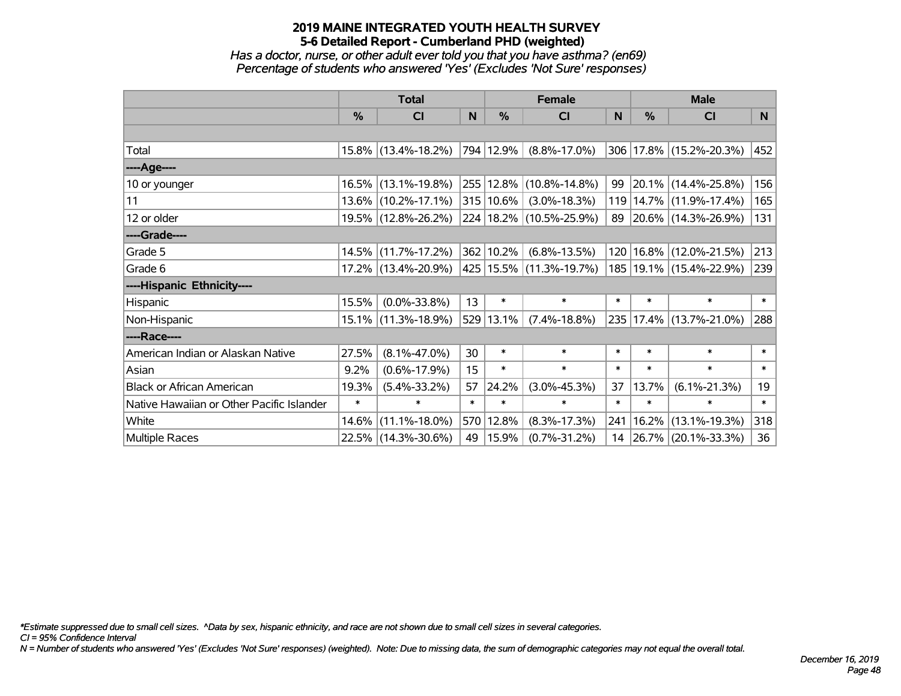# 2019 MAINE INTEGRATED YOUTH HEALTH SURVEY

## 5-6 Detailed Report - Cumberland PHD (weighted)

*Has a doctor, nurse, or other adult ever told you that you have asthma? (en69)*
*Percentage of students who answered 'Yes' (Excludes 'Not Sure' responses)*

| | Total | | | Female | | | Male | | |
|---|---|---|---|---|---|---|---|---|---|
| | % | CI | N | % | CI | N | % | CI | N |
| | | | | | | | | | |
| Total | 15.8% | (13.4%-18.2%) | 794 | 12.9% | (8.8%-17.0%) | 306 | 17.8% | (15.2%-20.3%) | 452 |
| ----Age---- | | | | | | | | | |
| 10 or younger | 16.5% | (13.1%-19.8%) | 255 | 12.8% | (10.8%-14.8%) | 99 | 20.1% | (14.4%-25.8%) | 156 |
| 11 | 13.6% | (10.2%-17.1%) | 315 | 10.6% | (3.0%-18.3%) | 119 | 14.7% | (11.9%-17.4%) | 165 |
| 12 or older | 19.5% | (12.8%-26.2%) | 224 | 18.2% | (10.5%-25.9%) | 89 | 20.6% | (14.3%-26.9%) | 131 |
| ----Grade---- | | | | | | | | | |
| Grade 5 | 14.5% | (11.7%-17.2%) | 362 | 10.2% | (6.8%-13.5%) | 120 | 16.8% | (12.0%-21.5%) | 213 |
| Grade 6 | 17.2% | (13.4%-20.9%) | 425 | 15.5% | (11.3%-19.7%) | 185 | 19.1% | (15.4%-22.9%) | 239 |
| ----Hispanic Ethnicity---- | | | | | | | | | |
| Hispanic | 15.5% | (0.0%-33.8%) | 13 | * | * | * | * | * | * |
| Non-Hispanic | 15.1% | (11.3%-18.9%) | 529 | 13.1% | (7.4%-18.8%) | 235 | 17.4% | (13.7%-21.0%) | 288 |
| ----Race---- | | | | | | | | | |
| American Indian or Alaskan Native | 27.5% | (8.1%-47.0%) | 30 | * | * | * | * | * | * |
| Asian | 9.2% | (0.6%-17.9%) | 15 | * | * | * | * | * | * |
| Black or African American | 19.3% | (5.4%-33.2%) | 57 | 24.2% | (3.0%-45.3%) | 37 | 13.7% | (6.1%-21.3%) | 19 |
| Native Hawaiian or Other Pacific Islander | * | * | * | * | * | * | * | * | * |
| White | 14.6% | (11.1%-18.0%) | 570 | 12.8% | (8.3%-17.3%) | 241 | 16.2% | (13.1%-19.3%) | 318 |
| Multiple Races | 22.5% | (14.3%-30.6%) | 49 | 15.9% | (0.7%-31.2%) | 14 | 26.7% | (20.1%-33.3%) | 36 |

*\*Estimate suppressed due to small cell sizes. ^Data by sex, hispanic ethnicity, and race are not shown due to small cell sizes in several categories.*
*CI = 95% Confidence Interval*
*N = Number of students who answered 'Yes' (Excludes 'Not Sure' responses) (weighted). Note: Due to missing data, the sum of demographic categories may not equal the overall total.*

*December 16, 2019*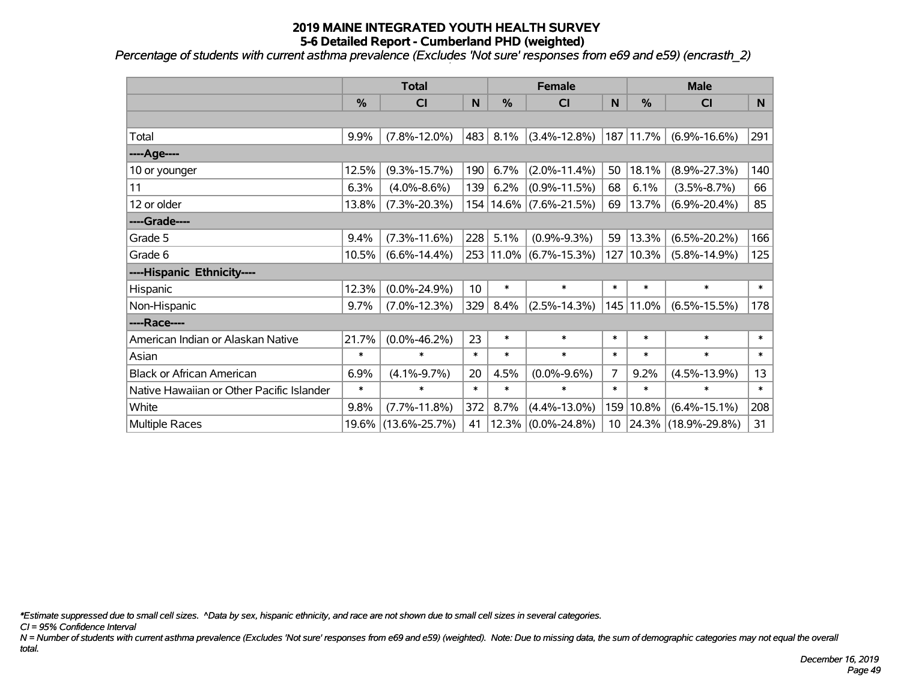# 2019 MAINE INTEGRATED YOUTH HEALTH SURVEY
## 5-6 Detailed Report - Cumberland PHD (weighted)

*Percentage of students with current asthma prevalence (Excludes 'Not sure' responses from e69 and e59) (encrasth_2)*

| | Total | | | Female | | | Male | | |
|---|---|---|---|---|---|---|---|---|---|
| | % | CI | N | % | CI | N | % | CI | N |
| | | | | | | | | | |
| Total | 9.9% | (7.8%-12.0%) | 483 | 8.1% | (3.4%-12.8%) | 187 | 11.7% | (6.9%-16.6%) | 291 |
| ----Age---- | | | | | | | | | |
| 10 or younger | 12.5% | (9.3%-15.7%) | 190 | 6.7% | (2.0%-11.4%) | 50 | 18.1% | (8.9%-27.3%) | 140 |
| 11 | 6.3% | (4.0%-8.6%) | 139 | 6.2% | (0.9%-11.5%) | 68 | 6.1% | (3.5%-8.7%) | 66 |
| 12 or older | 13.8% | (7.3%-20.3%) | 154 | 14.6% | (7.6%-21.5%) | 69 | 13.7% | (6.9%-20.4%) | 85 |
| ----Grade---- | | | | | | | | | |
| Grade 5 | 9.4% | (7.3%-11.6%) | 228 | 5.1% | (0.9%-9.3%) | 59 | 13.3% | (6.5%-20.2%) | 166 |
| Grade 6 | 10.5% | (6.6%-14.4%) | 253 | 11.0% | (6.7%-15.3%) | 127 | 10.3% | (5.8%-14.9%) | 125 |
| ----Hispanic Ethnicity---- | | | | | | | | | |
| Hispanic | 12.3% | (0.0%-24.9%) | 10 | * | * | * | * | * | * |
| Non-Hispanic | 9.7% | (7.0%-12.3%) | 329 | 8.4% | (2.5%-14.3%) | 145 | 11.0% | (6.5%-15.5%) | 178 |
| ----Race---- | | | | | | | | | |
| American Indian or Alaskan Native | 21.7% | (0.0%-46.2%) | 23 | * | * | * | * | * | * |
| Asian | * | * | * | * | * | * | * | * | * |
| Black or African American | 6.9% | (4.1%-9.7%) | 20 | 4.5% | (0.0%-9.6%) | 7 | 9.2% | (4.5%-13.9%) | 13 |
| Native Hawaiian or Other Pacific Islander | * | * | * | * | * | * | * | * | * |
| White | 9.8% | (7.7%-11.8%) | 372 | 8.7% | (4.4%-13.0%) | 159 | 10.8% | (6.4%-15.1%) | 208 |
| Multiple Races | 19.6% | (13.6%-25.7%) | 41 | 12.3% | (0.0%-24.8%) | 10 | 24.3% | (18.9%-29.8%) | 31 |

*\*Estimate suppressed due to small cell sizes. ^Data by sex, hispanic ethnicity, and race are not shown due to small cell sizes in several categories.*

*CI = 95% Confidence Interval*

*N = Number of students with current asthma prevalence (Excludes 'Not sure' responses from e69 and e59) (weighted). Note: Due to missing data, the sum of demographic categories may not equal the overall total.*

*December 16, 2019*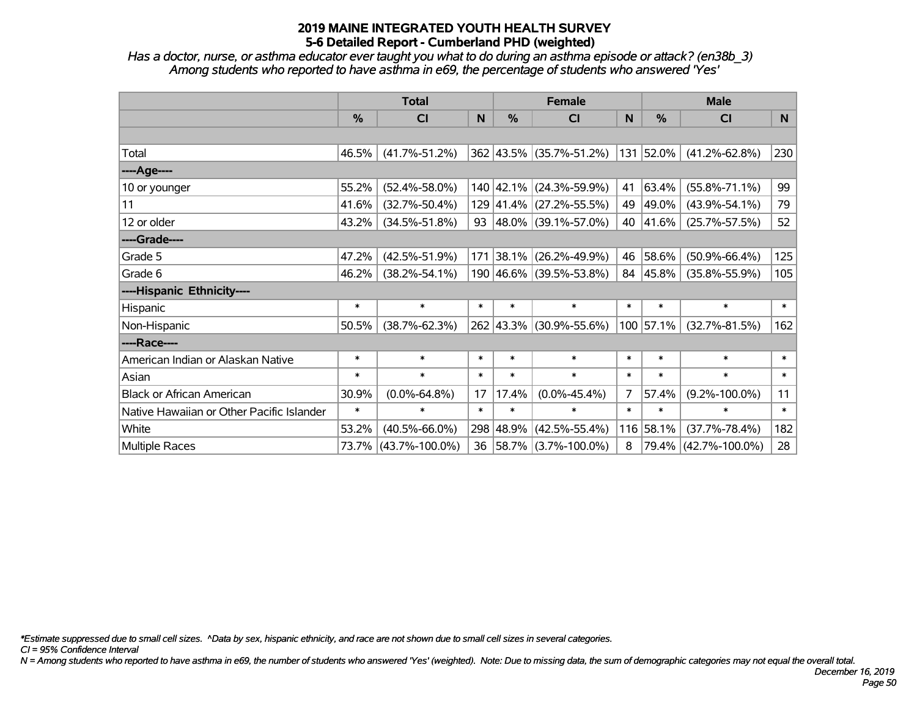# 2019 MAINE INTEGRATED YOUTH HEALTH SURVEY
## 5-6 Detailed Report - Cumberland PHD (weighted)

*Has a doctor, nurse, or asthma educator ever taught you what to do during an asthma episode or attack? (en38b_3)*
*Among students who reported to have asthma in e69, the percentage of students who answered 'Yes'*

| | Total | | | Female | | | Male | | |
|---|---|---|---|---|---|---|---|---|---|
| | % | CI | N | % | CI | N | % | CI | N |
| Total | 46.5% | (41.7%-51.2%) | 362 | 43.5% | (35.7%-51.2%) | 131 | 52.0% | (41.2%-62.8%) | 230 |
| ----Age---- | | | | | | | | | |
| 10 or younger | 55.2% | (52.4%-58.0%) | 140 | 42.1% | (24.3%-59.9%) | 41 | 63.4% | (55.8%-71.1%) | 99 |
| 11 | 41.6% | (32.7%-50.4%) | 129 | 41.4% | (27.2%-55.5%) | 49 | 49.0% | (43.9%-54.1%) | 79 |
| 12 or older | 43.2% | (34.5%-51.8%) | 93 | 48.0% | (39.1%-57.0%) | 40 | 41.6% | (25.7%-57.5%) | 52 |
| ----Grade---- | | | | | | | | | |
| Grade 5 | 47.2% | (42.5%-51.9%) | 171 | 38.1% | (26.2%-49.9%) | 46 | 58.6% | (50.9%-66.4%) | 125 |
| Grade 6 | 46.2% | (38.2%-54.1%) | 190 | 46.6% | (39.5%-53.8%) | 84 | 45.8% | (35.8%-55.9%) | 105 |
| ----Hispanic Ethnicity---- | | | | | | | | | |
| Hispanic | * | * | * | * | * | * | * | * | * |
| Non-Hispanic | 50.5% | (38.7%-62.3%) | 262 | 43.3% | (30.9%-55.6%) | 100 | 57.1% | (32.7%-81.5%) | 162 |
| ----Race---- | | | | | | | | | |
| American Indian or Alaskan Native | * | * | * | * | * | * | * | * | * |
| Asian | * | * | * | * | * | * | * | * | * |
| Black or African American | 30.9% | (0.0%-64.8%) | 17 | 17.4% | (0.0%-45.4%) | 7 | 57.4% | (9.2%-100.0%) | 11 |
| Native Hawaiian or Other Pacific Islander | * | * | * | * | * | * | * | * | * |
| White | 53.2% | (40.5%-66.0%) | 298 | 48.9% | (42.5%-55.4%) | 116 | 58.1% | (37.7%-78.4%) | 182 |
| Multiple Races | 73.7% | (43.7%-100.0%) | 36 | 58.7% | (3.7%-100.0%) | 8 | 79.4% | (42.7%-100.0%) | 28 |

*\*Estimate suppressed due to small cell sizes. ^Data by sex, hispanic ethnicity, and race are not shown due to small cell sizes in several categories.*

*CI = 95% Confidence Interval*

*N = Among students who reported to have asthma in e69, the number of students who answered 'Yes' (weighted). Note: Due to missing data, the sum of demographic categories may not equal the overall total.*

*December 16, 2019*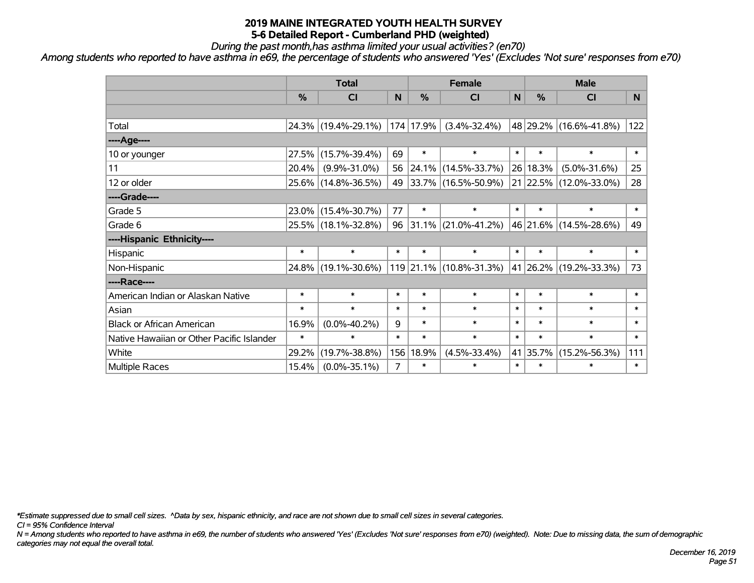# 2019 MAINE INTEGRATED YOUTH HEALTH SURVEY
## 5-6 Detailed Report - Cumberland PHD (weighted)

*During the past month,has asthma limited your usual activities? (en70)*

*Among students who reported to have asthma in e69, the percentage of students who answered 'Yes' (Excludes 'Not sure' responses from e70)*

| | Total | | | Female | | | Male | | |
|---|---|---|---|---|---|---|---|---|---|
| | % | CI | N | % | CI | N | % | CI | N |
| | | | | | | | | | |
| Total | 24.3% | (19.4%-29.1%) | 174 | 17.9% | (3.4%-32.4%) | 48 | 29.2% | (16.6%-41.8%) | 122 |
| ----Age---- | | | | | | | | | |
| 10 or younger | 27.5% | (15.7%-39.4%) | 69 | * | * | * | * | * | * |
| 11 | 20.4% | (9.9%-31.0%) | 56 | 24.1% | (14.5%-33.7%) | 26 | 18.3% | (5.0%-31.6%) | 25 |
| 12 or older | 25.6% | (14.8%-36.5%) | 49 | 33.7% | (16.5%-50.9%) | 21 | 22.5% | (12.0%-33.0%) | 28 |
| ----Grade---- | | | | | | | | | |
| Grade 5 | 23.0% | (15.4%-30.7%) | 77 | * | * | * | * | * | * |
| Grade 6 | 25.5% | (18.1%-32.8%) | 96 | 31.1% | (21.0%-41.2%) | 46 | 21.6% | (14.5%-28.6%) | 49 |
| ----Hispanic Ethnicity---- | | | | | | | | | |
| Hispanic | * | * | * | * | * | * | * | * | * |
| Non-Hispanic | 24.8% | (19.1%-30.6%) | 119 | 21.1% | (10.8%-31.3%) | 41 | 26.2% | (19.2%-33.3%) | 73 |
| ----Race---- | | | | | | | | | |
| American Indian or Alaskan Native | * | * | * | * | * | * | * | * | * |
| Asian | * | * | * | * | * | * | * | * | * |
| Black or African American | 16.9% | (0.0%-40.2%) | 9 | * | * | * | * | * | * |
| Native Hawaiian or Other Pacific Islander | * | * | * | * | * | * | * | * | * |
| White | 29.2% | (19.7%-38.8%) | 156 | 18.9% | (4.5%-33.4%) | 41 | 35.7% | (15.2%-56.3%) | 111 |
| Multiple Races | 15.4% | (0.0%-35.1%) | 7 | * | * | * | * | * | * |

*\*Estimate suppressed due to small cell sizes. ^Data by sex, hispanic ethnicity, and race are not shown due to small cell sizes in several categories.*

*CI = 95% Confidence Interval*

*N = Among students who reported to have asthma in e69, the number of students who answered 'Yes' (Excludes 'Not sure' responses from e70) (weighted). Note: Due to missing data, the sum of demographic categories may not equal the overall total.*

*December 16, 2019*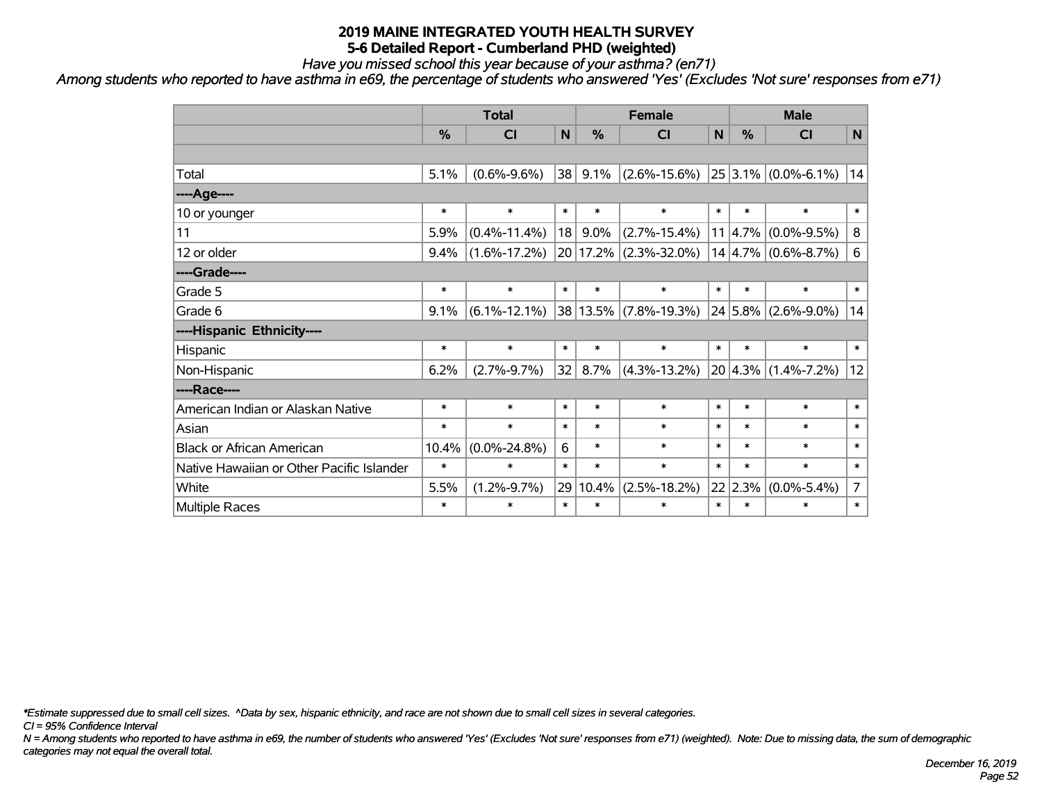# 2019 MAINE INTEGRATED YOUTH HEALTH SURVEY

## 5-6 Detailed Report - Cumberland PHD (weighted)

*Have you missed school this year because of your asthma? (en71)*

*Among students who reported to have asthma in e69, the percentage of students who answered 'Yes' (Excludes 'Not sure' responses from e71)*

| | Total | | | Female | | | Male | | |
|---|---|---|---|---|---|---|---|---|---|
| | % | CI | N | % | CI | N | % | CI | N |
| | | | | | | | | | |
| Total | 5.1% | (0.6%-9.6%) | 38 | 9.1% | (2.6%-15.6%) | 25 | 3.1% | (0.0%-6.1%) | 14 |
| ----Age---- | | | | | | | | | |
| 10 or younger | * | * | * | * | * | * | * | * | * |
| 11 | 5.9% | (0.4%-11.4%) | 18 | 9.0% | (2.7%-15.4%) | 11 | 4.7% | (0.0%-9.5%) | 8 |
| 12 or older | 9.4% | (1.6%-17.2%) | 20 | 17.2% | (2.3%-32.0%) | 14 | 4.7% | (0.6%-8.7%) | 6 |
| ----Grade---- | | | | | | | | | |
| Grade 5 | * | * | * | * | * | * | * | * | * |
| Grade 6 | 9.1% | (6.1%-12.1%) | 38 | 13.5% | (7.8%-19.3%) | 24 | 5.8% | (2.6%-9.0%) | 14 |
| ----Hispanic Ethnicity---- | | | | | | | | | |
| Hispanic | * | * | * | * | * | * | * | * | * |
| Non-Hispanic | 6.2% | (2.7%-9.7%) | 32 | 8.7% | (4.3%-13.2%) | 20 | 4.3% | (1.4%-7.2%) | 12 |
| ----Race---- | | | | | | | | | |
| American Indian or Alaskan Native | * | * | * | * | * | * | * | * | * |
| Asian | * | * | * | * | * | * | * | * | * |
| Black or African American | 10.4% | (0.0%-24.8%) | 6 | * | * | * | * | * | * |
| Native Hawaiian or Other Pacific Islander | * | * | * | * | * | * | * | * | * |
| White | 5.5% | (1.2%-9.7%) | 29 | 10.4% | (2.5%-18.2%) | 22 | 2.3% | (0.0%-5.4%) | 7 |
| Multiple Races | * | * | * | * | * | * | * | * | * |

*\*Estimate suppressed due to small cell sizes. ^Data by sex, hispanic ethnicity, and race are not shown due to small cell sizes in several categories.*

*CI = 95% Confidence Interval*

*N = Among students who reported to have asthma in e69, the number of students who answered 'Yes' (Excludes 'Not sure' responses from e71) (weighted). Note: Due to missing data, the sum of demographic categories may not equal the overall total.*

*December 16, 2019*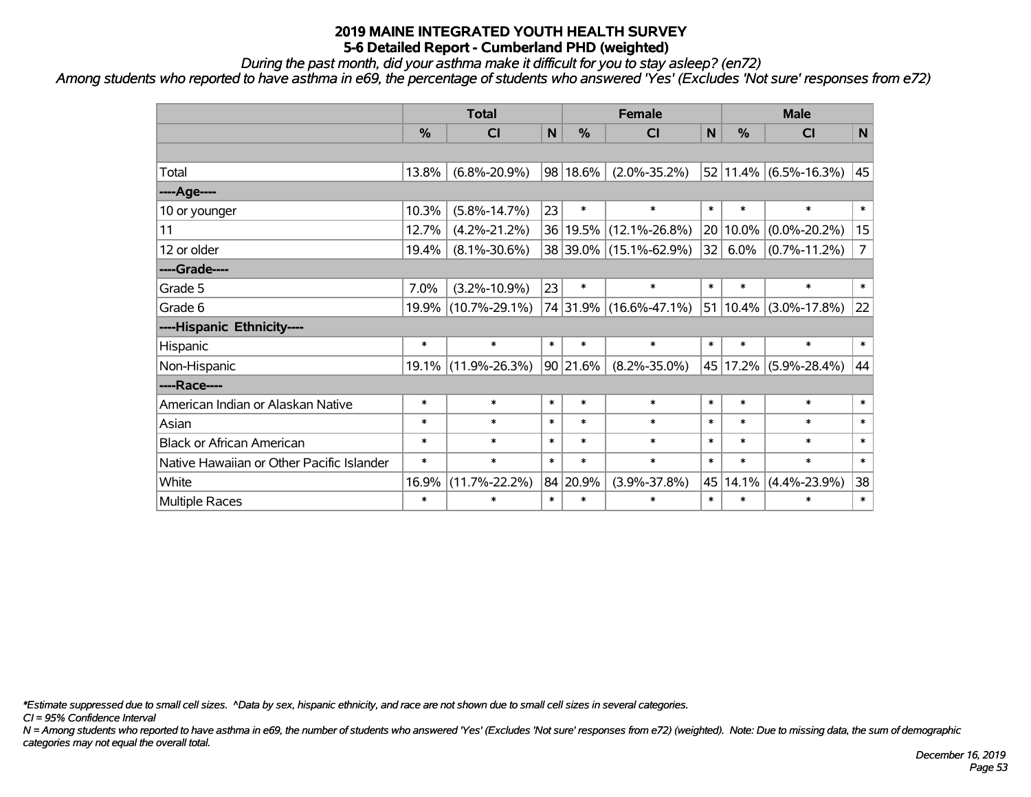# 2019 MAINE INTEGRATED YOUTH HEALTH SURVEY
## 5-6 Detailed Report - Cumberland PHD (weighted)

*During the past month, did your asthma make it difficult for you to stay asleep? (en72)*

*Among students who reported to have asthma in e69, the percentage of students who answered 'Yes' (Excludes 'Not sure' responses from e72)*

| | Total | | | Female | | | Male | | |
|---|---|---|---|---|---|---|---|---|---|
| | % | CI | N | % | CI | N | % | CI | N |
| | | | | | | | | | |
| Total | 13.8% | (6.8%-20.9%) | 98 | 18.6% | (2.0%-35.2%) | 52 | 11.4% | (6.5%-16.3%) | 45 |
| ----Age---- | | | | | | | | | |
| 10 or younger | 10.3% | (5.8%-14.7%) | 23 | * | * | * | * | * | * |
| 11 | 12.7% | (4.2%-21.2%) | 36 | 19.5% | (12.1%-26.8%) | 20 | 10.0% | (0.0%-20.2%) | 15 |
| 12 or older | 19.4% | (8.1%-30.6%) | 38 | 39.0% | (15.1%-62.9%) | 32 | 6.0% | (0.7%-11.2%) | 7 |
| ----Grade---- | | | | | | | | | |
| Grade 5 | 7.0% | (3.2%-10.9%) | 23 | * | * | * | * | * | * |
| Grade 6 | 19.9% | (10.7%-29.1%) | 74 | 31.9% | (16.6%-47.1%) | 51 | 10.4% | (3.0%-17.8%) | 22 |
| ----Hispanic Ethnicity---- | | | | | | | | | |
| Hispanic | * | * | * | * | * | * | * | * | * |
| Non-Hispanic | 19.1% | (11.9%-26.3%) | 90 | 21.6% | (8.2%-35.0%) | 45 | 17.2% | (5.9%-28.4%) | 44 |
| ----Race---- | | | | | | | | | |
| American Indian or Alaskan Native | * | * | * | * | * | * | * | * | * |
| Asian | * | * | * | * | * | * | * | * | * |
| Black or African American | * | * | * | * | * | * | * | * | * |
| Native Hawaiian or Other Pacific Islander | * | * | * | * | * | * | * | * | * |
| White | 16.9% | (11.7%-22.2%) | 84 | 20.9% | (3.9%-37.8%) | 45 | 14.1% | (4.4%-23.9%) | 38 |
| Multiple Races | * | * | * | * | * | * | * | * | * |

*\*Estimate suppressed due to small cell sizes. ^Data by sex, hispanic ethnicity, and race are not shown due to small cell sizes in several categories.*

*CI = 95% Confidence Interval*

*N = Among students who reported to have asthma in e69, the number of students who answered 'Yes' (Excludes 'Not sure' responses from e72) (weighted). Note: Due to missing data, the sum of demographic categories may not equal the overall total.*

*December 16, 2019*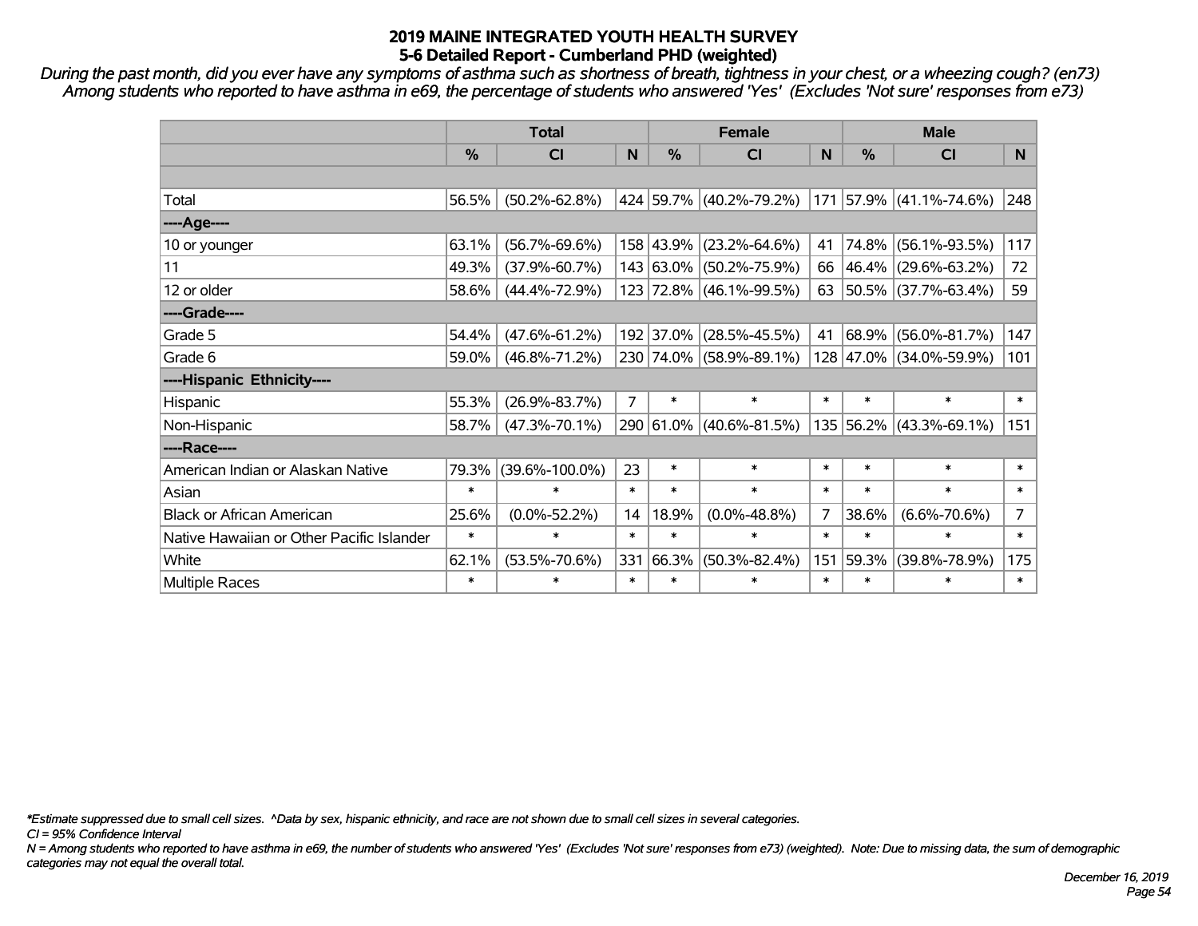# 2019 MAINE INTEGRATED YOUTH HEALTH SURVEY
## 5-6 Detailed Report - Cumberland PHD (weighted)

*During the past month, did you ever have any symptoms of asthma such as shortness of breath, tightness in your chest, or a wheezing cough? (en73) Among students who reported to have asthma in e69, the percentage of students who answered 'Yes' (Excludes 'Not sure' responses from e73)*

| | Total | | | Female | | | Male | | |
|---|---|---|---|---|---|---|---|---|---|
| | % | CI | N | % | CI | N | % | CI | N |
| Total | 56.5% | (50.2%-62.8%) | 424 | 59.7% | (40.2%-79.2%) | 171 | 57.9% | (41.1%-74.6%) | 248 |
| ----Age---- | | | | | | | | | |
| 10 or younger | 63.1% | (56.7%-69.6%) | 158 | 43.9% | (23.2%-64.6%) | 41 | 74.8% | (56.1%-93.5%) | 117 |
| 11 | 49.3% | (37.9%-60.7%) | 143 | 63.0% | (50.2%-75.9%) | 66 | 46.4% | (29.6%-63.2%) | 72 |
| 12 or older | 58.6% | (44.4%-72.9%) | 123 | 72.8% | (46.1%-99.5%) | 63 | 50.5% | (37.7%-63.4%) | 59 |
| ----Grade---- | | | | | | | | | |
| Grade 5 | 54.4% | (47.6%-61.2%) | 192 | 37.0% | (28.5%-45.5%) | 41 | 68.9% | (56.0%-81.7%) | 147 |
| Grade 6 | 59.0% | (46.8%-71.2%) | 230 | 74.0% | (58.9%-89.1%) | 128 | 47.0% | (34.0%-59.9%) | 101 |
| ----Hispanic Ethnicity---- | | | | | | | | | |
| Hispanic | 55.3% | (26.9%-83.7%) | 7 | * | * | * | * | * | * |
| Non-Hispanic | 58.7% | (47.3%-70.1%) | 290 | 61.0% | (40.6%-81.5%) | 135 | 56.2% | (43.3%-69.1%) | 151 |
| ----Race---- | | | | | | | | | |
| American Indian or Alaskan Native | 79.3% | (39.6%-100.0%) | 23 | * | * | * | * | * | * |
| Asian | * | * | * | * | * | * | * | * | * |
| Black or African American | 25.6% | (0.0%-52.2%) | 14 | 18.9% | (0.0%-48.8%) | 7 | 38.6% | (6.6%-70.6%) | 7 |
| Native Hawaiian or Other Pacific Islander | * | * | * | * | * | * | * | * | * |
| White | 62.1% | (53.5%-70.6%) | 331 | 66.3% | (50.3%-82.4%) | 151 | 59.3% | (39.8%-78.9%) | 175 |
| Multiple Races | * | * | * | * | * | * | * | * | * |

*\*Estimate suppressed due to small cell sizes. ^Data by sex, hispanic ethnicity, and race are not shown due to small cell sizes in several categories.*

*CI = 95% Confidence Interval*

*N = Among students who reported to have asthma in e69, the number of students who answered 'Yes' (Excludes 'Not sure' responses from e73) (weighted). Note: Due to missing data, the sum of demographic categories may not equal the overall total.*

*December 16, 2019*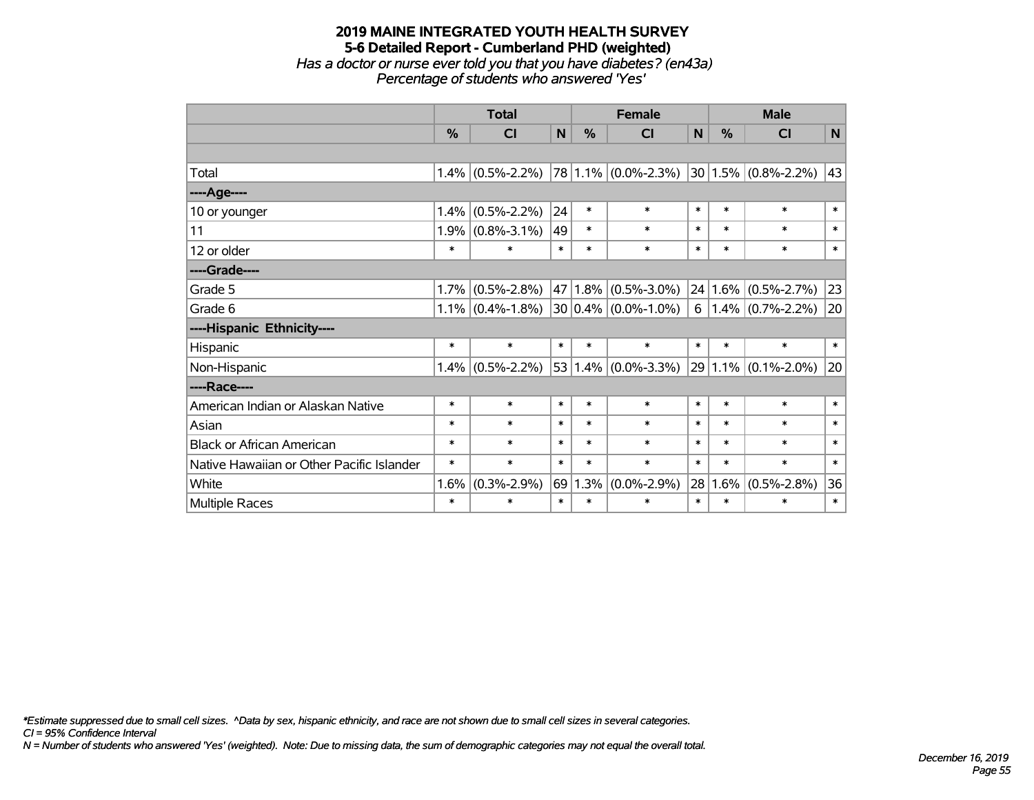# 2019 MAINE INTEGRATED YOUTH HEALTH SURVEY
## 5-6 Detailed Report - Cumberland PHD (weighted)
*Has a doctor or nurse ever told you that you have diabetes? (en43a)*
*Percentage of students who answered 'Yes'*

| | Total | | | Female | | | Male | | |
|---|---|---|---|---|---|---|---|---|---|
| | % | CI | N | % | CI | N | % | CI | N |
| | | | | | | | | | |
| Total | 1.4% | (0.5%-2.2%) | 78 | 1.1% | (0.0%-2.3%) | 30 | 1.5% | (0.8%-2.2%) | 43 |
| ----Age---- | | | | | | | | | |
| 10 or younger | 1.4% | (0.5%-2.2%) | 24 | * | * | * | * | * | * |
| 11 | 1.9% | (0.8%-3.1%) | 49 | * | * | * | * | * | * |
| 12 or older | * | * | * | * | * | * | * | * | * |
| ----Grade---- | | | | | | | | | |
| Grade 5 | 1.7% | (0.5%-2.8%) | 47 | 1.8% | (0.5%-3.0%) | 24 | 1.6% | (0.5%-2.7%) | 23 |
| Grade 6 | 1.1% | (0.4%-1.8%) | 30 | 0.4% | (0.0%-1.0%) | 6 | 1.4% | (0.7%-2.2%) | 20 |
| ----Hispanic Ethnicity---- | | | | | | | | | |
| Hispanic | * | * | * | * | * | * | * | * | * |
| Non-Hispanic | 1.4% | (0.5%-2.2%) | 53 | 1.4% | (0.0%-3.3%) | 29 | 1.1% | (0.1%-2.0%) | 20 |
| ----Race---- | | | | | | | | | |
| American Indian or Alaskan Native | * | * | * | * | * | * | * | * | * |
| Asian | * | * | * | * | * | * | * | * | * |
| Black or African American | * | * | * | * | * | * | * | * | * |
| Native Hawaiian or Other Pacific Islander | * | * | * | * | * | * | * | * | * |
| White | 1.6% | (0.3%-2.9%) | 69 | 1.3% | (0.0%-2.9%) | 28 | 1.6% | (0.5%-2.8%) | 36 |
| Multiple Races | * | * | * | * | * | * | * | * | * |

*\*Estimate suppressed due to small cell sizes. ^Data by sex, hispanic ethnicity, and race are not shown due to small cell sizes in several categories.*
*CI = 95% Confidence Interval*
*N = Number of students who answered 'Yes' (weighted). Note: Due to missing data, the sum of demographic categories may not equal the overall total.*

*December 16, 2019*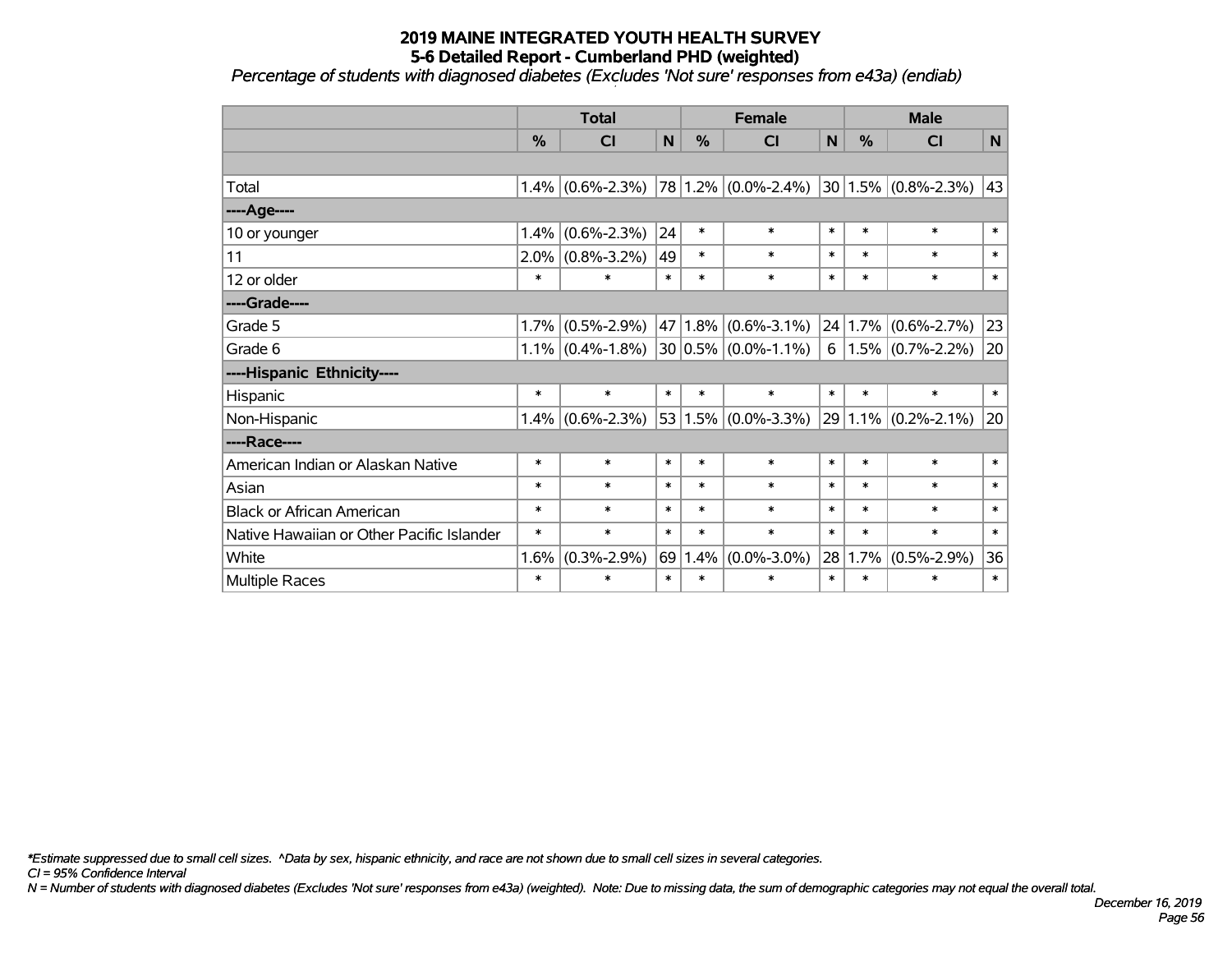# 2019 MAINE INTEGRATED YOUTH HEALTH SURVEY
## 5-6 Detailed Report - Cumberland PHD (weighted)
*Percentage of students with diagnosed diabetes (Excludes 'Not sure' responses from e43a) (endiab)*

| | Total | | | Female | | | Male | | |
|---|---|---|---|---|---|---|---|---|---|
| | % | CI | N | % | CI | N | % | CI | N |
| | | | | | | | | | |
| Total | 1.4% | (0.6%-2.3%) | 78 | 1.2% | (0.0%-2.4%) | 30 | 1.5% | (0.8%-2.3%) | 43 |
| ----Age---- | | | | | | | | | |
| 10 or younger | 1.4% | (0.6%-2.3%) | 24 | * | * | * | * | * | * |
| 11 | 2.0% | (0.8%-3.2%) | 49 | * | * | * | * | * | * |
| 12 or older | * | * | * | * | * | * | * | * | * |
| ----Grade---- | | | | | | | | | |
| Grade 5 | 1.7% | (0.5%-2.9%) | 47 | 1.8% | (0.6%-3.1%) | 24 | 1.7% | (0.6%-2.7%) | 23 |
| Grade 6 | 1.1% | (0.4%-1.8%) | 30 | 0.5% | (0.0%-1.1%) | 6 | 1.5% | (0.7%-2.2%) | 20 |
| ----Hispanic Ethnicity---- | | | | | | | | | |
| Hispanic | * | * | * | * | * | * | * | * | * |
| Non-Hispanic | 1.4% | (0.6%-2.3%) | 53 | 1.5% | (0.0%-3.3%) | 29 | 1.1% | (0.2%-2.1%) | 20 |
| ----Race---- | | | | | | | | | |
| American Indian or Alaskan Native | * | * | * | * | * | * | * | * | * |
| Asian | * | * | * | * | * | * | * | * | * |
| Black or African American | * | * | * | * | * | * | * | * | * |
| Native Hawaiian or Other Pacific Islander | * | * | * | * | * | * | * | * | * |
| White | 1.6% | (0.3%-2.9%) | 69 | 1.4% | (0.0%-3.0%) | 28 | 1.7% | (0.5%-2.9%) | 36 |
| Multiple Races | * | * | * | * | * | * | * | * | * |

*\*Estimate suppressed due to small cell sizes. ^Data by sex, hispanic ethnicity, and race are not shown due to small cell sizes in several categories.*

*CI = 95% Confidence Interval*

*N = Number of students with diagnosed diabetes (Excludes 'Not sure' responses from e43a) (weighted). Note: Due to missing data, the sum of demographic categories may not equal the overall total.*

*December 16, 2019*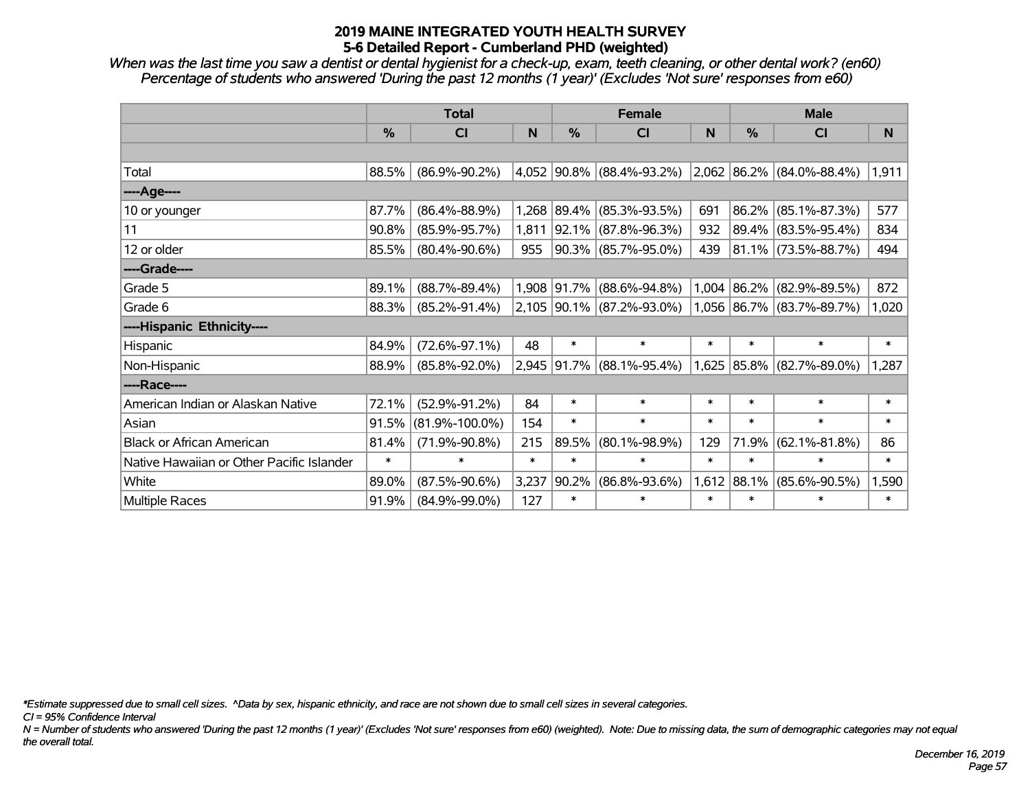# 2019 MAINE INTEGRATED YOUTH HEALTH SURVEY
## 5-6 Detailed Report - Cumberland PHD (weighted)

*When was the last time you saw a dentist or dental hygienist for a check-up, exam, teeth cleaning, or other dental work? (en60)*
*Percentage of students who answered 'During the past 12 months (1 year)' (Excludes 'Not sure' responses from e60)*

| | Total | | | Female | | | Male | | |
|---|---|---|---|---|---|---|---|---|---|
| | % | CI | N | % | CI | N | % | CI | N |
| | | | | | | | | | |
| Total | 88.5% | (86.9%-90.2%) | 4,052 | 90.8% | (88.4%-93.2%) | 2,062 | 86.2% | (84.0%-88.4%) | 1,911 |
| ----Age---- | | | | | | | | | |
| 10 or younger | 87.7% | (86.4%-88.9%) | 1,268 | 89.4% | (85.3%-93.5%) | 691 | 86.2% | (85.1%-87.3%) | 577 |
| 11 | 90.8% | (85.9%-95.7%) | 1,811 | 92.1% | (87.8%-96.3%) | 932 | 89.4% | (83.5%-95.4%) | 834 |
| 12 or older | 85.5% | (80.4%-90.6%) | 955 | 90.3% | (85.7%-95.0%) | 439 | 81.1% | (73.5%-88.7%) | 494 |
| ----Grade---- | | | | | | | | | |
| Grade 5 | 89.1% | (88.7%-89.4%) | 1,908 | 91.7% | (88.6%-94.8%) | 1,004 | 86.2% | (82.9%-89.5%) | 872 |
| Grade 6 | 88.3% | (85.2%-91.4%) | 2,105 | 90.1% | (87.2%-93.0%) | 1,056 | 86.7% | (83.7%-89.7%) | 1,020 |
| ----Hispanic Ethnicity---- | | | | | | | | | |
| Hispanic | 84.9% | (72.6%-97.1%) | 48 | * | * | * | * | * | * |
| Non-Hispanic | 88.9% | (85.8%-92.0%) | 2,945 | 91.7% | (88.1%-95.4%) | 1,625 | 85.8% | (82.7%-89.0%) | 1,287 |
| ----Race---- | | | | | | | | | |
| American Indian or Alaskan Native | 72.1% | (52.9%-91.2%) | 84 | * | * | * | * | * | * |
| Asian | 91.5% | (81.9%-100.0%) | 154 | * | * | * | * | * | * |
| Black or African American | 81.4% | (71.9%-90.8%) | 215 | 89.5% | (80.1%-98.9%) | 129 | 71.9% | (62.1%-81.8%) | 86 |
| Native Hawaiian or Other Pacific Islander | * | * | * | * | * | * | * | * | * |
| White | 89.0% | (87.5%-90.6%) | 3,237 | 90.2% | (86.8%-93.6%) | 1,612 | 88.1% | (85.6%-90.5%) | 1,590 |
| Multiple Races | 91.9% | (84.9%-99.0%) | 127 | * | * | * | * | * | * |

*\*Estimate suppressed due to small cell sizes. ^Data by sex, hispanic ethnicity, and race are not shown due to small cell sizes in several categories.*

*CI = 95% Confidence Interval*

*N = Number of students who answered 'During the past 12 months (1 year)' (Excludes 'Not sure' responses from e60) (weighted). Note: Due to missing data, the sum of demographic categories may not equal the overall total.*

*December 16, 2019*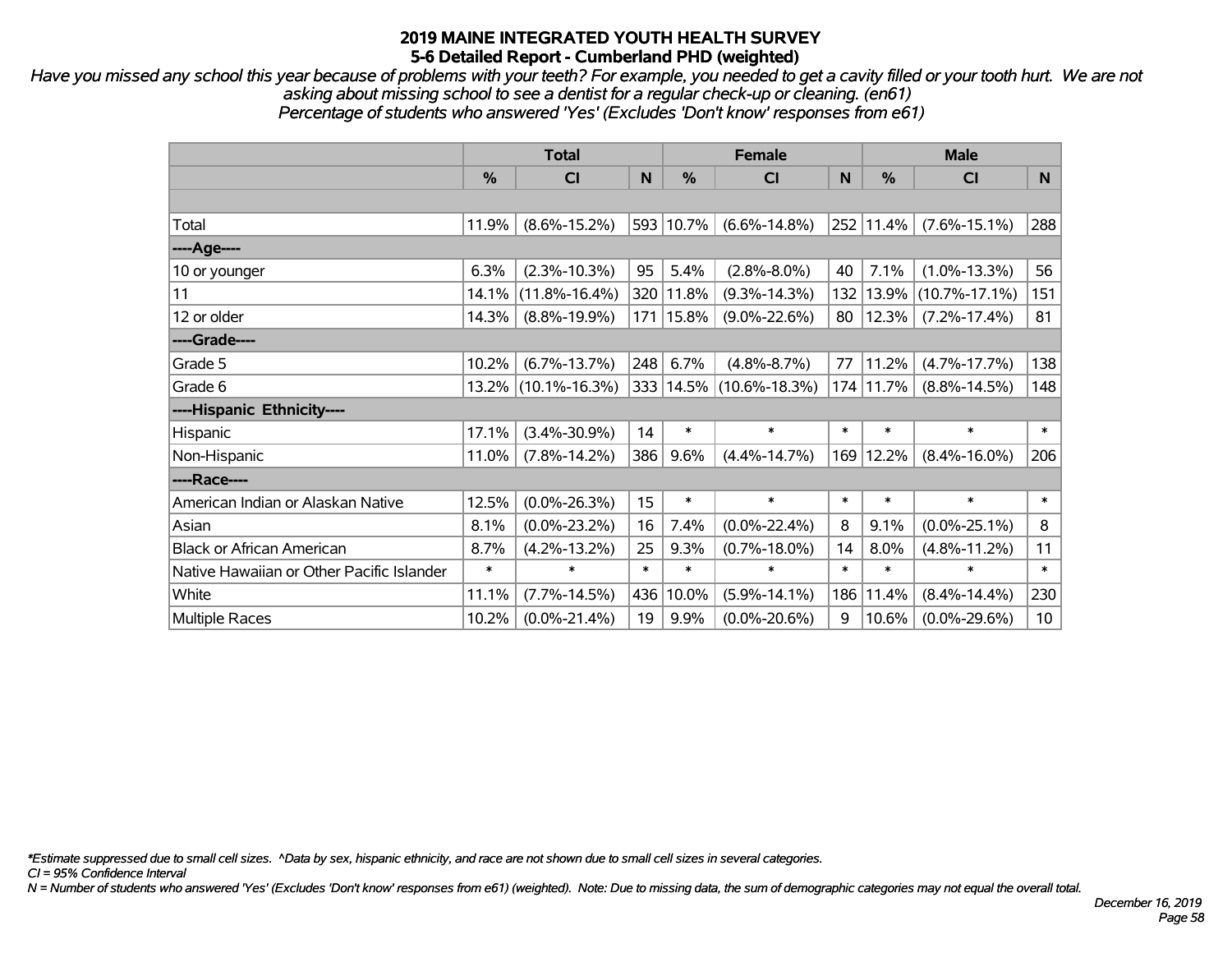# 2019 MAINE INTEGRATED YOUTH HEALTH SURVEY
## 5-6 Detailed Report - Cumberland PHD (weighted)

*Have you missed any school this year because of problems with your teeth? For example, you needed to get a cavity filled or your tooth hurt. We are not asking about missing school to see a dentist for a regular check-up or cleaning. (en61)*
*Percentage of students who answered 'Yes' (Excludes 'Don't know' responses from e61)*

| | Total | | | Female | | | Male | | |
|---|---|---|---|---|---|---|---|---|---|
| | % | CI | N | % | CI | N | % | CI | N |
| Total | 11.9% | (8.6%-15.2%) | 593 | 10.7% | (6.6%-14.8%) | 252 | 11.4% | (7.6%-15.1%) | 288 |
| ----Age---- | | | | | | | | | |
| 10 or younger | 6.3% | (2.3%-10.3%) | 95 | 5.4% | (2.8%-8.0%) | 40 | 7.1% | (1.0%-13.3%) | 56 |
| 11 | 14.1% | (11.8%-16.4%) | 320 | 11.8% | (9.3%-14.3%) | 132 | 13.9% | (10.7%-17.1%) | 151 |
| 12 or older | 14.3% | (8.8%-19.9%) | 171 | 15.8% | (9.0%-22.6%) | 80 | 12.3% | (7.2%-17.4%) | 81 |
| ----Grade---- | | | | | | | | | |
| Grade 5 | 10.2% | (6.7%-13.7%) | 248 | 6.7% | (4.8%-8.7%) | 77 | 11.2% | (4.7%-17.7%) | 138 |
| Grade 6 | 13.2% | (10.1%-16.3%) | 333 | 14.5% | (10.6%-18.3%) | 174 | 11.7% | (8.8%-14.5%) | 148 |
| ----Hispanic Ethnicity---- | | | | | | | | | |
| Hispanic | 17.1% | (3.4%-30.9%) | 14 | * | * | * | * | * | * |
| Non-Hispanic | 11.0% | (7.8%-14.2%) | 386 | 9.6% | (4.4%-14.7%) | 169 | 12.2% | (8.4%-16.0%) | 206 |
| ----Race---- | | | | | | | | | |
| American Indian or Alaskan Native | 12.5% | (0.0%-26.3%) | 15 | * | * | * | * | * | * |
| Asian | 8.1% | (0.0%-23.2%) | 16 | 7.4% | (0.0%-22.4%) | 8 | 9.1% | (0.0%-25.1%) | 8 |
| Black or African American | 8.7% | (4.2%-13.2%) | 25 | 9.3% | (0.7%-18.0%) | 14 | 8.0% | (4.8%-11.2%) | 11 |
| Native Hawaiian or Other Pacific Islander | * | * | * | * | * | * | * | * | * |
| White | 11.1% | (7.7%-14.5%) | 436 | 10.0% | (5.9%-14.1%) | 186 | 11.4% | (8.4%-14.4%) | 230 |
| Multiple Races | 10.2% | (0.0%-21.4%) | 19 | 9.9% | (0.0%-20.6%) | 9 | 10.6% | (0.0%-29.6%) | 10 |

*\*Estimate suppressed due to small cell sizes. ^Data by sex, hispanic ethnicity, and race are not shown due to small cell sizes in several categories.*
*CI = 95% Confidence Interval*
*N = Number of students who answered 'Yes' (Excludes 'Don't know' responses from e61) (weighted). Note: Due to missing data, the sum of demographic categories may not equal the overall total.*

*December 16, 2019*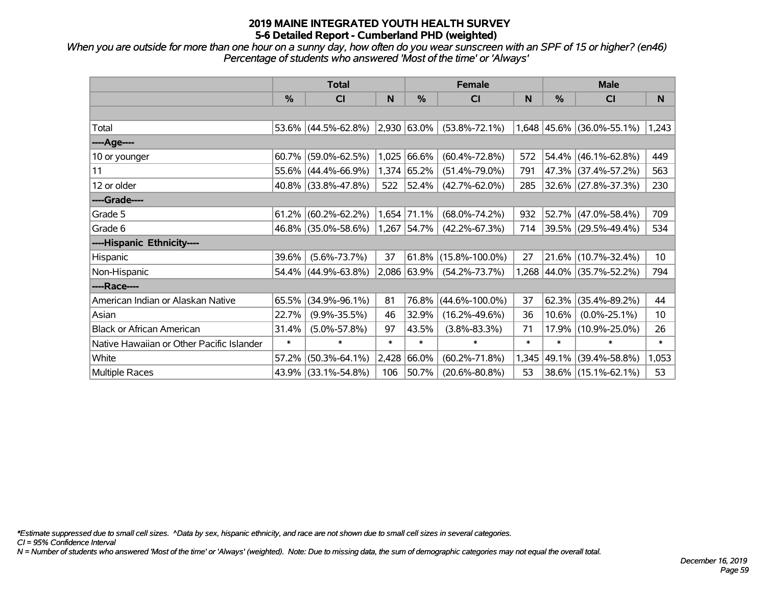# 2019 MAINE INTEGRATED YOUTH HEALTH SURVEY
## 5-6 Detailed Report - Cumberland PHD (weighted)

*When you are outside for more than one hour on a sunny day, how often do you wear sunscreen with an SPF of 15 or higher? (en46)*
*Percentage of students who answered 'Most of the time' or 'Always'*

| | Total | | | Female | | | Male | | |
|---|---|---|---|---|---|---|---|---|---|
| | % | CI | N | % | CI | N | % | CI | N |
| Total | 53.6% | (44.5%-62.8%) | 2,930 | 63.0% | (53.8%-72.1%) | 1,648 | 45.6% | (36.0%-55.1%) | 1,243 |
| ----Age---- | | | | | | | | | |
| 10 or younger | 60.7% | (59.0%-62.5%) | 1,025 | 66.6% | (60.4%-72.8%) | 572 | 54.4% | (46.1%-62.8%) | 449 |
| 11 | 55.6% | (44.4%-66.9%) | 1,374 | 65.2% | (51.4%-79.0%) | 791 | 47.3% | (37.4%-57.2%) | 563 |
| 12 or older | 40.8% | (33.8%-47.8%) | 522 | 52.4% | (42.7%-62.0%) | 285 | 32.6% | (27.8%-37.3%) | 230 |
| ----Grade---- | | | | | | | | | |
| Grade 5 | 61.2% | (60.2%-62.2%) | 1,654 | 71.1% | (68.0%-74.2%) | 932 | 52.7% | (47.0%-58.4%) | 709 |
| Grade 6 | 46.8% | (35.0%-58.6%) | 1,267 | 54.7% | (42.2%-67.3%) | 714 | 39.5% | (29.5%-49.4%) | 534 |
| ----Hispanic Ethnicity---- | | | | | | | | | |
| Hispanic | 39.6% | (5.6%-73.7%) | 37 | 61.8% | (15.8%-100.0%) | 27 | 21.6% | (10.7%-32.4%) | 10 |
| Non-Hispanic | 54.4% | (44.9%-63.8%) | 2,086 | 63.9% | (54.2%-73.7%) | 1,268 | 44.0% | (35.7%-52.2%) | 794 |
| ----Race---- | | | | | | | | | |
| American Indian or Alaskan Native | 65.5% | (34.9%-96.1%) | 81 | 76.8% | (44.6%-100.0%) | 37 | 62.3% | (35.4%-89.2%) | 44 |
| Asian | 22.7% | (9.9%-35.5%) | 46 | 32.9% | (16.2%-49.6%) | 36 | 10.6% | (0.0%-25.1%) | 10 |
| Black or African American | 31.4% | (5.0%-57.8%) | 97 | 43.5% | (3.8%-83.3%) | 71 | 17.9% | (10.9%-25.0%) | 26 |
| Native Hawaiian or Other Pacific Islander | * | * | * | * | * | * | * | * | * |
| White | 57.2% | (50.3%-64.1%) | 2,428 | 66.0% | (60.2%-71.8%) | 1,345 | 49.1% | (39.4%-58.8%) | 1,053 |
| Multiple Races | 43.9% | (33.1%-54.8%) | 106 | 50.7% | (20.6%-80.8%) | 53 | 38.6% | (15.1%-62.1%) | 53 |

*\*Estimate suppressed due to small cell sizes. ^Data by sex, hispanic ethnicity, and race are not shown due to small cell sizes in several categories.*
*CI = 95% Confidence Interval*
*N = Number of students who answered 'Most of the time' or 'Always' (weighted). Note: Due to missing data, the sum of demographic categories may not equal the overall total.*

*December 16, 2019*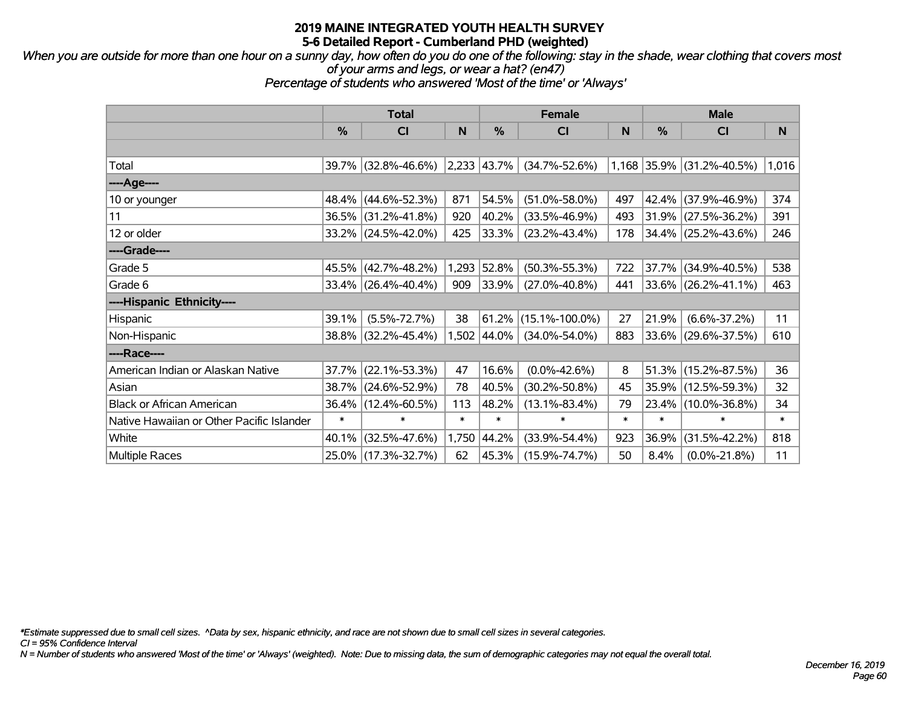# 2019 MAINE INTEGRATED YOUTH HEALTH SURVEY
## 5-6 Detailed Report - Cumberland PHD (weighted)

*When you are outside for more than one hour on a sunny day, how often do you do one of the following: stay in the shade, wear clothing that covers most of your arms and legs, or wear a hat? (en47)*
*Percentage of students who answered 'Most of the time' or 'Always'*

| | Total | | | Female | | | Male | | |
|---|---|---|---|---|---|---|---|---|---|
| | % | CI | N | % | CI | N | % | CI | N |
| Total | 39.7% | (32.8%-46.6%) | 2,233 | 43.7% | (34.7%-52.6%) | 1,168 | 35.9% | (31.2%-40.5%) | 1,016 |
| ----Age---- | | | | | | | | | |
| 10 or younger | 48.4% | (44.6%-52.3%) | 871 | 54.5% | (51.0%-58.0%) | 497 | 42.4% | (37.9%-46.9%) | 374 |
| 11 | 36.5% | (31.2%-41.8%) | 920 | 40.2% | (33.5%-46.9%) | 493 | 31.9% | (27.5%-36.2%) | 391 |
| 12 or older | 33.2% | (24.5%-42.0%) | 425 | 33.3% | (23.2%-43.4%) | 178 | 34.4% | (25.2%-43.6%) | 246 |
| ----Grade---- | | | | | | | | | |
| Grade 5 | 45.5% | (42.7%-48.2%) | 1,293 | 52.8% | (50.3%-55.3%) | 722 | 37.7% | (34.9%-40.5%) | 538 |
| Grade 6 | 33.4% | (26.4%-40.4%) | 909 | 33.9% | (27.0%-40.8%) | 441 | 33.6% | (26.2%-41.1%) | 463 |
| ----Hispanic Ethnicity---- | | | | | | | | | |
| Hispanic | 39.1% | (5.5%-72.7%) | 38 | 61.2% | (15.1%-100.0%) | 27 | 21.9% | (6.6%-37.2%) | 11 |
| Non-Hispanic | 38.8% | (32.2%-45.4%) | 1,502 | 44.0% | (34.0%-54.0%) | 883 | 33.6% | (29.6%-37.5%) | 610 |
| ----Race---- | | | | | | | | | |
| American Indian or Alaskan Native | 37.7% | (22.1%-53.3%) | 47 | 16.6% | (0.0%-42.6%) | 8 | 51.3% | (15.2%-87.5%) | 36 |
| Asian | 38.7% | (24.6%-52.9%) | 78 | 40.5% | (30.2%-50.8%) | 45 | 35.9% | (12.5%-59.3%) | 32 |
| Black or African American | 36.4% | (12.4%-60.5%) | 113 | 48.2% | (13.1%-83.4%) | 79 | 23.4% | (10.0%-36.8%) | 34 |
| Native Hawaiian or Other Pacific Islander | * | * | * | * | * | * | * | * | * |
| White | 40.1% | (32.5%-47.6%) | 1,750 | 44.2% | (33.9%-54.4%) | 923 | 36.9% | (31.5%-42.2%) | 818 |
| Multiple Races | 25.0% | (17.3%-32.7%) | 62 | 45.3% | (15.9%-74.7%) | 50 | 8.4% | (0.0%-21.8%) | 11 |

*\*Estimate suppressed due to small cell sizes. ^Data by sex, hispanic ethnicity, and race are not shown due to small cell sizes in several categories.*
*CI = 95% Confidence Interval*
*N = Number of students who answered 'Most of the time' or 'Always' (weighted). Note: Due to missing data, the sum of demographic categories may not equal the overall total.*

*December 16, 2019*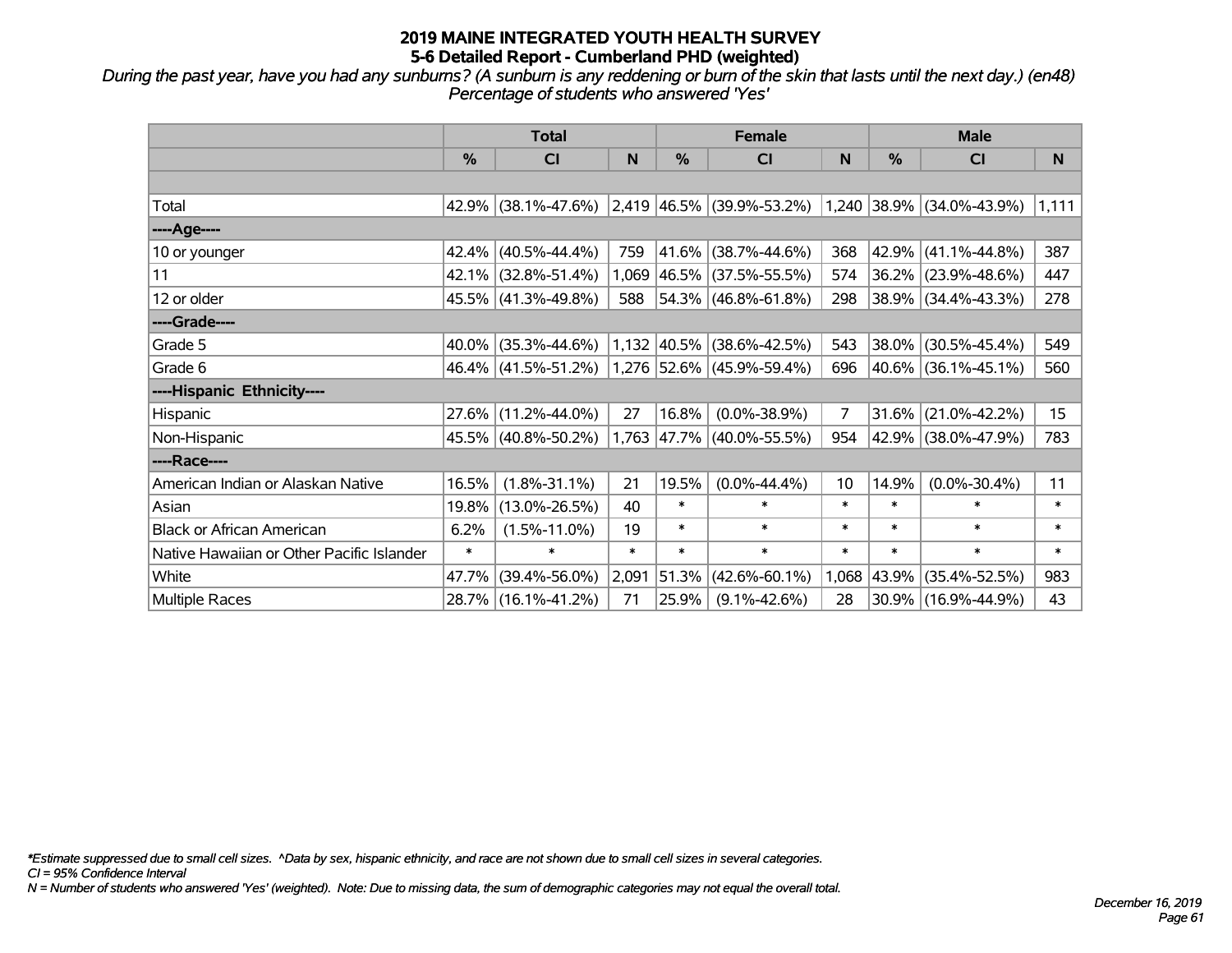# 2019 MAINE INTEGRATED YOUTH HEALTH SURVEY
## 5-6 Detailed Report - Cumberland PHD (weighted)

*During the past year, have you had any sunburns? (A sunburn is any reddening or burn of the skin that lasts until the next day.) (en48)*
*Percentage of students who answered 'Yes'*

| | Total | | | Female | | | Male | | |
|---|---|---|---|---|---|---|---|---|---|
| | % | CI | N | % | CI | N | % | CI | N |
| | | | | | | | | | |
| Total | 42.9% | (38.1%-47.6%) | 2,419 | 46.5% | (39.9%-53.2%) | 1,240 | 38.9% | (34.0%-43.9%) | 1,111 |
| ----Age---- | | | | | | | | | |
| 10 or younger | 42.4% | (40.5%-44.4%) | 759 | 41.6% | (38.7%-44.6%) | 368 | 42.9% | (41.1%-44.8%) | 387 |
| 11 | 42.1% | (32.8%-51.4%) | 1,069 | 46.5% | (37.5%-55.5%) | 574 | 36.2% | (23.9%-48.6%) | 447 |
| 12 or older | 45.5% | (41.3%-49.8%) | 588 | 54.3% | (46.8%-61.8%) | 298 | 38.9% | (34.4%-43.3%) | 278 |
| ----Grade---- | | | | | | | | | |
| Grade 5 | 40.0% | (35.3%-44.6%) | 1,132 | 40.5% | (38.6%-42.5%) | 543 | 38.0% | (30.5%-45.4%) | 549 |
| Grade 6 | 46.4% | (41.5%-51.2%) | 1,276 | 52.6% | (45.9%-59.4%) | 696 | 40.6% | (36.1%-45.1%) | 560 |
| ----Hispanic Ethnicity---- | | | | | | | | | |
| Hispanic | 27.6% | (11.2%-44.0%) | 27 | 16.8% | (0.0%-38.9%) | 7 | 31.6% | (21.0%-42.2%) | 15 |
| Non-Hispanic | 45.5% | (40.8%-50.2%) | 1,763 | 47.7% | (40.0%-55.5%) | 954 | 42.9% | (38.0%-47.9%) | 783 |
| ----Race---- | | | | | | | | | |
| American Indian or Alaskan Native | 16.5% | (1.8%-31.1%) | 21 | 19.5% | (0.0%-44.4%) | 10 | 14.9% | (0.0%-30.4%) | 11 |
| Asian | 19.8% | (13.0%-26.5%) | 40 | * | * | * | * | * | * |
| Black or African American | 6.2% | (1.5%-11.0%) | 19 | * | * | * | * | * | * |
| Native Hawaiian or Other Pacific Islander | * | * | * | * | * | * | * | * | * |
| White | 47.7% | (39.4%-56.0%) | 2,091 | 51.3% | (42.6%-60.1%) | 1,068 | 43.9% | (35.4%-52.5%) | 983 |
| Multiple Races | 28.7% | (16.1%-41.2%) | 71 | 25.9% | (9.1%-42.6%) | 28 | 30.9% | (16.9%-44.9%) | 43 |

*Estimate suppressed due to small cell sizes. ^Data by sex, hispanic ethnicity, and race are not shown due to small cell sizes in several categories.
CI = 95% Confidence Interval
N = Number of students who answered 'Yes' (weighted). Note: Due to missing data, the sum of demographic categories may not equal the overall total.

December 16, 2019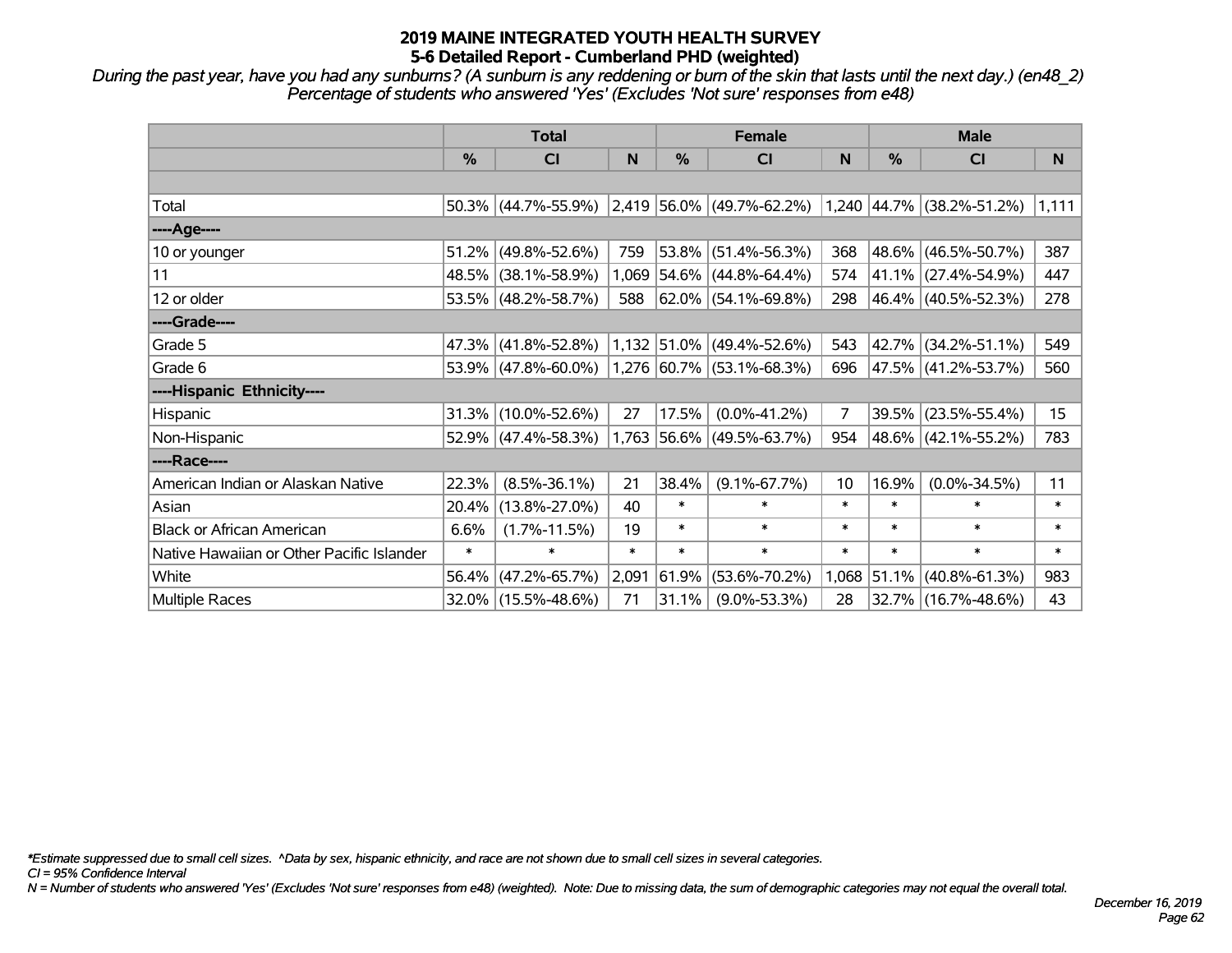# 2019 MAINE INTEGRATED YOUTH HEALTH SURVEY
## 5-6 Detailed Report - Cumberland PHD (weighted)

*During the past year, have you had any sunburns? (A sunburn is any reddening or burn of the skin that lasts until the next day.) (en48_2)*
*Percentage of students who answered 'Yes' (Excludes 'Not sure' responses from e48)*

| | Total | | | Female | | | Male | | |
|---|---|---|---|---|---|---|---|---|---|
| | % | CI | N | % | CI | N | % | CI | N |
| | | | | | | | | | |
| Total | 50.3% | (44.7%-55.9%) | 2,419 | 56.0% | (49.7%-62.2%) | 1,240 | 44.7% | (38.2%-51.2%) | 1,111 |
| ----Age---- | | | | | | | | | |
| 10 or younger | 51.2% | (49.8%-52.6%) | 759 | 53.8% | (51.4%-56.3%) | 368 | 48.6% | (46.5%-50.7%) | 387 |
| 11 | 48.5% | (38.1%-58.9%) | 1,069 | 54.6% | (44.8%-64.4%) | 574 | 41.1% | (27.4%-54.9%) | 447 |
| 12 or older | 53.5% | (48.2%-58.7%) | 588 | 62.0% | (54.1%-69.8%) | 298 | 46.4% | (40.5%-52.3%) | 278 |
| ----Grade---- | | | | | | | | | |
| Grade 5 | 47.3% | (41.8%-52.8%) | 1,132 | 51.0% | (49.4%-52.6%) | 543 | 42.7% | (34.2%-51.1%) | 549 |
| Grade 6 | 53.9% | (47.8%-60.0%) | 1,276 | 60.7% | (53.1%-68.3%) | 696 | 47.5% | (41.2%-53.7%) | 560 |
| ----Hispanic Ethnicity---- | | | | | | | | | |
| Hispanic | 31.3% | (10.0%-52.6%) | 27 | 17.5% | (0.0%-41.2%) | 7 | 39.5% | (23.5%-55.4%) | 15 |
| Non-Hispanic | 52.9% | (47.4%-58.3%) | 1,763 | 56.6% | (49.5%-63.7%) | 954 | 48.6% | (42.1%-55.2%) | 783 |
| ----Race---- | | | | | | | | | |
| American Indian or Alaskan Native | 22.3% | (8.5%-36.1%) | 21 | 38.4% | (9.1%-67.7%) | 10 | 16.9% | (0.0%-34.5%) | 11 |
| Asian | 20.4% | (13.8%-27.0%) | 40 | * | * | * | * | * | * |
| Black or African American | 6.6% | (1.7%-11.5%) | 19 | * | * | * | * | * | * |
| Native Hawaiian or Other Pacific Islander | * | * | * | * | * | * | * | * | * |
| White | 56.4% | (47.2%-65.7%) | 2,091 | 61.9% | (53.6%-70.2%) | 1,068 | 51.1% | (40.8%-61.3%) | 983 |
| Multiple Races | 32.0% | (15.5%-48.6%) | 71 | 31.1% | (9.0%-53.3%) | 28 | 32.7% | (16.7%-48.6%) | 43 |

*\*Estimate suppressed due to small cell sizes. ^Data by sex, hispanic ethnicity, and race are not shown due to small cell sizes in several categories.*
*CI = 95% Confidence Interval*
*N = Number of students who answered 'Yes' (Excludes 'Not sure' responses from e48) (weighted). Note: Due to missing data, the sum of demographic categories may not equal the overall total.*

*December 16, 2019*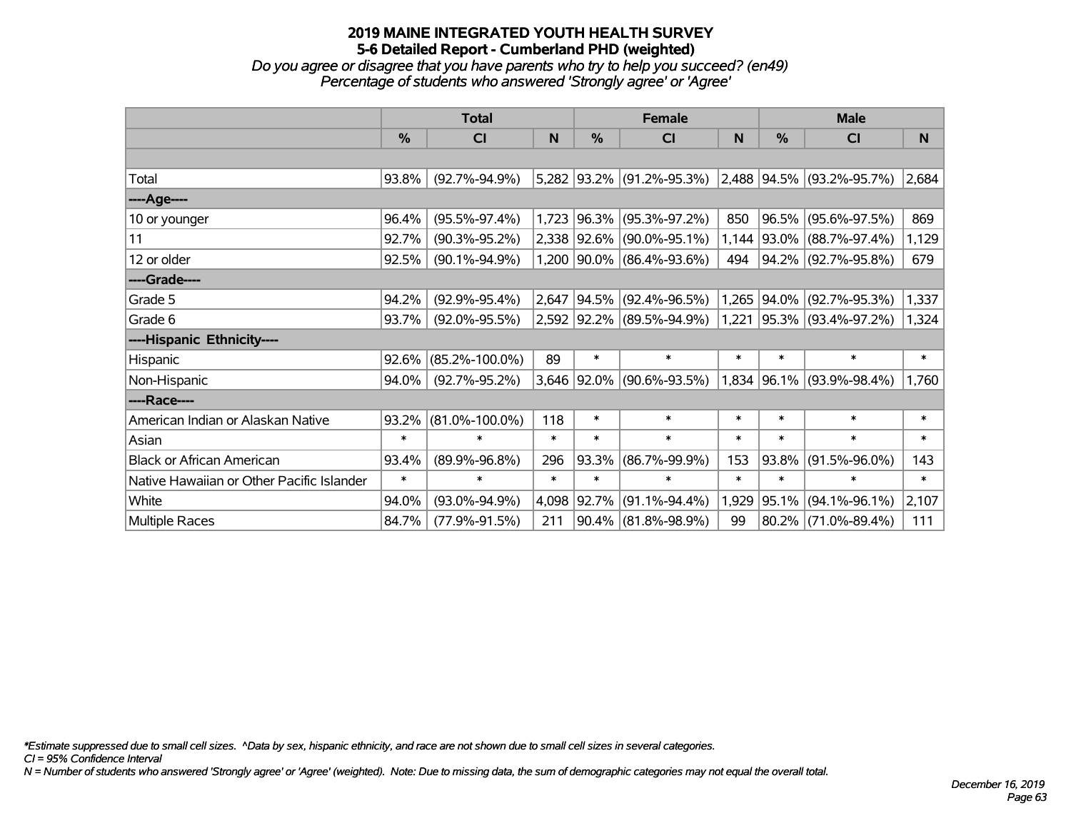# 2019 MAINE INTEGRATED YOUTH HEALTH SURVEY
## 5-6 Detailed Report - Cumberland PHD (weighted)
*Do you agree or disagree that you have parents who try to help you succeed? (en49)*
*Percentage of students who answered 'Strongly agree' or 'Agree'*

| | Total | | | Female | | | Male | | |
|---|---|---|---|---|---|---|---|---|---|
| | % | CI | N | % | CI | N | % | CI | N |
| | | | | | | | | | |
| Total | 93.8% | (92.7%-94.9%) | 5,282 | 93.2% | (91.2%-95.3%) | 2,488 | 94.5% | (93.2%-95.7%) | 2,684 |
| ----Age---- | | | | | | | | | |
| 10 or younger | 96.4% | (95.5%-97.4%) | 1,723 | 96.3% | (95.3%-97.2%) | 850 | 96.5% | (95.6%-97.5%) | 869 |
| 11 | 92.7% | (90.3%-95.2%) | 2,338 | 92.6% | (90.0%-95.1%) | 1,144 | 93.0% | (88.7%-97.4%) | 1,129 |
| 12 or older | 92.5% | (90.1%-94.9%) | 1,200 | 90.0% | (86.4%-93.6%) | 494 | 94.2% | (92.7%-95.8%) | 679 |
| ----Grade---- | | | | | | | | | |
| Grade 5 | 94.2% | (92.9%-95.4%) | 2,647 | 94.5% | (92.4%-96.5%) | 1,265 | 94.0% | (92.7%-95.3%) | 1,337 |
| Grade 6 | 93.7% | (92.0%-95.5%) | 2,592 | 92.2% | (89.5%-94.9%) | 1,221 | 95.3% | (93.4%-97.2%) | 1,324 |
| ----Hispanic Ethnicity---- | | | | | | | | | |
| Hispanic | 92.6% | (85.2%-100.0%) | 89 | * | * | * | * | * | * |
| Non-Hispanic | 94.0% | (92.7%-95.2%) | 3,646 | 92.0% | (90.6%-93.5%) | 1,834 | 96.1% | (93.9%-98.4%) | 1,760 |
| ----Race---- | | | | | | | | | |
| American Indian or Alaskan Native | 93.2% | (81.0%-100.0%) | 118 | * | * | * | * | * | * |
| Asian | * | * | * | * | * | * | * | * | * |
| Black or African American | 93.4% | (89.9%-96.8%) | 296 | 93.3% | (86.7%-99.9%) | 153 | 93.8% | (91.5%-96.0%) | 143 |
| Native Hawaiian or Other Pacific Islander | * | * | * | * | * | * | * | * | * |
| White | 94.0% | (93.0%-94.9%) | 4,098 | 92.7% | (91.1%-94.4%) | 1,929 | 95.1% | (94.1%-96.1%) | 2,107 |
| Multiple Races | 84.7% | (77.9%-91.5%) | 211 | 90.4% | (81.8%-98.9%) | 99 | 80.2% | (71.0%-89.4%) | 111 |

*\*Estimate suppressed due to small cell sizes. ^Data by sex, hispanic ethnicity, and race are not shown due to small cell sizes in several categories.*
*CI = 95% Confidence Interval*
*N = Number of students who answered 'Strongly agree' or 'Agree' (weighted). Note: Due to missing data, the sum of demographic categories may not equal the overall total.*

*December 16, 2019*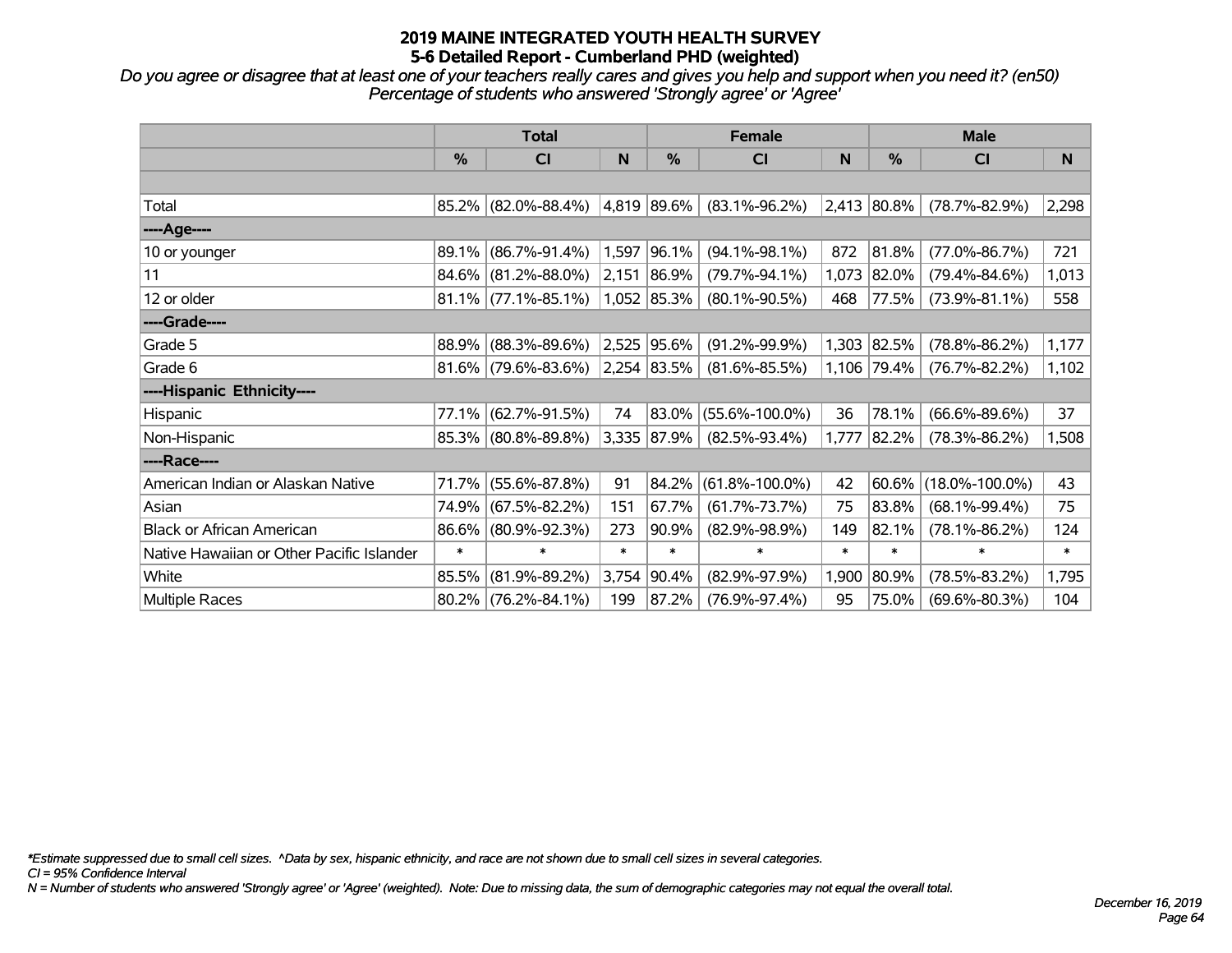# 2019 MAINE INTEGRATED YOUTH HEALTH SURVEY
## 5-6 Detailed Report - Cumberland PHD (weighted)

*Do you agree or disagree that at least one of your teachers really cares and gives you help and support when you need it? (en50)*
*Percentage of students who answered 'Strongly agree' or 'Agree'*

| | Total | | | Female | | | Male | | |
|---|---|---|---|---|---|---|---|---|---|
| | % | CI | N | % | CI | N | % | CI | N |
| | | | | | | | | | |
| Total | 85.2% | (82.0%-88.4%) | 4,819 | 89.6% | (83.1%-96.2%) | 2,413 | 80.8% | (78.7%-82.9%) | 2,298 |
| ----Age---- | | | | | | | | | |
| 10 or younger | 89.1% | (86.7%-91.4%) | 1,597 | 96.1% | (94.1%-98.1%) | 872 | 81.8% | (77.0%-86.7%) | 721 |
| 11 | 84.6% | (81.2%-88.0%) | 2,151 | 86.9% | (79.7%-94.1%) | 1,073 | 82.0% | (79.4%-84.6%) | 1,013 |
| 12 or older | 81.1% | (77.1%-85.1%) | 1,052 | 85.3% | (80.1%-90.5%) | 468 | 77.5% | (73.9%-81.1%) | 558 |
| ----Grade---- | | | | | | | | | |
| Grade 5 | 88.9% | (88.3%-89.6%) | 2,525 | 95.6% | (91.2%-99.9%) | 1,303 | 82.5% | (78.8%-86.2%) | 1,177 |
| Grade 6 | 81.6% | (79.6%-83.6%) | 2,254 | 83.5% | (81.6%-85.5%) | 1,106 | 79.4% | (76.7%-82.2%) | 1,102 |
| ----Hispanic Ethnicity---- | | | | | | | | | |
| Hispanic | 77.1% | (62.7%-91.5%) | 74 | 83.0% | (55.6%-100.0%) | 36 | 78.1% | (66.6%-89.6%) | 37 |
| Non-Hispanic | 85.3% | (80.8%-89.8%) | 3,335 | 87.9% | (82.5%-93.4%) | 1,777 | 82.2% | (78.3%-86.2%) | 1,508 |
| ----Race---- | | | | | | | | | |
| American Indian or Alaskan Native | 71.7% | (55.6%-87.8%) | 91 | 84.2% | (61.8%-100.0%) | 42 | 60.6% | (18.0%-100.0%) | 43 |
| Asian | 74.9% | (67.5%-82.2%) | 151 | 67.7% | (61.7%-73.7%) | 75 | 83.8% | (68.1%-99.4%) | 75 |
| Black or African American | 86.6% | (80.9%-92.3%) | 273 | 90.9% | (82.9%-98.9%) | 149 | 82.1% | (78.1%-86.2%) | 124 |
| Native Hawaiian or Other Pacific Islander | * | * | * | * | * | * | * | * | * |
| White | 85.5% | (81.9%-89.2%) | 3,754 | 90.4% | (82.9%-97.9%) | 1,900 | 80.9% | (78.5%-83.2%) | 1,795 |
| Multiple Races | 80.2% | (76.2%-84.1%) | 199 | 87.2% | (76.9%-97.4%) | 95 | 75.0% | (69.6%-80.3%) | 104 |

*Estimate suppressed due to small cell sizes. ^Data by sex, hispanic ethnicity, and race are not shown due to small cell sizes in several categories.
CI = 95% Confidence Interval
N = Number of students who answered 'Strongly agree' or 'Agree' (weighted). Note: Due to missing data, the sum of demographic categories may not equal the overall total.

December 16, 2019